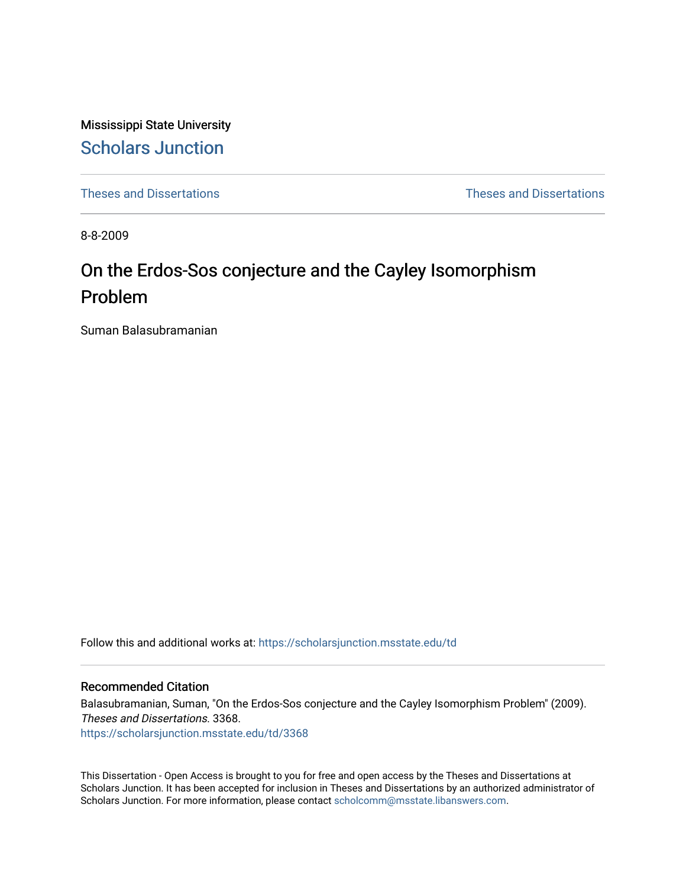Mississippi State University

# Scholars Junction

Theses and Dissertations | Theses and Dissertations

8-8-2009

# On the Erdos-Sos conjecture and the Cayley Isomorphism Problem

Suman Balasubramanian

Follow this and additional works at: https://scholarsjunction.msstate.edu/td

## Recommended Citation

Balasubramanian, Suman, "On the Erdos-Sos conjecture and the Cayley Isomorphism Problem" (2009). *Theses and Dissertations*. 3368.
https://scholarsjunction.msstate.edu/td/3368

This Dissertation - Open Access is brought to you for free and open access by the Theses and Dissertations at Scholars Junction. It has been accepted for inclusion in Theses and Dissertations by an authorized administrator of Scholars Junction. For more information, please contact scholcomm@msstate.libanswers.com.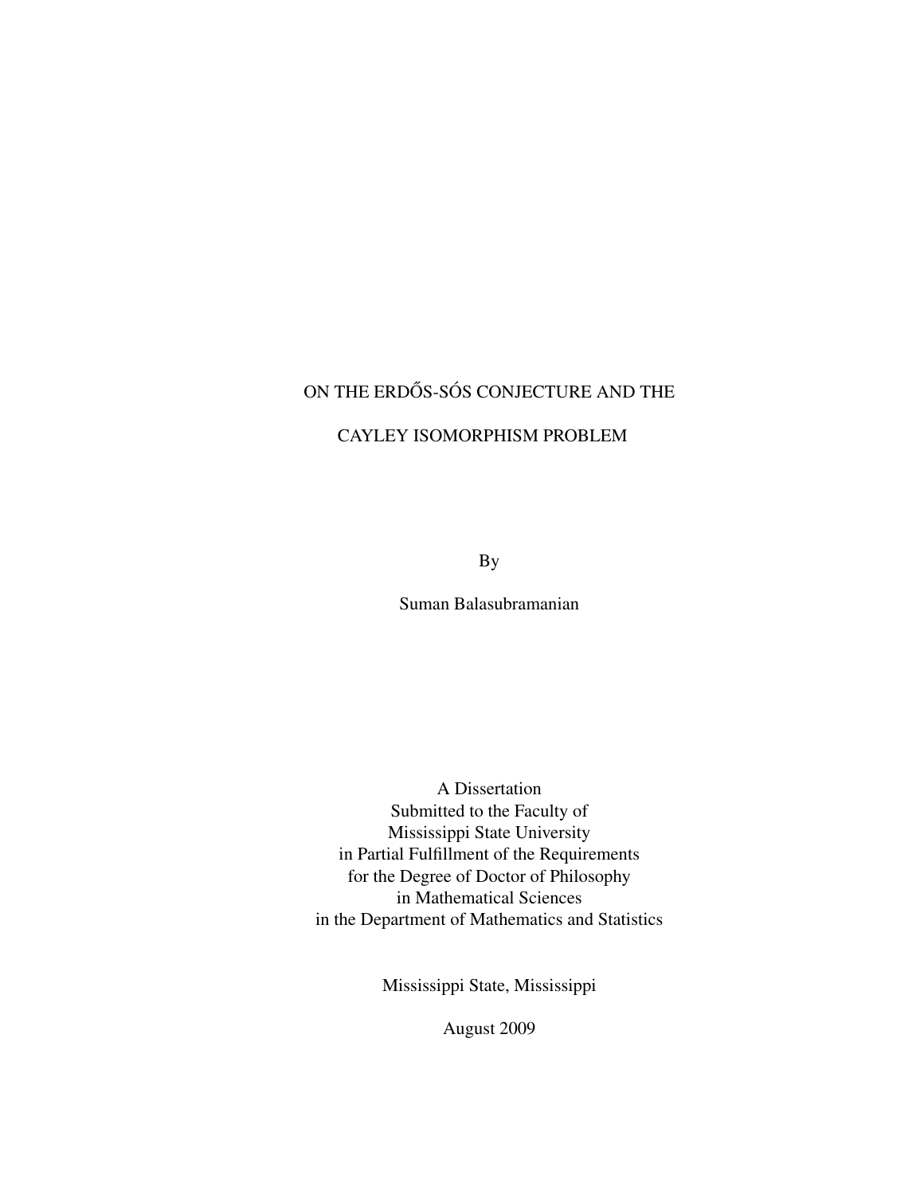# ON THE ERDŐS-SÓS CONJECTURE AND THE CAYLEY ISOMORPHISM PROBLEM

By

Suman Balasubramanian

A Dissertation
Submitted to the Faculty of
Mississippi State University
in Partial Fulfillment of the Requirements
for the Degree of Doctor of Philosophy
in Mathematical Sciences
in the Department of Mathematics and Statistics

Mississippi State, Mississippi

August 2009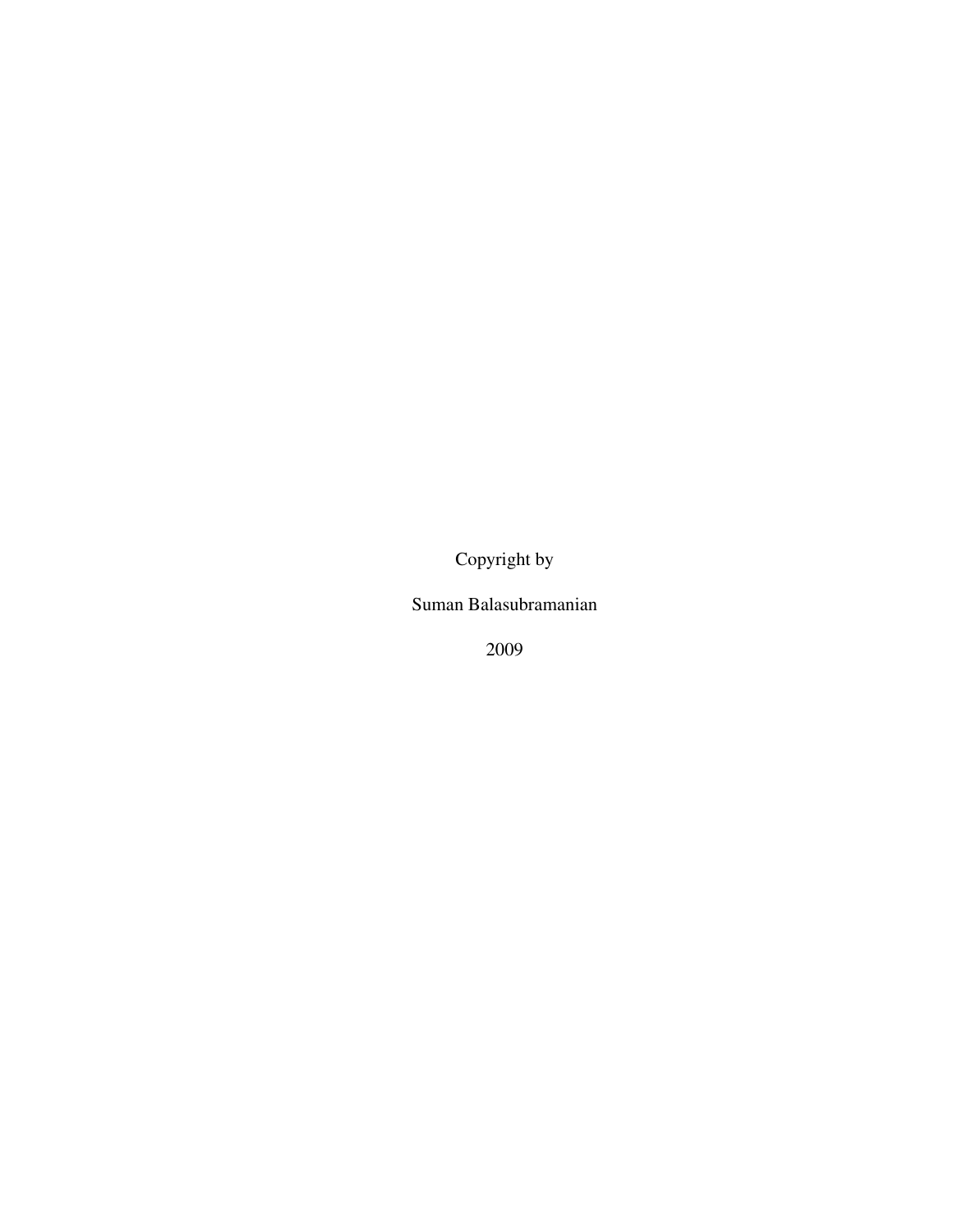Copyright by

Suman Balasubramanian

2009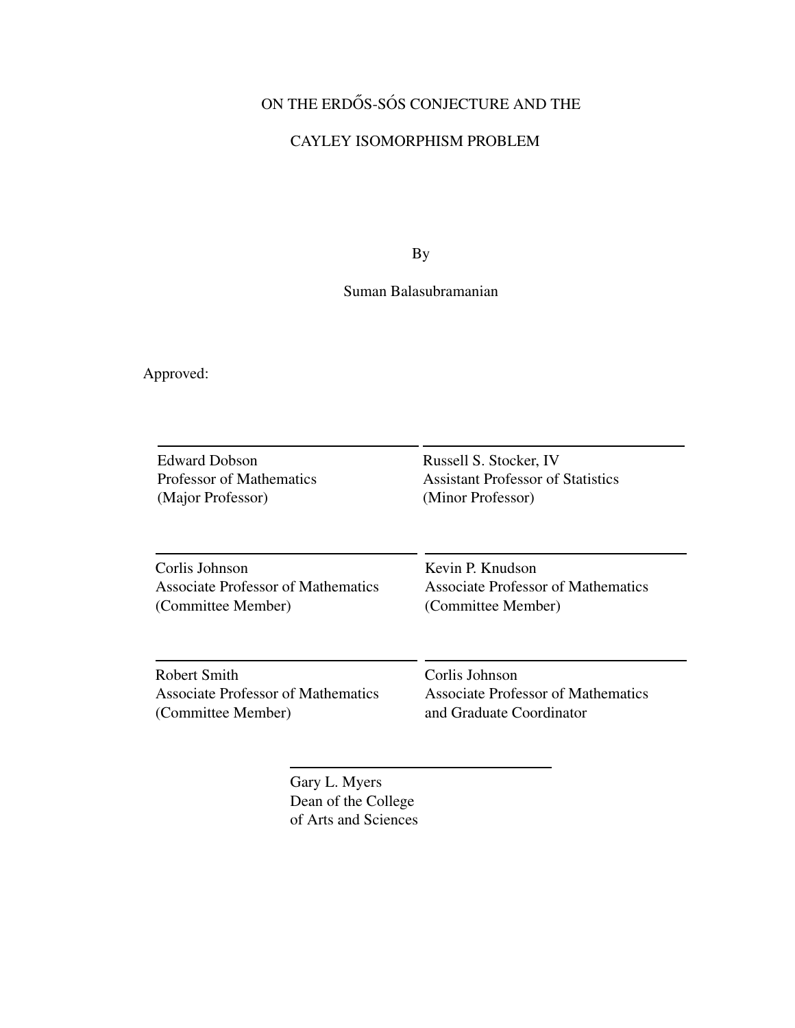ON THE ERDŐS-SÓS CONJECTURE AND THE

CAYLEY ISOMORPHISM PROBLEM

By

Suman Balasubramanian

Approved:

Edward Dobson
Professor of Mathematics
(Major Professor)

Russell S. Stocker, IV
Assistant Professor of Statistics
(Minor Professor)

Corlis Johnson
Associate Professor of Mathematics
(Committee Member)

Kevin P. Knudson
Associate Professor of Mathematics
(Committee Member)

Robert Smith
Associate Professor of Mathematics
(Committee Member)

Corlis Johnson
Associate Professor of Mathematics
and Graduate Coordinator

Gary L. Myers
Dean of the College
of Arts and Sciences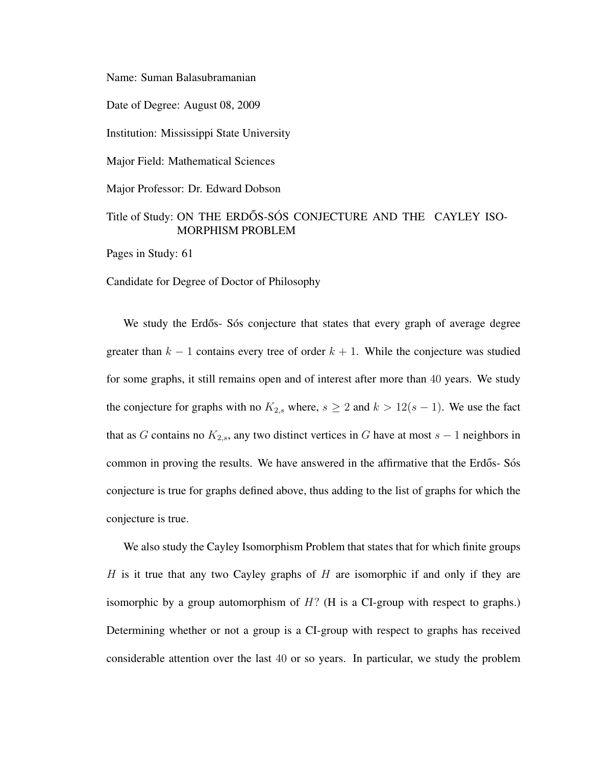Name: Suman Balasubramanian

Date of Degree: August 08, 2009

Institution: Mississippi State University

Major Field: Mathematical Sciences

Major Professor: Dr. Edward Dobson

Title of Study: ON THE ERDŐS-SÓS CONJECTURE AND THE CAYLEY ISOMORPHISM PROBLEM

Pages in Study: 61

Candidate for Degree of Doctor of Philosophy

We study the Erdős- Sós conjecture that states that every graph of average degree greater than $k-1$ contains every tree of order $k+1$. While the conjecture was studied for some graphs, it still remains open and of interest after more than $40$ years. We study the conjecture for graphs with no $K_{2,s}$ where, $s \geq 2$ and $k > 12(s-1)$. We use the fact that as $G$ contains no $K_{2,s}$, any two distinct vertices in $G$ have at most $s-1$ neighbors in common in proving the results. We have answered in the affirmative that the Erdős- Sós conjecture is true for graphs defined above, thus adding to the list of graphs for which the conjecture is true.

We also study the Cayley Isomorphism Problem that states that for which finite groups $H$ is it true that any two Cayley graphs of $H$ are isomorphic if and only if they are isomorphic by a group automorphism of $H$? (H is a CI-group with respect to graphs.) Determining whether or not a group is a CI-group with respect to graphs has received considerable attention over the last $40$ or so years. In particular, we study the problem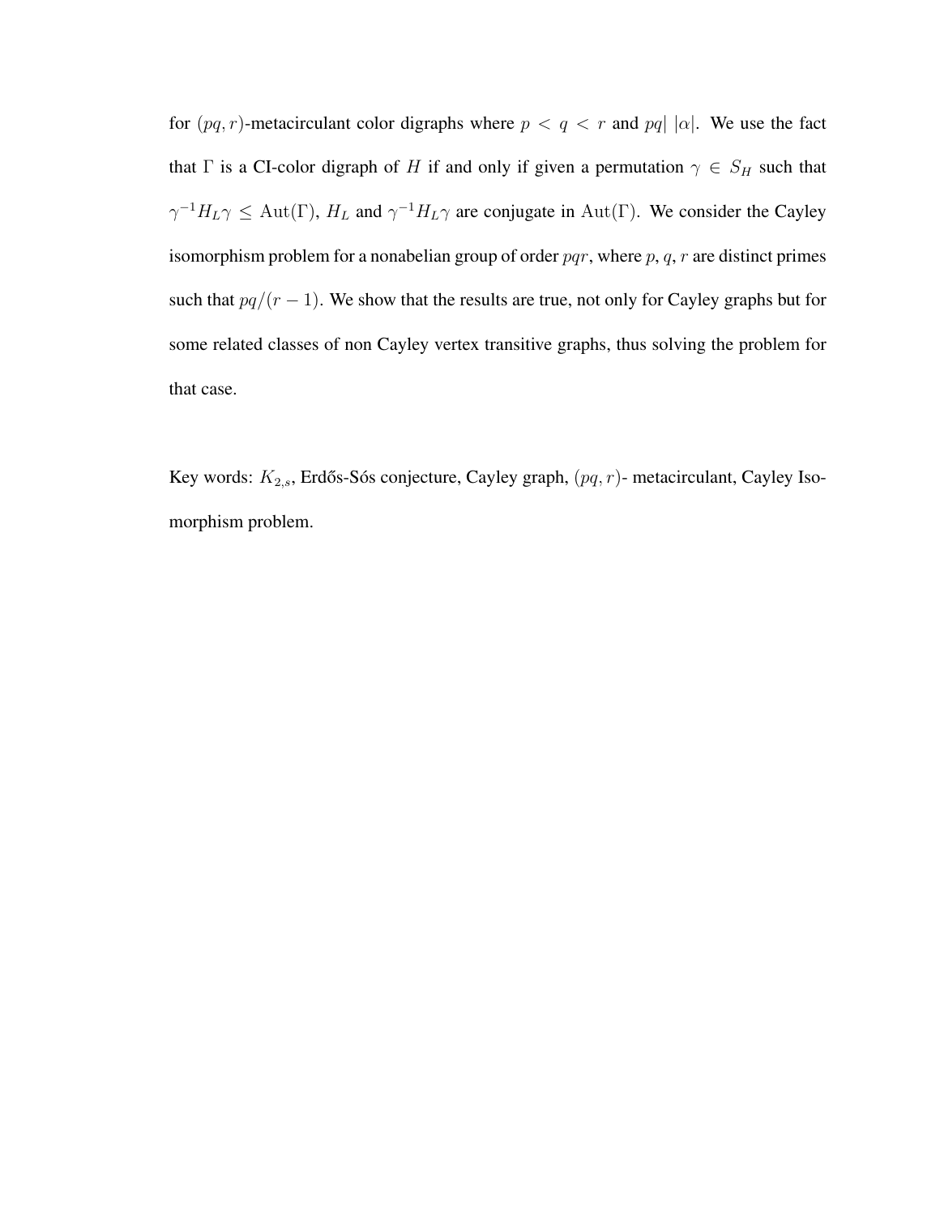for $(pq, r)$-metacirculant color digraphs where $p < q < r$ and $pq|\ |\alpha|$. We use the fact that $\Gamma$ is a CI-color digraph of $H$ if and only if given a permutation $\gamma \in S_H$ such that $\gamma^{-1} H_L \gamma \leq \mathrm{Aut}(\Gamma)$, $H_L$ and $\gamma^{-1} H_L \gamma$ are conjugate in $\mathrm{Aut}(\Gamma)$. We consider the Cayley isomorphism problem for a nonabelian group of order $pqr$, where $p$, $q$, $r$ are distinct primes such that $pq/(r-1)$. We show that the results are true, not only for Cayley graphs but for some related classes of non Cayley vertex transitive graphs, thus solving the problem for that case.

Key words: $K_{2,s}$, Erdős-Sós conjecture, Cayley graph, $(pq, r)$- metacirculant, Cayley Isomorphism problem.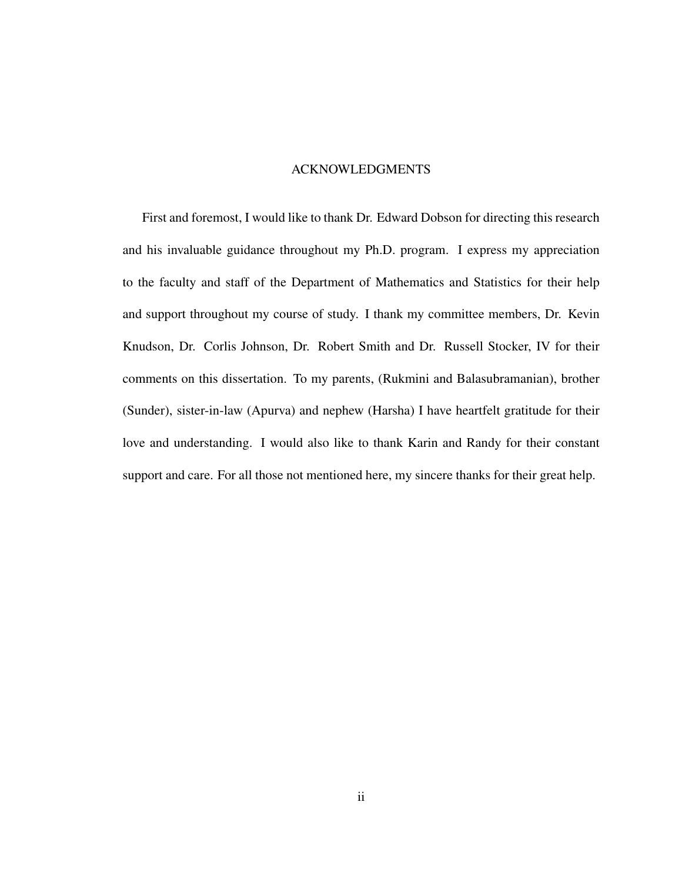# ACKNOWLEDGMENTS

First and foremost, I would like to thank Dr. Edward Dobson for directing this research and his invaluable guidance throughout my Ph.D. program. I express my appreciation to the faculty and staff of the Department of Mathematics and Statistics for their help and support throughout my course of study. I thank my committee members, Dr. Kevin Knudson, Dr. Corlis Johnson, Dr. Robert Smith and Dr. Russell Stocker, IV for their comments on this dissertation. To my parents, (Rukmini and Balasubramanian), brother (Sunder), sister-in-law (Apurva) and nephew (Harsha) I have heartfelt gratitude for their love and understanding. I would also like to thank Karin and Randy for their constant support and care. For all those not mentioned here, my sincere thanks for their great help.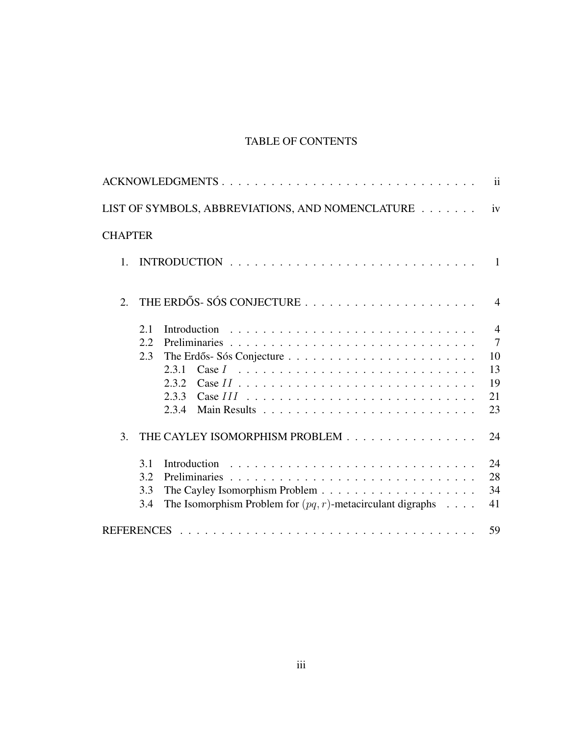# TABLE OF CONTENTS

ACKNOWLEDGMENTS . . . . . . . . . . . . . . . . . . . . . . . . . . . . . . . . ii

LIST OF SYMBOLS, ABBREVIATIONS, AND NOMENCLATURE . . . . . . . iv

CHAPTER

1. INTRODUCTION . . . . . . . . . . . . . . . . . . . . . . . . . . . . . . 1

2. THE ERDŐS- SÓS CONJECTURE . . . . . . . . . . . . . . . . . . . . . . 4

   2.1 Introduction . . . . . . . . . . . . . . . . . . . . . . . . . . . . . . 4
   2.2 Preliminaries . . . . . . . . . . . . . . . . . . . . . . . . . . . . . 7
   2.3 The Erdős- Sós Conjecture . . . . . . . . . . . . . . . . . . . . . . . 10
       2.3.1 Case $I$ . . . . . . . . . . . . . . . . . . . . . . . . . . . . 13
       2.3.2 Case $II$ . . . . . . . . . . . . . . . . . . . . . . . . . . . . 19
       2.3.3 Case $III$ . . . . . . . . . . . . . . . . . . . . . . . . . . . 21
       2.3.4 Main Results . . . . . . . . . . . . . . . . . . . . . . . . . . 23

3. THE CAYLEY ISOMORPHISM PROBLEM . . . . . . . . . . . . . . . . . . 24

   3.1 Introduction . . . . . . . . . . . . . . . . . . . . . . . . . . . . . . 24
   3.2 Preliminaries . . . . . . . . . . . . . . . . . . . . . . . . . . . . . 28
   3.3 The Cayley Isomorphism Problem . . . . . . . . . . . . . . . . . . . . 34
   3.4 The Isomorphism Problem for $(pq, r)$-metacirculant digraphs . . . . 41

REFERENCES . . . . . . . . . . . . . . . . . . . . . . . . . . . . . . . . 59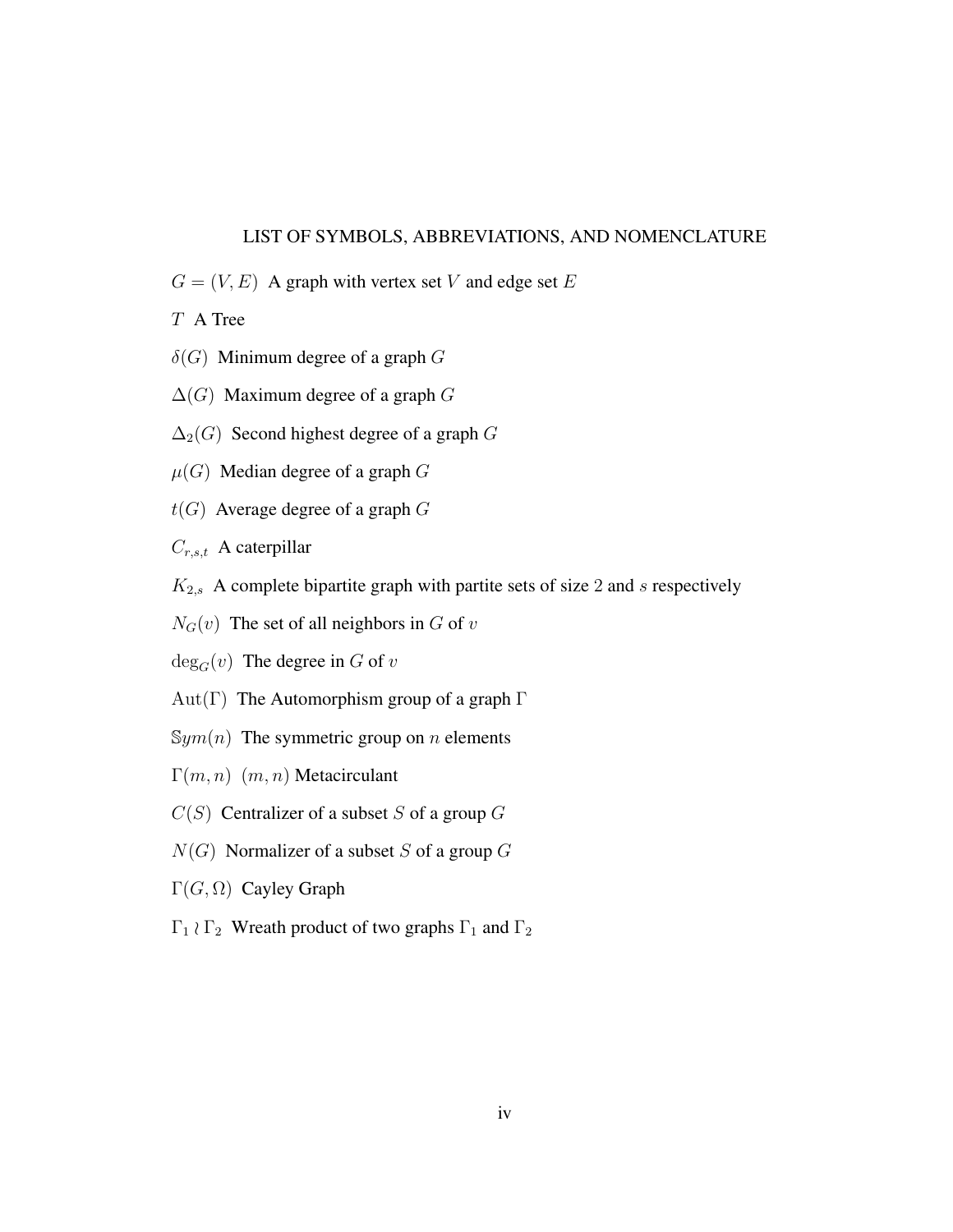# LIST OF SYMBOLS, ABBREVIATIONS, AND NOMENCLATURE

$G = (V, E)$ A graph with vertex set $V$ and edge set $E$

$T$ A Tree

$\delta(G)$ Minimum degree of a graph $G$

$\Delta(G)$ Maximum degree of a graph $G$

$\Delta_2(G)$ Second highest degree of a graph $G$

$\mu(G)$ Median degree of a graph $G$

$t(G)$ Average degree of a graph $G$

$C_{r,s,t}$ A caterpillar

$K_{2,s}$ A complete bipartite graph with partite sets of size 2 and $s$ respectively

$N_G(v)$ The set of all neighbors in $G$ of $v$

$\deg_G(v)$ The degree in $G$ of $v$

$\mathrm{Aut}(\Gamma)$ The Automorphism group of a graph $\Gamma$

$\mathbb{S}ym(n)$ The symmetric group on $n$ elements

$\Gamma(m, n)$ $(m, n)$ Metacirculant

$C(S)$ Centralizer of a subset $S$ of a group $G$

$N(G)$ Normalizer of a subset $S$ of a group $G$

$\Gamma(G, \Omega)$ Cayley Graph

$\Gamma_1 \wr \Gamma_2$ Wreath product of two graphs $\Gamma_1$ and $\Gamma_2$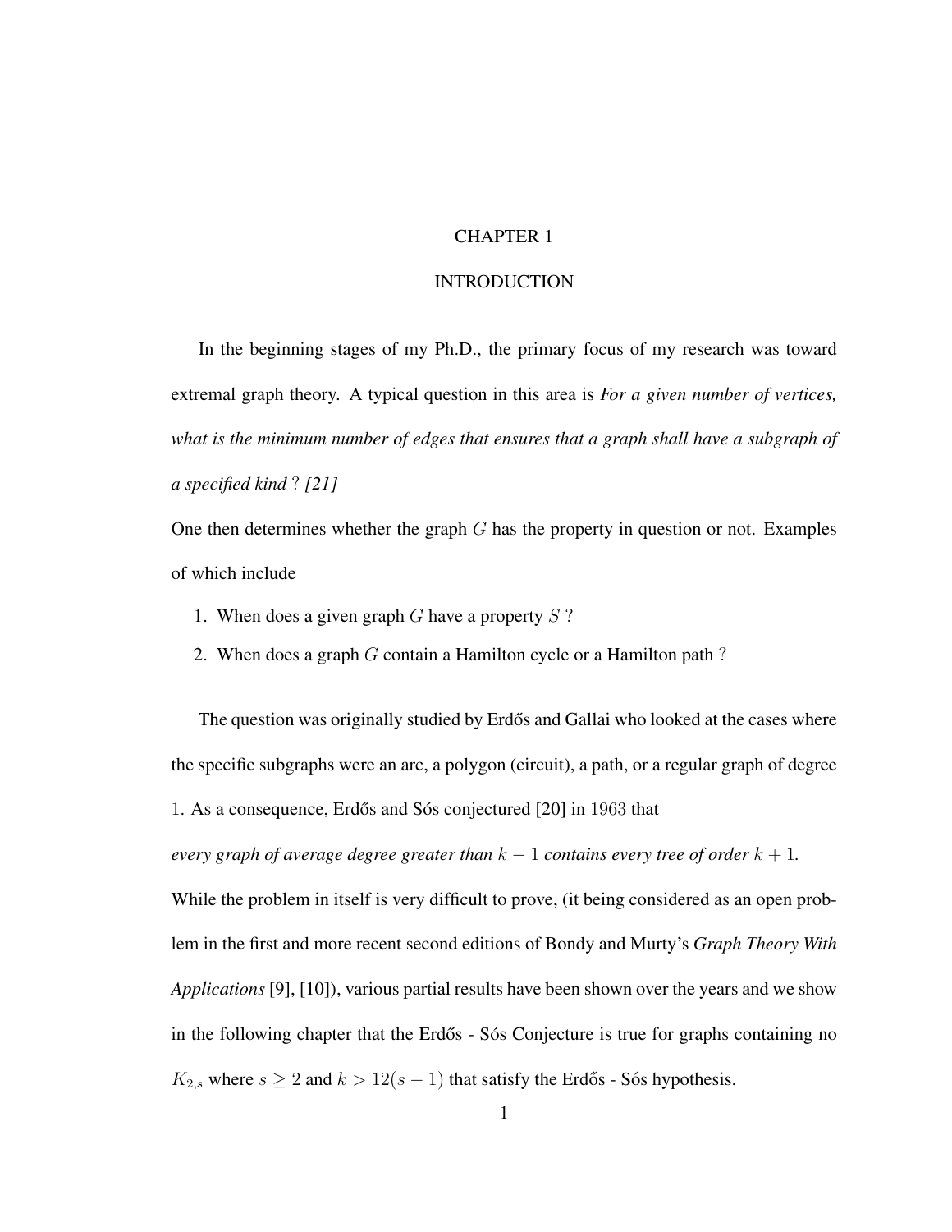# CHAPTER 1

# INTRODUCTION

In the beginning stages of my Ph.D., the primary focus of my research was toward extremal graph theory. A typical question in this area is *For a given number of vertices, what is the minimum number of edges that ensures that a graph shall have a subgraph of a specified kind ? [21]*

One then determines whether the graph $G$ has the property in question or not. Examples of which include

1. When does a given graph $G$ have a property $S$ ?
2. When does a graph $G$ contain a Hamilton cycle or a Hamilton path ?

The question was originally studied by Erdős and Gallai who looked at the cases where the specific subgraphs were an arc, a polygon (circuit), a path, or a regular graph of degree $1$. As a consequence, Erdős and Sós conjectured [20] in $1963$ that

*every graph of average degree greater than $k-1$ contains every tree of order $k+1$.*

While the problem in itself is very difficult to prove, (it being considered as an open problem in the first and more recent second editions of Bondy and Murty's *Graph Theory With Applications* [9], [10]), various partial results have been shown over the years and we show in the following chapter that the Erdős - Sós Conjecture is true for graphs containing no $K_{2,s}$ where $s \geq 2$ and $k > 12(s-1)$ that satisfy the Erdős - Sós hypothesis.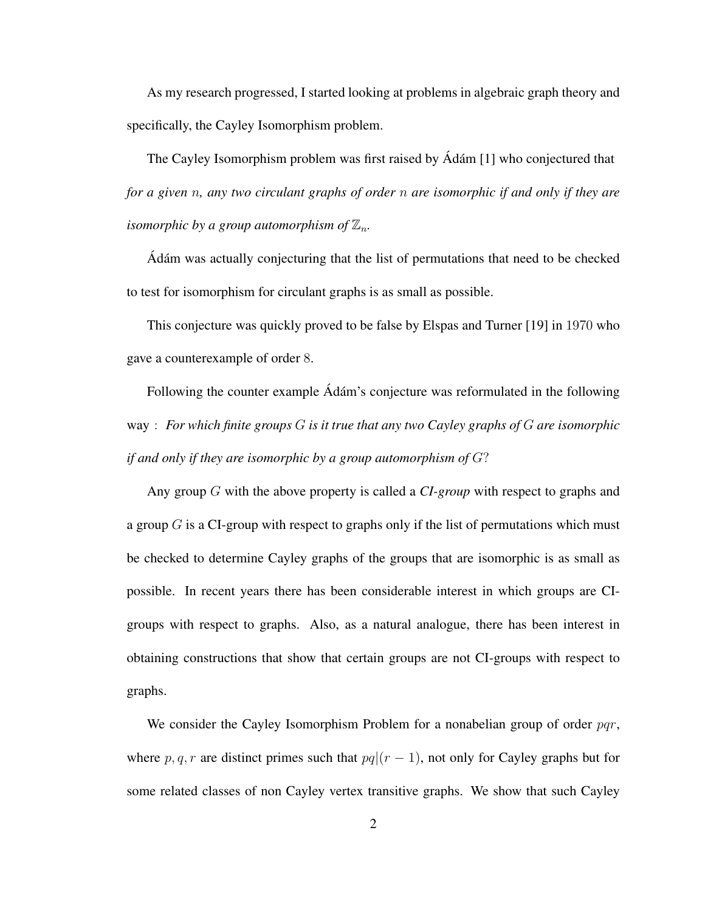As my research progressed, I started looking at problems in algebraic graph theory and specifically, the Cayley Isomorphism problem.

The Cayley Isomorphism problem was first raised by Ádám [1] who conjectured that *for a given $n$, any two circulant graphs of order $n$ are isomorphic if and only if they are isomorphic by a group automorphism of $\mathbb{Z}_n$.*

Ádám was actually conjecturing that the list of permutations that need to be checked to test for isomorphism for circulant graphs is as small as possible.

This conjecture was quickly proved to be false by Elspas and Turner [19] in $1970$ who gave a counterexample of order $8$.

Following the counter example Ádám's conjecture was reformulated in the following way : *For which finite groups $G$ is it true that any two Cayley graphs of $G$ are isomorphic if and only if they are isomorphic by a group automorphism of $G$?*

Any group $G$ with the above property is called a ***CI-group*** with respect to graphs and a group $G$ is a CI-group with respect to graphs only if the list of permutations which must be checked to determine Cayley graphs of the groups that are isomorphic is as small as possible. In recent years there has been considerable interest in which groups are CI-groups with respect to graphs. Also, as a natural analogue, there has been interest in obtaining constructions that show that certain groups are not CI-groups with respect to graphs.

We consider the Cayley Isomorphism Problem for a nonabelian group of order $pqr$, where $p, q, r$ are distinct primes such that $pq|(r-1)$, not only for Cayley graphs but for some related classes of non Cayley vertex transitive graphs. We show that such Cayley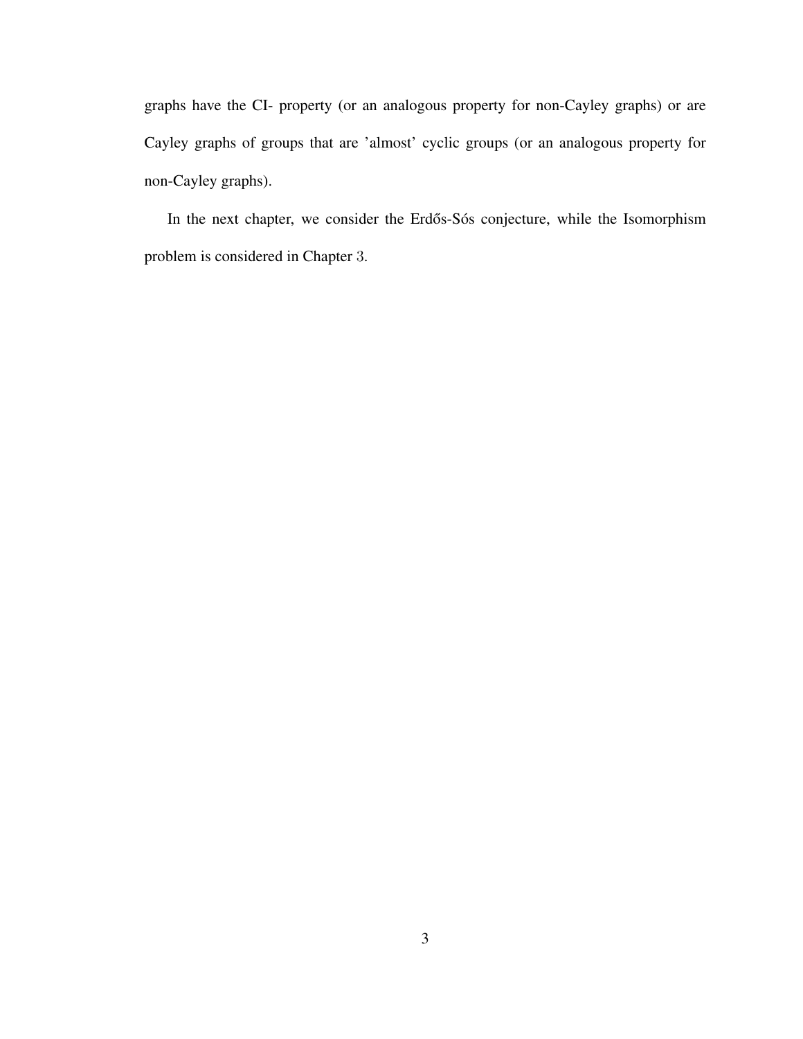graphs have the CI- property (or an analogous property for non-Cayley graphs) or are Cayley graphs of groups that are 'almost' cyclic groups (or an analogous property for non-Cayley graphs).

In the next chapter, we consider the Erdős-Sós conjecture, while the Isomorphism problem is considered in Chapter 3.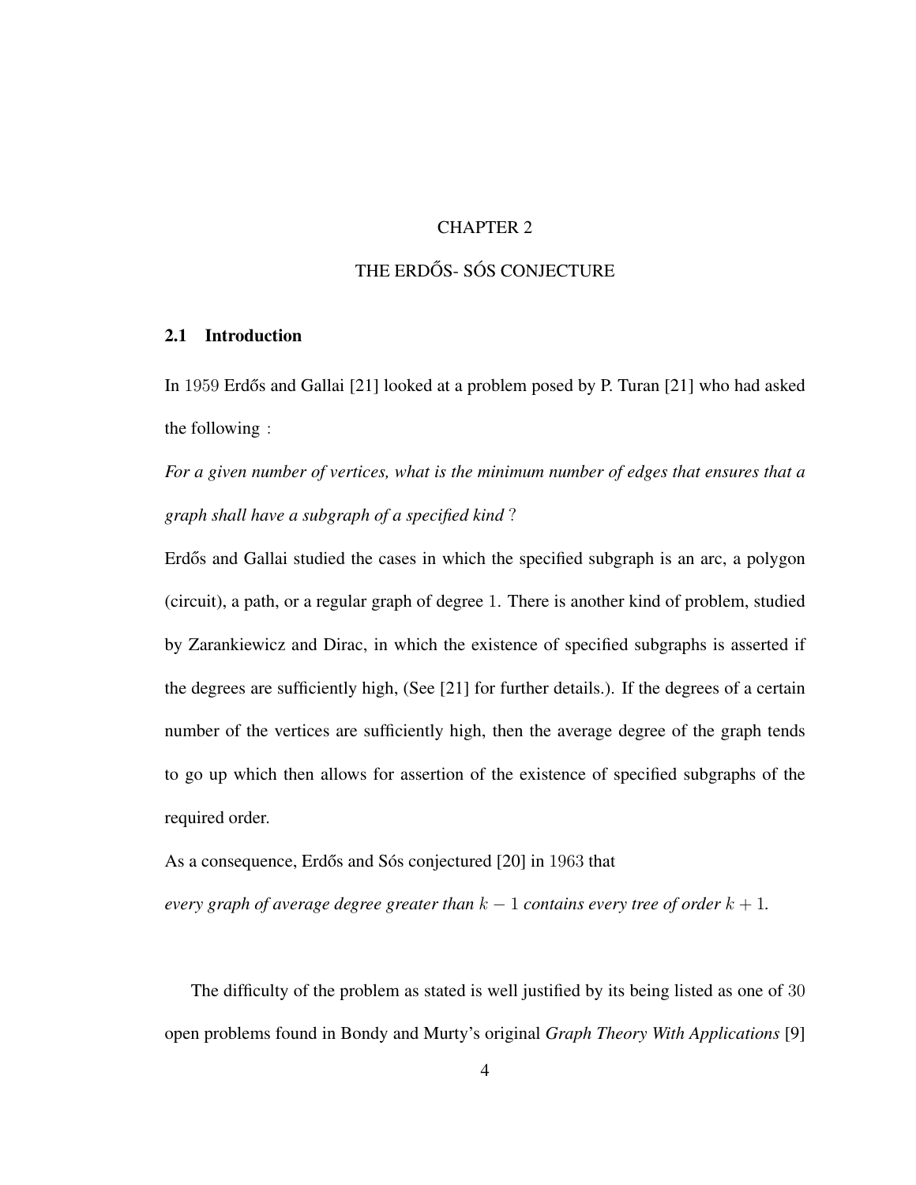# CHAPTER 2

# THE ERDŐS- SÓS CONJECTURE

## 2.1 Introduction

In $1959$ Erdős and Gallai [21] looked at a problem posed by P. Turan [21] who had asked the following :

*For a given number of vertices, what is the minimum number of edges that ensures that a graph shall have a subgraph of a specified kind* ?

Erdős and Gallai studied the cases in which the specified subgraph is an arc, a polygon (circuit), a path, or a regular graph of degree $1$. There is another kind of problem, studied by Zarankiewicz and Dirac, in which the existence of specified subgraphs is asserted if the degrees are sufficiently high, (See [21] for further details.). If the degrees of a certain number of the vertices are sufficiently high, then the average degree of the graph tends to go up which then allows for assertion of the existence of specified subgraphs of the required order.

As a consequence, Erdős and Sós conjectured [20] in $1963$ that

*every graph of average degree greater than* $k-1$ *contains every tree of order* $k+1$.

The difficulty of the problem as stated is well justified by its being listed as one of $30$ open problems found in Bondy and Murty's original *Graph Theory With Applications* [9]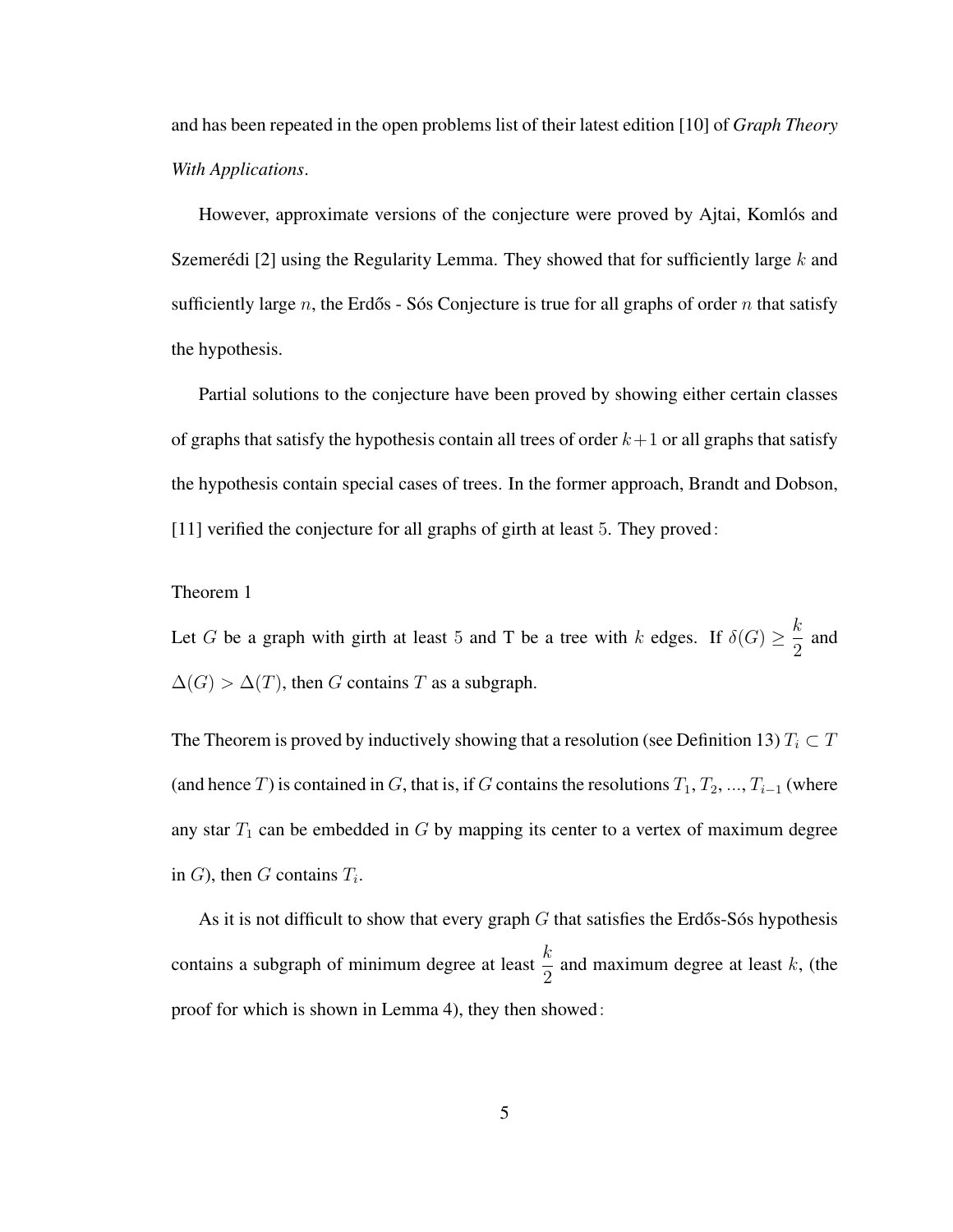and has been repeated in the open problems list of their latest edition [10] of *Graph Theory With Applications*.

However, approximate versions of the conjecture were proved by Ajtai, Komlós and Szemerédi [2] using the Regularity Lemma. They showed that for sufficiently large $k$ and sufficiently large $n$, the Erdős - Sós Conjecture is true for all graphs of order $n$ that satisfy the hypothesis.

Partial solutions to the conjecture have been proved by showing either certain classes of graphs that satisfy the hypothesis contain all trees of order $k+1$ or all graphs that satisfy the hypothesis contain special cases of trees. In the former approach, Brandt and Dobson, [11] verified the conjecture for all graphs of girth at least 5. They proved:

Theorem 1

Let $G$ be a graph with girth at least 5 and T be a tree with $k$ edges. If $\delta(G) \geq \dfrac{k}{2}$ and $\Delta(G) > \Delta(T)$, then $G$ contains $T$ as a subgraph.

The Theorem is proved by inductively showing that a resolution (see Definition 13) $T_i \subset T$ (and hence $T$) is contained in $G$, that is, if $G$ contains the resolutions $T_1, T_2, ..., T_{i-1}$ (where any star $T_1$ can be embedded in $G$ by mapping its center to a vertex of maximum degree in $G$), then $G$ contains $T_i$.

As it is not difficult to show that every graph $G$ that satisfies the Erdős-Sós hypothesis contains a subgraph of minimum degree at least $\dfrac{k}{2}$ and maximum degree at least $k$, (the proof for which is shown in Lemma 4), they then showed: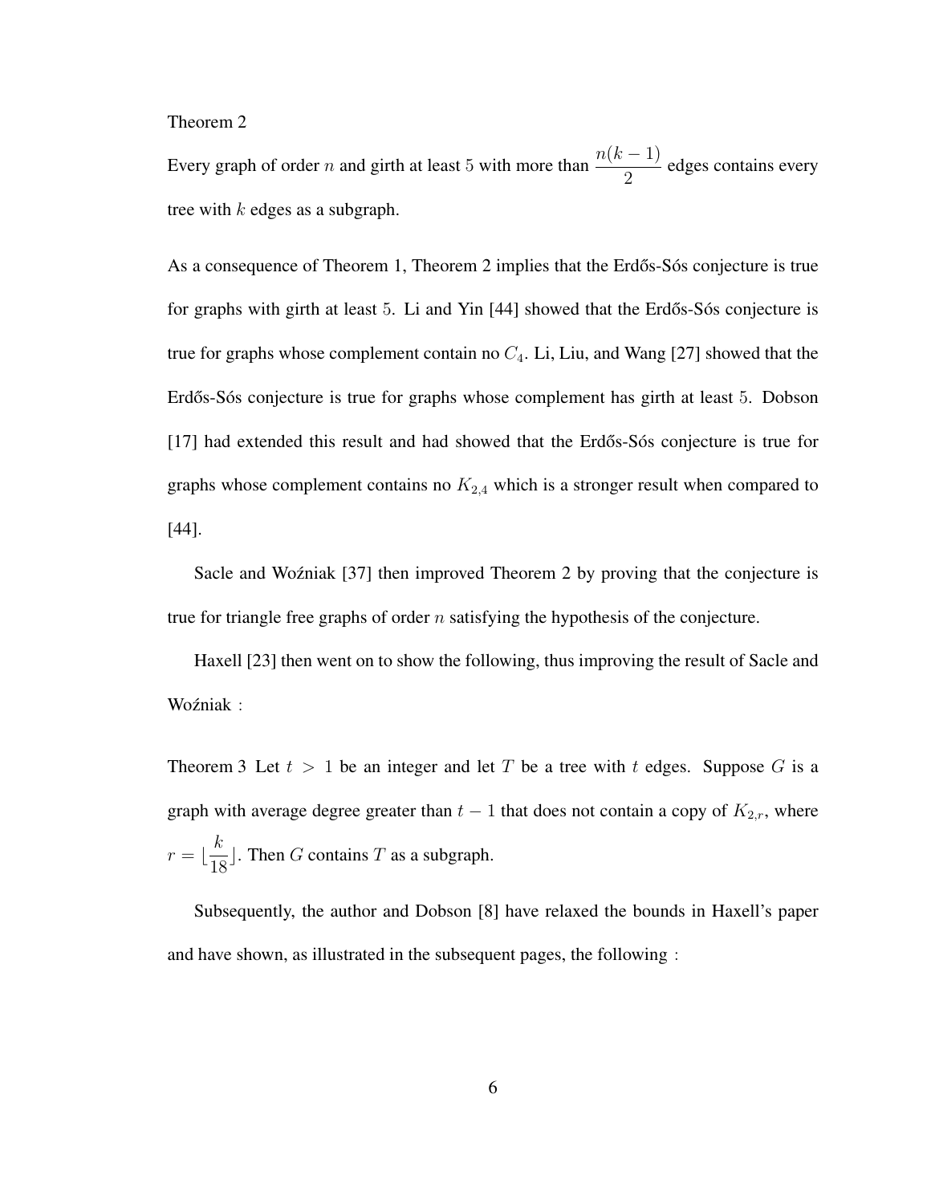Theorem 2

Every graph of order $n$ and girth at least 5 with more than $\dfrac{n(k-1)}{2}$ edges contains every tree with $k$ edges as a subgraph.

As a consequence of Theorem 1, Theorem 2 implies that the Erdős-Sós conjecture is true for graphs with girth at least 5. Li and Yin [44] showed that the Erdős-Sós conjecture is true for graphs whose complement contain no $C_4$. Li, Liu, and Wang [27] showed that the Erdős-Sós conjecture is true for graphs whose complement has girth at least 5. Dobson [17] had extended this result and had showed that the Erdős-Sós conjecture is true for graphs whose complement contains no $K_{2,4}$ which is a stronger result when compared to [44].

Sacle and Woźniak [37] then improved Theorem 2 by proving that the conjecture is true for triangle free graphs of order $n$ satisfying the hypothesis of the conjecture.

Haxell [23] then went on to show the following, thus improving the result of Sacle and Woźniak :

Theorem 3 Let $t > 1$ be an integer and let $T$ be a tree with $t$ edges. Suppose $G$ is a graph with average degree greater than $t-1$ that does not contain a copy of $K_{2,r}$, where $r = \lfloor \dfrac{k}{18} \rfloor$. Then $G$ contains $T$ as a subgraph.

Subsequently, the author and Dobson [8] have relaxed the bounds in Haxell's paper and have shown, as illustrated in the subsequent pages, the following :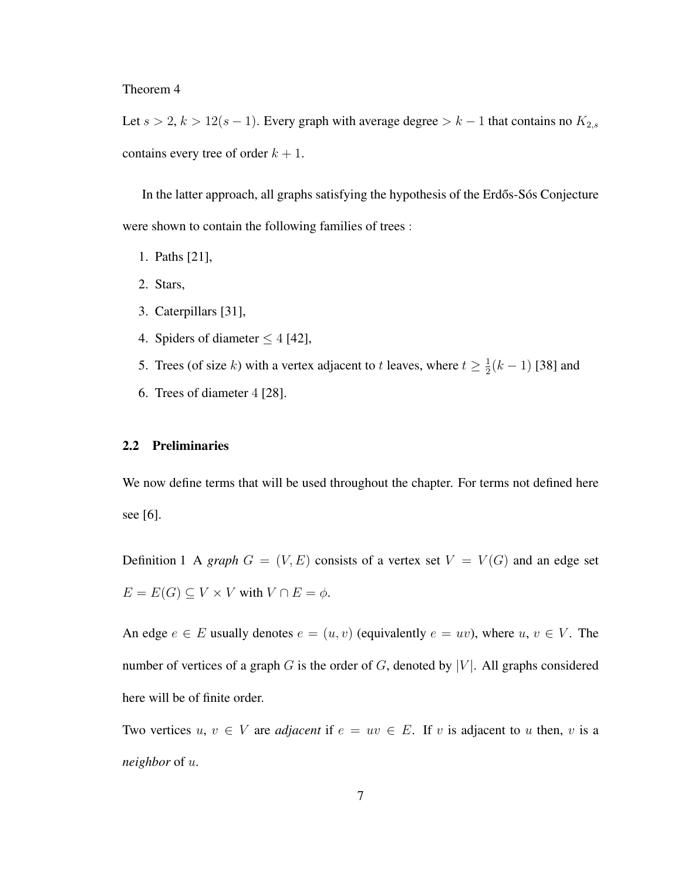Theorem 4

Let $s > 2$, $k > 12(s-1)$. Every graph with average degree $> k-1$ that contains no $K_{2,s}$ contains every tree of order $k+1$.

In the latter approach, all graphs satisfying the hypothesis of the Erdős-Sós Conjecture were shown to contain the following families of trees :

1. Paths [21],
2. Stars,
3. Caterpillars [31],
4. Spiders of diameter $\leq 4$ [42],
5. Trees (of size $k$) with a vertex adjacent to $t$ leaves, where $t \geq \frac{1}{2}(k-1)$ [38] and
6. Trees of diameter $4$ [28].

### 2.2 Preliminaries

We now define terms that will be used throughout the chapter. For terms not defined here see [6].

Definition 1 A *graph* $G = (V, E)$ consists of a vertex set $V = V(G)$ and an edge set $E = E(G) \subseteq V \times V$ with $V \cap E = \phi$.

An edge $e \in E$ usually denotes $e = (u, v)$ (equivalently $e = uv$), where $u, v \in V$. The number of vertices of a graph $G$ is the order of $G$, denoted by $|V|$. All graphs considered here will be of finite order.

Two vertices $u, v \in V$ are *adjacent* if $e = uv \in E$. If $v$ is adjacent to $u$ then, $v$ is a *neighbor* of $u$.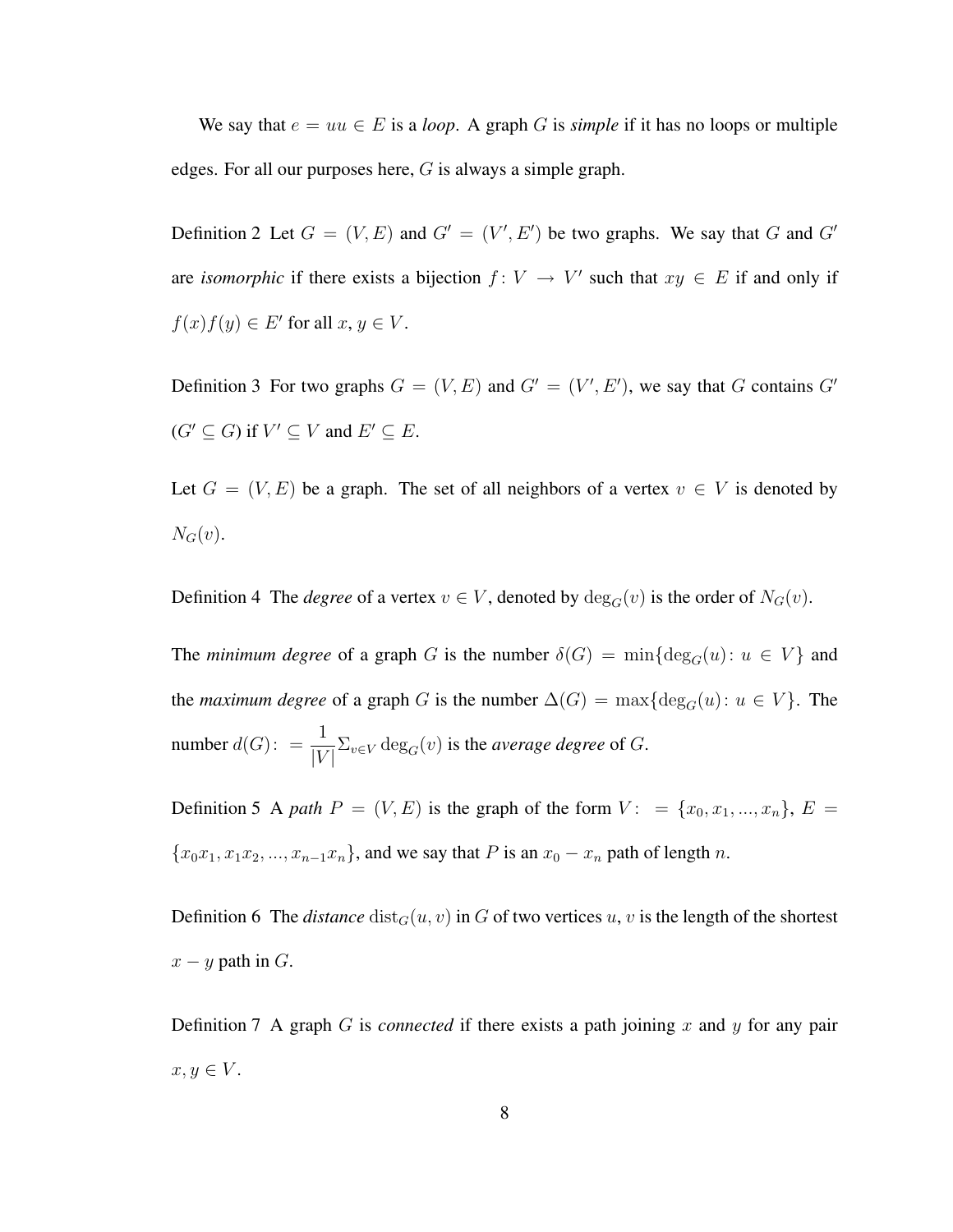We say that $e = uu \in E$ is a *loop*. A graph $G$ is *simple* if it has no loops or multiple edges. For all our purposes here, $G$ is always a simple graph.

Definition 2 Let $G = (V, E)$ and $G' = (V', E')$ be two graphs. We say that $G$ and $G'$ are *isomorphic* if there exists a bijection $f: V \to V'$ such that $xy \in E$ if and only if $f(x)f(y) \in E'$ for all $x, y \in V$.

Definition 3 For two graphs $G = (V, E)$ and $G' = (V', E')$, we say that $G$ contains $G'$ ($G' \subseteq G$) if $V' \subseteq V$ and $E' \subseteq E$.

Let $G = (V, E)$ be a graph. The set of all neighbors of a vertex $v \in V$ is denoted by $N_G(v)$.

Definition 4 The *degree* of a vertex $v \in V$, denoted by $\deg_G(v)$ is the order of $N_G(v)$.

The *minimum degree* of a graph $G$ is the number $\delta(G) = \min\{\deg_G(u) : u \in V\}$ and the *maximum degree* of a graph $G$ is the number $\Delta(G) = \max\{\deg_G(u) : u \in V\}$. The number $d(G) := \frac{1}{|V|}\Sigma_{v \in V} \deg_G(v)$ is the *average degree* of $G$.

Definition 5 A *path* $P = (V, E)$ is the graph of the form $V := \{x_0, x_1, ..., x_n\}$, $E = \{x_0x_1, x_1x_2, ..., x_{n-1}x_n\}$, and we say that $P$ is an $x_0 - x_n$ path of length $n$.

Definition 6 The *distance* $\text{dist}_G(u, v)$ in $G$ of two vertices $u, v$ is the length of the shortest $x - y$ path in $G$.

Definition 7 A graph $G$ is *connected* if there exists a path joining $x$ and $y$ for any pair $x, y \in V$.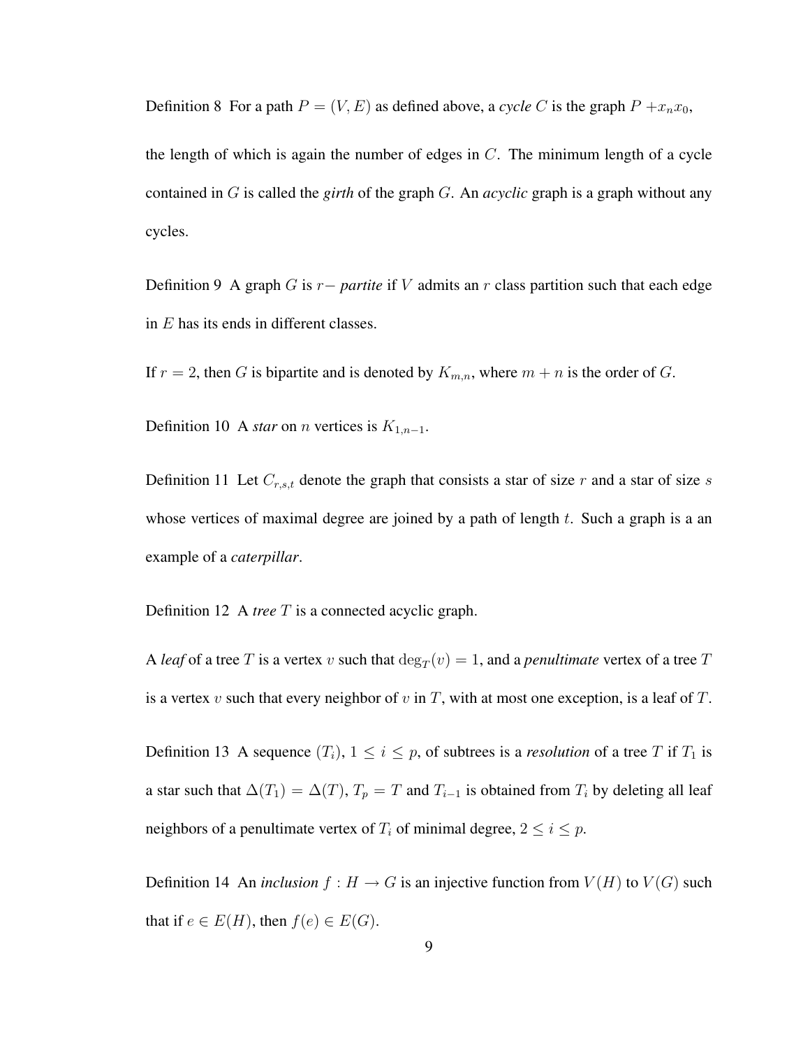Definition 8 For a path $P = (V, E)$ as defined above, a *cycle* $C$ is the graph $P + x_n x_0$, the length of which is again the number of edges in $C$. The minimum length of a cycle contained in $G$ is called the *girth* of the graph $G$. An *acyclic* graph is a graph without any cycles.

Definition 9 A graph $G$ is $r-$ *partite* if $V$ admits an $r$ class partition such that each edge in $E$ has its ends in different classes.

If $r = 2$, then $G$ is bipartite and is denoted by $K_{m,n}$, where $m + n$ is the order of $G$.

Definition 10 A *star* on $n$ vertices is $K_{1,n-1}$.

Definition 11 Let $C_{r,s,t}$ denote the graph that consists a star of size $r$ and a star of size $s$ whose vertices of maximal degree are joined by a path of length $t$. Such a graph is a an example of a *caterpillar*.

Definition 12 A *tree* $T$ is a connected acyclic graph.

A *leaf* of a tree $T$ is a vertex $v$ such that $\deg_T(v) = 1$, and a *penultimate* vertex of a tree $T$ is a vertex $v$ such that every neighbor of $v$ in $T$, with at most one exception, is a leaf of $T$.

Definition 13 A sequence $(T_i)$, $1 \leq i \leq p$, of subtrees is a *resolution* of a tree $T$ if $T_1$ is a star such that $\Delta(T_1) = \Delta(T)$, $T_p = T$ and $T_{i-1}$ is obtained from $T_i$ by deleting all leaf neighbors of a penultimate vertex of $T_i$ of minimal degree, $2 \leq i \leq p$.

Definition 14 An *inclusion* $f : H \to G$ is an injective function from $V(H)$ to $V(G)$ such that if $e \in E(H)$, then $f(e) \in E(G)$.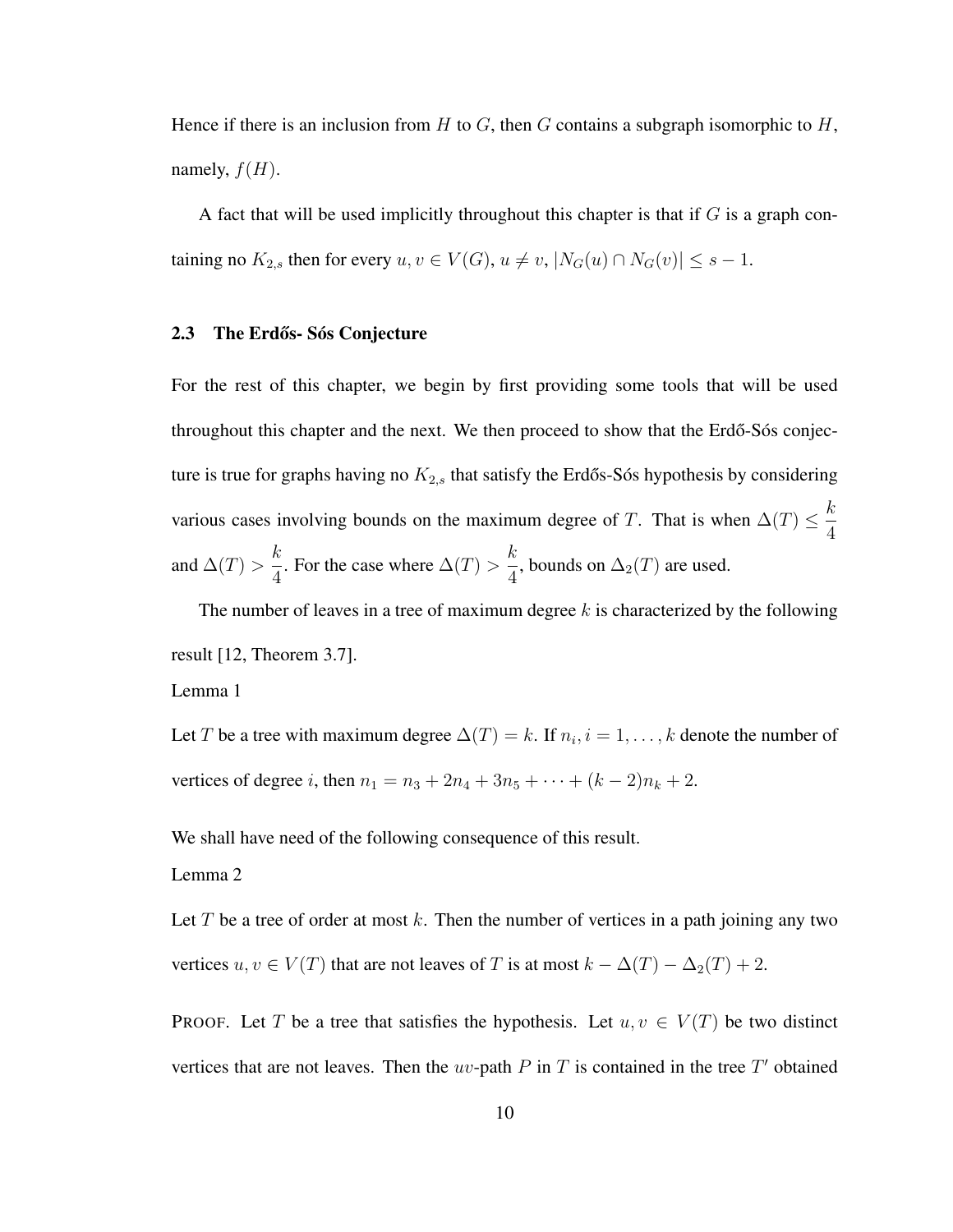Hence if there is an inclusion from $H$ to $G$, then $G$ contains a subgraph isomorphic to $H$, namely, $f(H)$.

A fact that will be used implicitly throughout this chapter is that if $G$ is a graph containing no $K_{2,s}$ then for every $u, v \in V(G)$, $u \neq v$, $|N_G(u) \cap N_G(v)| \leq s - 1$.

### 2.3 The Erdős- Sós Conjecture

For the rest of this chapter, we begin by first providing some tools that will be used throughout this chapter and the next. We then proceed to show that the Erdő-Sós conjecture is true for graphs having no $K_{2,s}$ that satisfy the Erdős-Sós hypothesis by considering various cases involving bounds on the maximum degree of $T$. That is when $\Delta(T) \leq \frac{k}{4}$ and $\Delta(T) > \frac{k}{4}$. For the case where $\Delta(T) > \frac{k}{4}$, bounds on $\Delta_2(T)$ are used.

The number of leaves in a tree of maximum degree $k$ is characterized by the following result [12, Theorem 3.7].

Lemma 1

Let $T$ be a tree with maximum degree $\Delta(T) = k$. If $n_i, i = 1, \ldots, k$ denote the number of vertices of degree $i$, then $n_1 = n_3 + 2n_4 + 3n_5 + \cdots + (k-2)n_k + 2$.

We shall have need of the following consequence of this result.

Lemma 2

Let $T$ be a tree of order at most $k$. Then the number of vertices in a path joining any two vertices $u, v \in V(T)$ that are not leaves of $T$ is at most $k - \Delta(T) - \Delta_2(T) + 2$.

PROOF. Let $T$ be a tree that satisfies the hypothesis. Let $u, v \in V(T)$ be two distinct vertices that are not leaves. Then the $uv$-path $P$ in $T$ is contained in the tree $T'$ obtained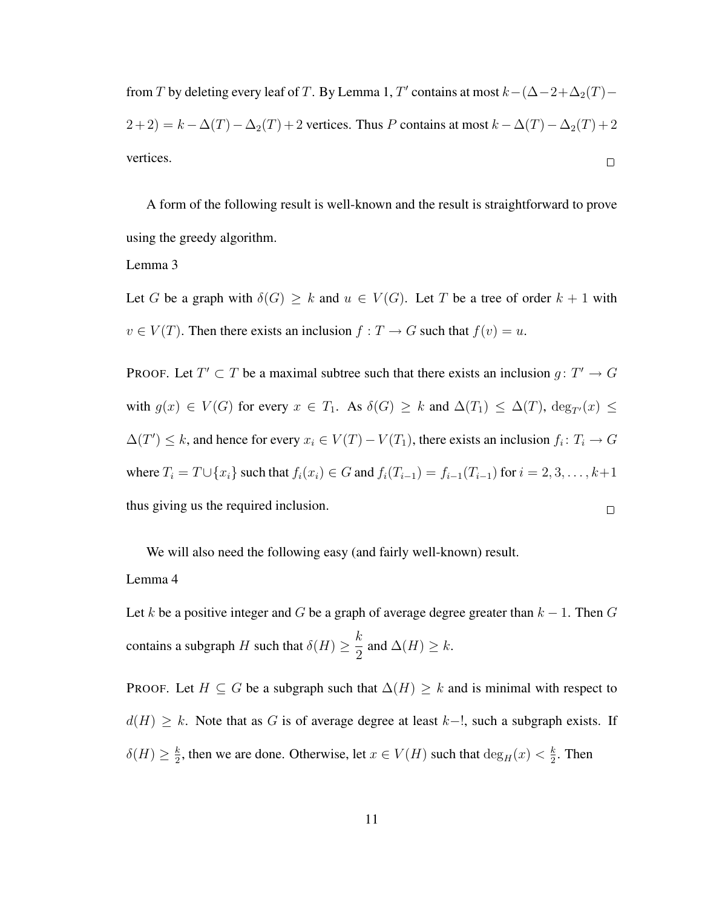from $T$ by deleting every leaf of $T$. By Lemma 1, $T'$ contains at most $k-(\Delta-2+\Delta_2(T)-2+2) = k-\Delta(T)-\Delta_2(T)+2$ vertices. Thus $P$ contains at most $k-\Delta(T)-\Delta_2(T)+2$ vertices. □

A form of the following result is well-known and the result is straightforward to prove using the greedy algorithm.

Lemma 3

Let $G$ be a graph with $\delta(G) \geq k$ and $u \in V(G)$. Let $T$ be a tree of order $k+1$ with $v \in V(T)$. Then there exists an inclusion $f : T \to G$ such that $f(v) = u$.

PROOF. Let $T' \subset T$ be a maximal subtree such that there exists an inclusion $g\colon T' \to G$ with $g(x) \in V(G)$ for every $x \in T_1$. As $\delta(G) \geq k$ and $\Delta(T_1) \leq \Delta(T)$, $\deg_{T'}(x) \leq \Delta(T') \leq k$, and hence for every $x_i \in V(T) - V(T_1)$, there exists an inclusion $f_i\colon T_i \to G$ where $T_i = T \cup \{x_i\}$ such that $f_i(x_i) \in G$ and $f_i(T_{i-1}) = f_{i-1}(T_{i-1})$ for $i = 2, 3, \ldots, k+1$ thus giving us the required inclusion. □

We will also need the following easy (and fairly well-known) result.

Lemma 4

Let $k$ be a positive integer and $G$ be a graph of average degree greater than $k-1$. Then $G$ contains a subgraph $H$ such that $\delta(H) \geq \dfrac{k}{2}$ and $\Delta(H) \geq k$.

PROOF. Let $H \subseteq G$ be a subgraph such that $\Delta(H) \geq k$ and is minimal with respect to $d(H) \geq k$. Note that as $G$ is of average degree at least $k-!$, such a subgraph exists. If $\delta(H) \geq \frac{k}{2}$, then we are done. Otherwise, let $x \in V(H)$ such that $\deg_H(x) < \frac{k}{2}$. Then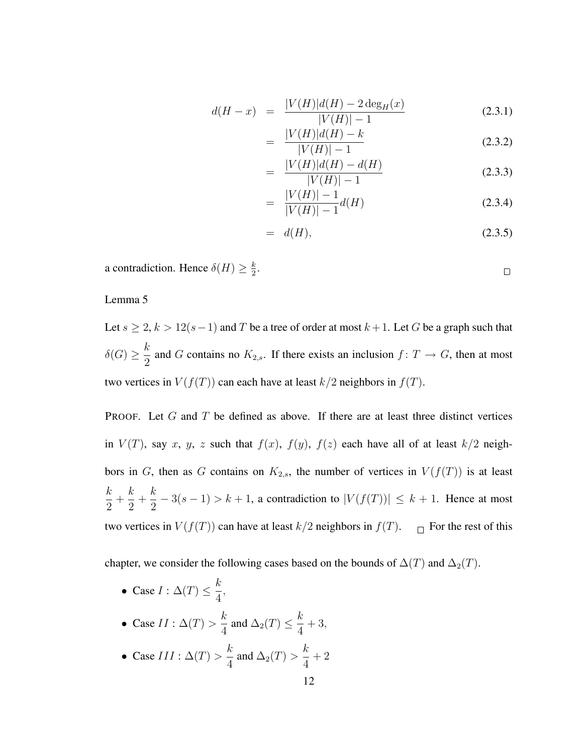$$
\begin{aligned}
d(H-x) &= \frac{|V(H)|d(H) - 2\deg_H(x)}{|V(H)|-1} && (2.3.1)\\
&= \frac{|V(H)|d(H) - k}{|V(H)|-1} && (2.3.2)\\
&= \frac{|V(H)|d(H) - d(H)}{|V(H)|-1} && (2.3.3)\\
&= \frac{|V(H)|-1}{|V(H)|-1}d(H) && (2.3.4)\\
&= d(H), && (2.3.5)
\end{aligned}
$$

a contradiction. Hence $\delta(H) \geq \frac{k}{2}$. □

Lemma 5

Let $s \geq 2$, $k > 12(s-1)$ and $T$ be a tree of order at most $k+1$. Let $G$ be a graph such that $\delta(G) \geq \dfrac{k}{2}$ and $G$ contains no $K_{2,s}$. If there exists an inclusion $f\colon T \to G$, then at most two vertices in $V(f(T))$ can each have at least $k/2$ neighbors in $f(T)$.

PROOF. Let $G$ and $T$ be defined as above. If there are at least three distinct vertices in $V(T)$, say $x$, $y$, $z$ such that $f(x)$, $f(y)$, $f(z)$ each have all of at least $k/2$ neighbors in $G$, then as $G$ contains on $K_{2,s}$, the number of vertices in $V(f(T))$ is at least $\dfrac{k}{2} + \dfrac{k}{2} + \dfrac{k}{2} - 3(s-1) > k+1$, a contradiction to $|V(f(T))| \leq k+1$. Hence at most two vertices in $V(f(T))$ can have at least $k/2$ neighbors in $f(T)$. □ For the rest of this chapter, we consider the following cases based on the bounds of $\Delta(T)$ and $\Delta_2(T)$.

- Case $I$ : $\Delta(T) \leq \dfrac{k}{4}$,
- Case $II$ : $\Delta(T) > \dfrac{k}{4}$ and $\Delta_2(T) \leq \dfrac{k}{4} + 3$,
- Case $III$ : $\Delta(T) > \dfrac{k}{4}$ and $\Delta_2(T) > \dfrac{k}{4} + 2$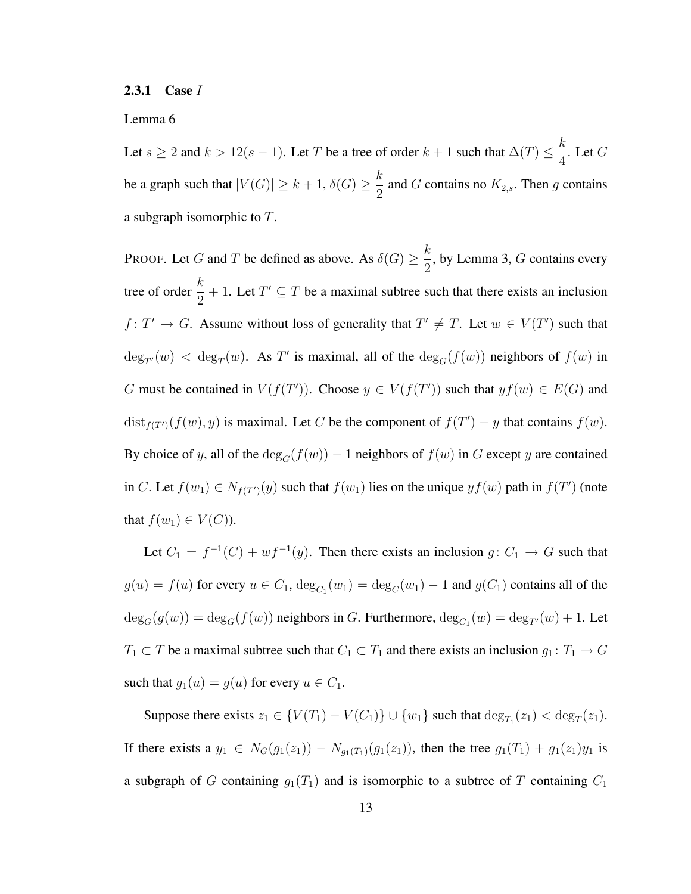### 2.3.1 Case $I$

Lemma 6

Let $s \geq 2$ and $k > 12(s-1)$. Let $T$ be a tree of order $k+1$ such that $\Delta(T) \leq \dfrac{k}{4}$. Let $G$ be a graph such that $|V(G)| \geq k+1$, $\delta(G) \geq \dfrac{k}{2}$ and $G$ contains no $K_{2,s}$. Then $g$ contains a subgraph isomorphic to $T$.

PROOF. Let $G$ and $T$ be defined as above. As $\delta(G) \geq \dfrac{k}{2}$, by Lemma 3, $G$ contains every tree of order $\dfrac{k}{2}+1$. Let $T' \subseteq T$ be a maximal subtree such that there exists an inclusion $f \colon T' \to G$. Assume without loss of generality that $T' \neq T$. Let $w \in V(T')$ such that $\deg_{T'}(w) < \deg_T(w)$. As $T'$ is maximal, all of the $\deg_G(f(w))$ neighbors of $f(w)$ in $G$ must be contained in $V(f(T'))$. Choose $y \in V(f(T'))$ such that $yf(w) \in E(G)$ and $\mathrm{dist}_{f(T')}(f(w), y)$ is maximal. Let $C$ be the component of $f(T') - y$ that contains $f(w)$. By choice of $y$, all of the $\deg_G(f(w)) - 1$ neighbors of $f(w)$ in $G$ except $y$ are contained in $C$. Let $f(w_1) \in N_{f(T')}(y)$ such that $f(w_1)$ lies on the unique $yf(w)$ path in $f(T')$ (note that $f(w_1) \in V(C)$).

Let $C_1 = f^{-1}(C) + wf^{-1}(y)$. Then there exists an inclusion $g \colon C_1 \to G$ such that $g(u) = f(u)$ for every $u \in C_1$, $\deg_{C_1}(w_1) = \deg_C(w_1) - 1$ and $g(C_1)$ contains all of the $\deg_G(g(w)) = \deg_G(f(w))$ neighbors in $G$. Furthermore, $\deg_{C_1}(w) = \deg_{T'}(w) + 1$. Let $T_1 \subset T$ be a maximal subtree such that $C_1 \subset T_1$ and there exists an inclusion $g_1 \colon T_1 \to G$ such that $g_1(u) = g(u)$ for every $u \in C_1$.

Suppose there exists $z_1 \in \{V(T_1) - V(C_1)\} \cup \{w_1\}$ such that $\deg_{T_1}(z_1) < \deg_T(z_1)$. If there exists a $y_1 \in N_G(g_1(z_1)) - N_{g_1(T_1)}(g_1(z_1))$, then the tree $g_1(T_1) + g_1(z_1)y_1$ is a subgraph of $G$ containing $g_1(T_1)$ and is isomorphic to a subtree of $T$ containing $C_1$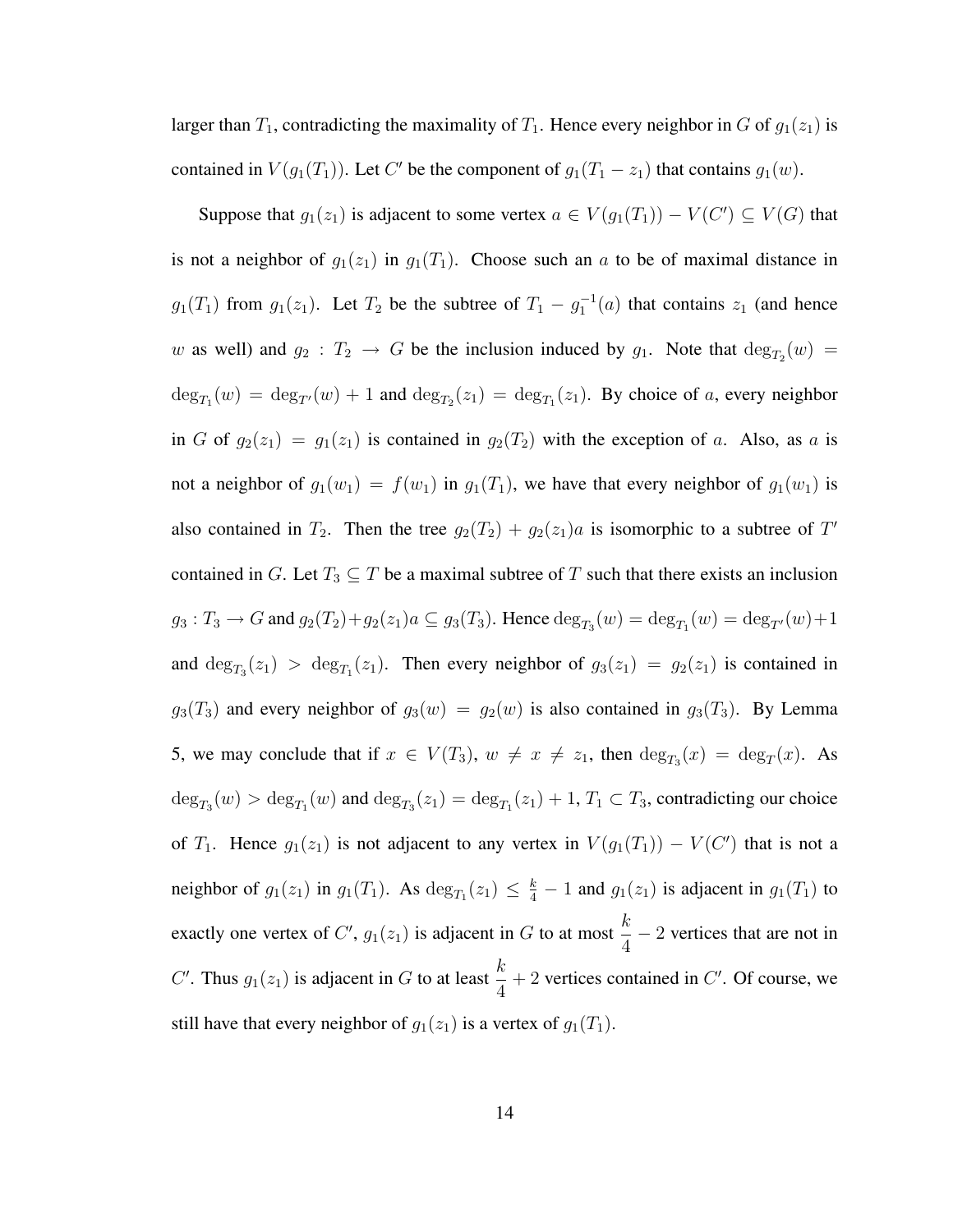larger than $T_1$, contradicting the maximality of $T_1$. Hence every neighbor in $G$ of $g_1(z_1)$ is contained in $V(g_1(T_1))$. Let $C'$ be the component of $g_1(T_1 - z_1)$ that contains $g_1(w)$.

Suppose that $g_1(z_1)$ is adjacent to some vertex $a \in V(g_1(T_1)) - V(C') \subseteq V(G)$ that is not a neighbor of $g_1(z_1)$ in $g_1(T_1)$. Choose such an $a$ to be of maximal distance in $g_1(T_1)$ from $g_1(z_1)$. Let $T_2$ be the subtree of $T_1 - g_1^{-1}(a)$ that contains $z_1$ (and hence $w$ as well) and $g_2 : T_2 \to G$ be the inclusion induced by $g_1$. Note that $\deg_{T_2}(w) = \deg_{T_1}(w) = \deg_{T'}(w) + 1$ and $\deg_{T_2}(z_1) = \deg_{T_1}(z_1)$. By choice of $a$, every neighbor in $G$ of $g_2(z_1) = g_1(z_1)$ is contained in $g_2(T_2)$ with the exception of $a$. Also, as $a$ is not a neighbor of $g_1(w_1) = f(w_1)$ in $g_1(T_1)$, we have that every neighbor of $g_1(w_1)$ is also contained in $T_2$. Then the tree $g_2(T_2) + g_2(z_1)a$ is isomorphic to a subtree of $T'$ contained in $G$. Let $T_3 \subseteq T$ be a maximal subtree of $T$ such that there exists an inclusion $g_3 : T_3 \to G$ and $g_2(T_2) + g_2(z_1)a \subseteq g_3(T_3)$. Hence $\deg_{T_3}(w) = \deg_{T_1}(w) = \deg_{T'}(w)+1$ and $\deg_{T_3}(z_1) > \deg_{T_1}(z_1)$. Then every neighbor of $g_3(z_1) = g_2(z_1)$ is contained in $g_3(T_3)$ and every neighbor of $g_3(w) = g_2(w)$ is also contained in $g_3(T_3)$. By Lemma 5, we may conclude that if $x \in V(T_3)$, $w \neq x \neq z_1$, then $\deg_{T_3}(x) = \deg_T(x)$. As $\deg_{T_3}(w) > \deg_{T_1}(w)$ and $\deg_{T_3}(z_1) = \deg_{T_1}(z_1) + 1$, $T_1 \subset T_3$, contradicting our choice of $T_1$. Hence $g_1(z_1)$ is not adjacent to any vertex in $V(g_1(T_1)) - V(C')$ that is not a neighbor of $g_1(z_1)$ in $g_1(T_1)$. As $\deg_{T_1}(z_1) \leq \frac{k}{4} - 1$ and $g_1(z_1)$ is adjacent in $g_1(T_1)$ to exactly one vertex of $C'$, $g_1(z_1)$ is adjacent in $G$ to at most $\dfrac{k}{4} - 2$ vertices that are not in $C'$. Thus $g_1(z_1)$ is adjacent in $G$ to at least $\dfrac{k}{4} + 2$ vertices contained in $C'$. Of course, we still have that every neighbor of $g_1(z_1)$ is a vertex of $g_1(T_1)$.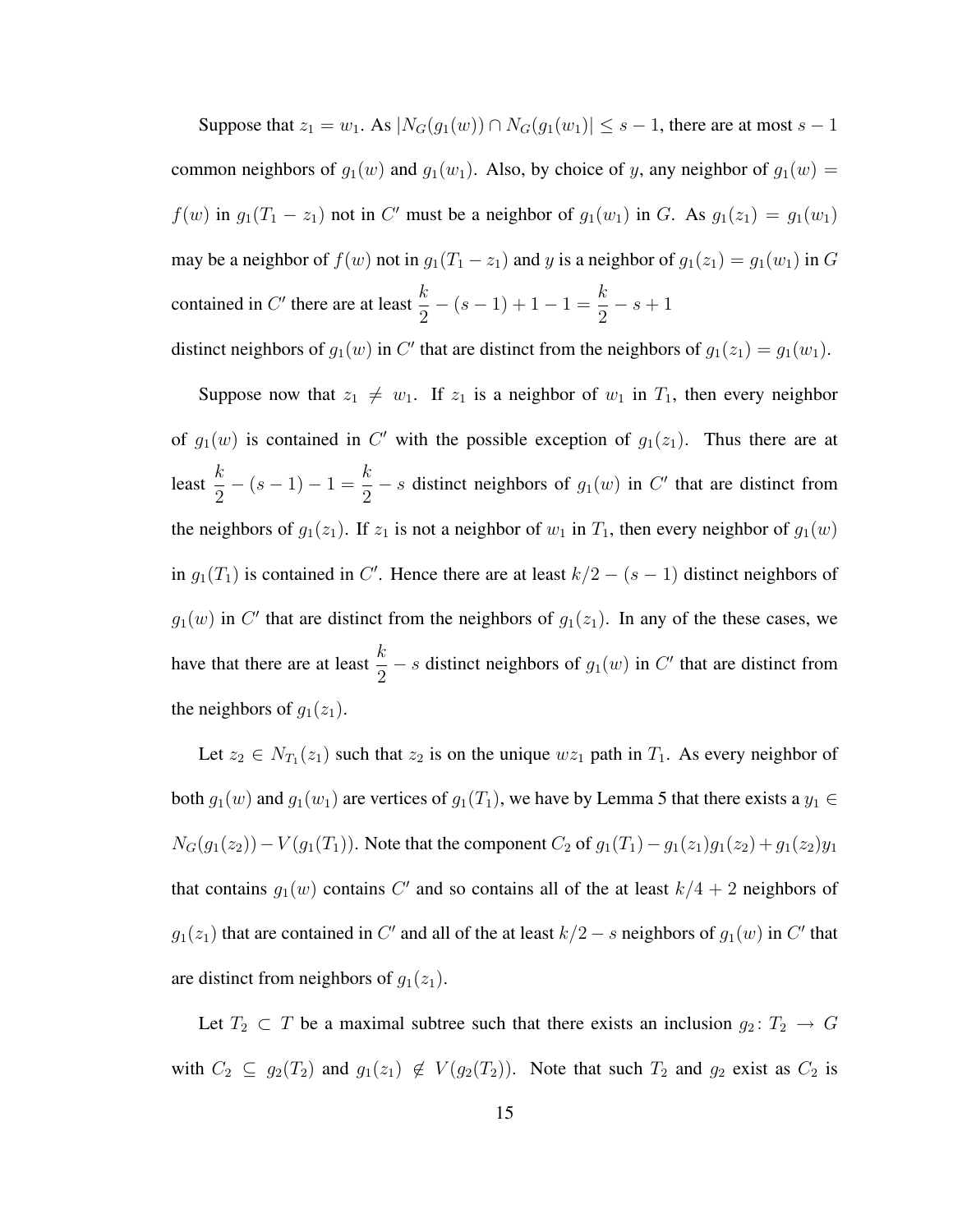Suppose that $z_1 = w_1$. As $|N_G(g_1(w)) \cap N_G(g_1(w_1)| \leq s-1$, there are at most $s-1$ common neighbors of $g_1(w)$ and $g_1(w_1)$. Also, by choice of $y$, any neighbor of $g_1(w) = f(w)$ in $g_1(T_1 - z_1)$ not in $C'$ must be a neighbor of $g_1(w_1)$ in $G$. As $g_1(z_1) = g_1(w_1)$ may be a neighbor of $f(w)$ not in $g_1(T_1 - z_1)$ and $y$ is a neighbor of $g_1(z_1) = g_1(w_1)$ in $G$ contained in $C'$ there are at least $\dfrac{k}{2} - (s-1) + 1 - 1 = \dfrac{k}{2} - s + 1$ distinct neighbors of $g_1(w)$ in $C'$ that are distinct from the neighbors of $g_1(z_1) = g_1(w_1)$.

Suppose now that $z_1 \neq w_1$. If $z_1$ is a neighbor of $w_1$ in $T_1$, then every neighbor of $g_1(w)$ is contained in $C'$ with the possible exception of $g_1(z_1)$. Thus there are at least $\dfrac{k}{2} - (s-1) - 1 = \dfrac{k}{2} - s$ distinct neighbors of $g_1(w)$ in $C'$ that are distinct from the neighbors of $g_1(z_1)$. If $z_1$ is not a neighbor of $w_1$ in $T_1$, then every neighbor of $g_1(w)$ in $g_1(T_1)$ is contained in $C'$. Hence there are at least $k/2 - (s-1)$ distinct neighbors of $g_1(w)$ in $C'$ that are distinct from the neighbors of $g_1(z_1)$. In any of the these cases, we have that there are at least $\dfrac{k}{2} - s$ distinct neighbors of $g_1(w)$ in $C'$ that are distinct from the neighbors of $g_1(z_1)$.

Let $z_2 \in N_{T_1}(z_1)$ such that $z_2$ is on the unique $wz_1$ path in $T_1$. As every neighbor of both $g_1(w)$ and $g_1(w_1)$ are vertices of $g_1(T_1)$, we have by Lemma 5 that there exists a $y_1 \in N_G(g_1(z_2)) - V(g_1(T_1))$. Note that the component $C_2$ of $g_1(T_1) - g_1(z_1)g_1(z_2) + g_1(z_2)y_1$ that contains $g_1(w)$ contains $C'$ and so contains all of the at least $k/4 + 2$ neighbors of $g_1(z_1)$ that are contained in $C'$ and all of the at least $k/2 - s$ neighbors of $g_1(w)$ in $C'$ that are distinct from neighbors of $g_1(z_1)$.

Let $T_2 \subset T$ be a maximal subtree such that there exists an inclusion $g_2 \colon T_2 \to G$ with $C_2 \subseteq g_2(T_2)$ and $g_1(z_1) \notin V(g_2(T_2))$. Note that such $T_2$ and $g_2$ exist as $C_2$ is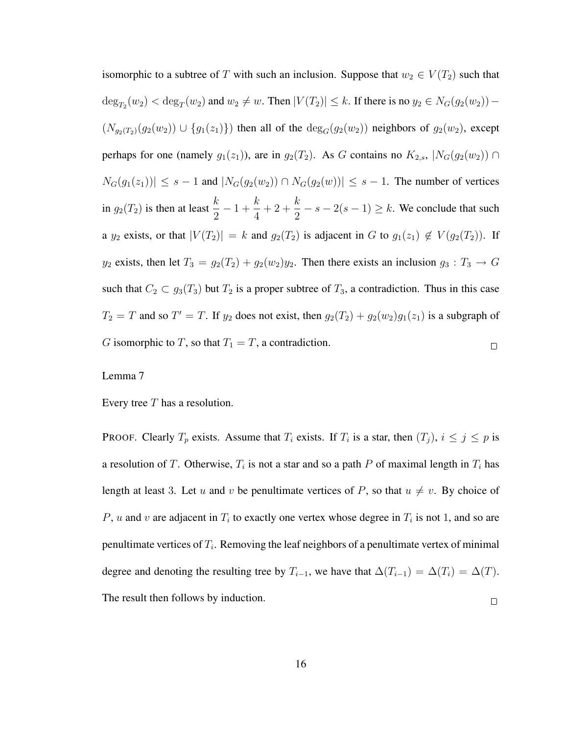isomorphic to a subtree of $T$ with such an inclusion. Suppose that $w_2 \in V(T_2)$ such that $\deg_{T_2}(w_2) < \deg_T(w_2)$ and $w_2 \neq w$. Then $|V(T_2)| \leq k$. If there is no $y_2 \in N_G(g_2(w_2)) - (N_{g_2(T_2)}(g_2(w_2)) \cup \{g_1(z_1)\})$ then all of the $\deg_G(g_2(w_2))$ neighbors of $g_2(w_2)$, except perhaps for one (namely $g_1(z_1)$), are in $g_2(T_2)$. As $G$ contains no $K_{2,s}$, $|N_G(g_2(w_2)) \cap N_G(g_1(z_1))| \leq s - 1$ and $|N_G(g_2(w_2)) \cap N_G(g_2(w))| \leq s - 1$. The number of vertices in $g_2(T_2)$ is then at least $\dfrac{k}{2} - 1 + \dfrac{k}{4} + 2 + \dfrac{k}{2} - s - 2(s-1) \geq k$. We conclude that such a $y_2$ exists, or that $|V(T_2)| = k$ and $g_2(T_2)$ is adjacent in $G$ to $g_1(z_1) \notin V(g_2(T_2))$. If $y_2$ exists, then let $T_3 = g_2(T_2) + g_2(w_2)y_2$. Then there exists an inclusion $g_3 : T_3 \to G$ such that $C_2 \subset g_3(T_3)$ but $T_2$ is a proper subtree of $T_3$, a contradiction. Thus in this case $T_2 = T$ and so $T' = T$. If $y_2$ does not exist, then $g_2(T_2) + g_2(w_2)g_1(z_1)$ is a subgraph of $G$ isomorphic to $T$, so that $T_1 = T$, a contradiction. □

Lemma 7

Every tree $T$ has a resolution.

PROOF. Clearly $T_p$ exists. Assume that $T_i$ exists. If $T_i$ is a star, then $(T_j)$, $i \leq j \leq p$ is a resolution of $T$. Otherwise, $T_i$ is not a star and so a path $P$ of maximal length in $T_i$ has length at least 3. Let $u$ and $v$ be penultimate vertices of $P$, so that $u \neq v$. By choice of $P$, $u$ and $v$ are adjacent in $T_i$ to exactly one vertex whose degree in $T_i$ is not 1, and so are penultimate vertices of $T_i$. Removing the leaf neighbors of a penultimate vertex of minimal degree and denoting the resulting tree by $T_{i-1}$, we have that $\Delta(T_{i-1}) = \Delta(T_i) = \Delta(T)$. The result then follows by induction. □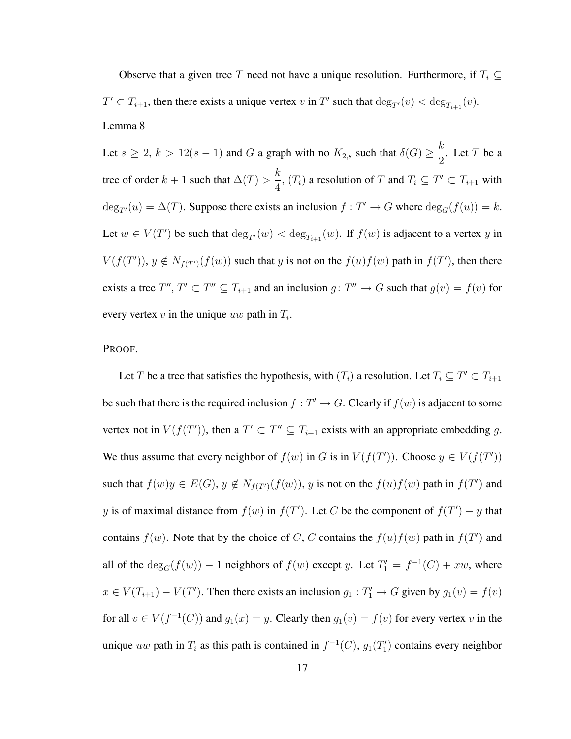Observe that a given tree $T$ need not have a unique resolution. Furthermore, if $T_i \subseteq T' \subset T_{i+1}$, then there exists a unique vertex $v$ in $T'$ such that $\deg_{T'}(v) < \deg_{T_{i+1}}(v)$.

Lemma 8

Let $s \geq 2$, $k > 12(s-1)$ and $G$ a graph with no $K_{2,s}$ such that $\delta(G) \geq \dfrac{k}{2}$. Let $T$ be a tree of order $k+1$ such that $\Delta(T) > \dfrac{k}{4}$, $(T_i)$ a resolution of $T$ and $T_i \subseteq T' \subset T_{i+1}$ with $\deg_{T'}(u) = \Delta(T)$. Suppose there exists an inclusion $f : T' \to G$ where $\deg_G(f(u)) = k$. Let $w \in V(T')$ be such that $\deg_{T'}(w) < \deg_{T_{i+1}}(w)$. If $f(w)$ is adjacent to a vertex $y$ in $V(f(T'))$, $y \notin N_{f(T')}(f(w))$ such that $y$ is not on the $f(u)f(w)$ path in $f(T')$, then there exists a tree $T''$, $T' \subset T'' \subseteq T_{i+1}$ and an inclusion $g\colon T'' \to G$ such that $g(v) = f(v)$ for every vertex $v$ in the unique $uw$ path in $T_i$.

PROOF.

Let $T$ be a tree that satisfies the hypothesis, with $(T_i)$ a resolution. Let $T_i \subseteq T' \subset T_{i+1}$ be such that there is the required inclusion $f : T' \to G$. Clearly if $f(w)$ is adjacent to some vertex not in $V(f(T'))$, then a $T' \subset T'' \subseteq T_{i+1}$ exists with an appropriate embedding $g$. We thus assume that every neighbor of $f(w)$ in $G$ is in $V(f(T'))$. Choose $y \in V(f(T'))$ such that $f(w)y \in E(G)$, $y \notin N_{f(T')}(f(w))$, $y$ is not on the $f(u)f(w)$ path in $f(T')$ and $y$ is of maximal distance from $f(w)$ in $f(T')$. Let $C$ be the component of $f(T') - y$ that contains $f(w)$. Note that by the choice of $C$, $C$ contains the $f(u)f(w)$ path in $f(T')$ and all of the $\deg_G(f(w)) - 1$ neighbors of $f(w)$ except $y$. Let $T_1' = f^{-1}(C) + xw$, where $x \in V(T_{i+1}) - V(T')$. Then there exists an inclusion $g_1 : T_1' \to G$ given by $g_1(v) = f(v)$ for all $v \in V(f^{-1}(C))$ and $g_1(x) = y$. Clearly then $g_1(v) = f(v)$ for every vertex $v$ in the unique $uw$ path in $T_i$ as this path is contained in $f^{-1}(C)$, $g_1(T_1')$ contains every neighbor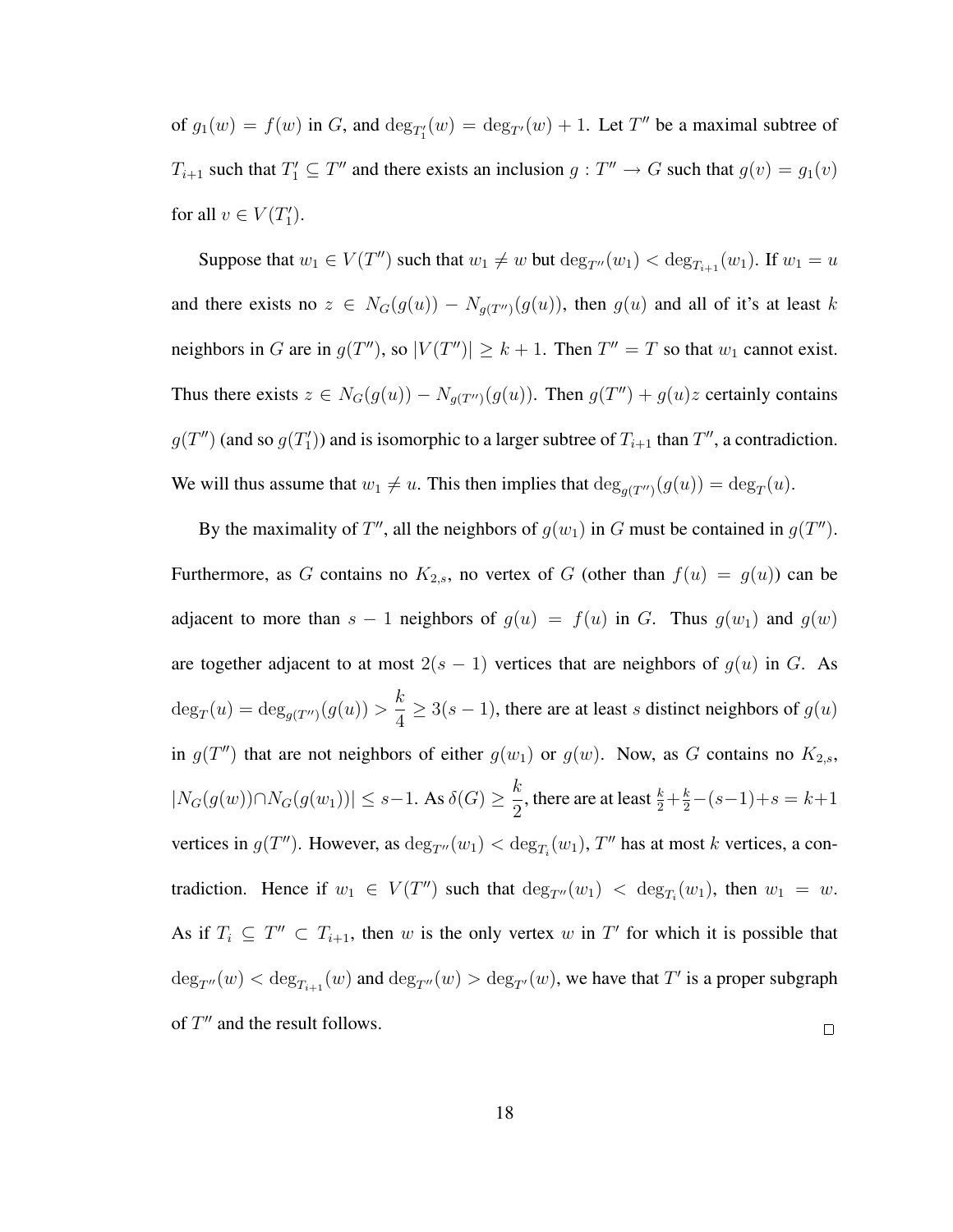of $g_1(w) = f(w)$ in $G$, and $\deg_{T_1'}(w) = \deg_{T'}(w) + 1$. Let $T''$ be a maximal subtree of $T_{i+1}$ such that $T_1' \subseteq T''$ and there exists an inclusion $g : T'' \to G$ such that $g(v) = g_1(v)$ for all $v \in V(T_1')$.

Suppose that $w_1 \in V(T'')$ such that $w_1 \neq w$ but $\deg_{T''}(w_1) < \deg_{T_{i+1}}(w_1)$. If $w_1 = u$ and there exists no $z \in N_G(g(u)) - N_{g(T'')}(g(u))$, then $g(u)$ and all of it's at least $k$ neighbors in $G$ are in $g(T'')$, so $|V(T'')| \geq k + 1$. Then $T'' = T$ so that $w_1$ cannot exist. Thus there exists $z \in N_G(g(u)) - N_{g(T'')}(g(u))$. Then $g(T'') + g(u)z$ certainly contains $g(T'')$ (and so $g(T_1')$) and is isomorphic to a larger subtree of $T_{i+1}$ than $T''$, a contradiction. We will thus assume that $w_1 \neq u$. This then implies that $\deg_{g(T'')}(g(u)) = \deg_T(u)$.

By the maximality of $T''$, all the neighbors of $g(w_1)$ in $G$ must be contained in $g(T'')$. Furthermore, as $G$ contains no $K_{2,s}$, no vertex of $G$ (other than $f(u) = g(u)$) can be adjacent to more than $s - 1$ neighbors of $g(u) = f(u)$ in $G$. Thus $g(w_1)$ and $g(w)$ are together adjacent to at most $2(s - 1)$ vertices that are neighbors of $g(u)$ in $G$. As $\deg_T(u) = \deg_{g(T'')}(g(u)) > \dfrac{k}{4} \geq 3(s - 1)$, there are at least $s$ distinct neighbors of $g(u)$ in $g(T'')$ that are not neighbors of either $g(w_1)$ or $g(w)$. Now, as $G$ contains no $K_{2,s}$, $|N_G(g(w)) \cap N_G(g(w_1))| \leq s - 1$. As $\delta(G) \geq \dfrac{k}{2}$, there are at least $\frac{k}{2} + \frac{k}{2} - (s-1) + s = k+1$ vertices in $g(T'')$. However, as $\deg_{T''}(w_1) < \deg_{T_i}(w_1)$, $T''$ has at most $k$ vertices, a contradiction. Hence if $w_1 \in V(T'')$ such that $\deg_{T''}(w_1) < \deg_{T_i}(w_1)$, then $w_1 = w$. As if $T_i \subseteq T'' \subset T_{i+1}$, then $w$ is the only vertex $w$ in $T'$ for which it is possible that $\deg_{T''}(w) < \deg_{T_{i+1}}(w)$ and $\deg_{T''}(w) > \deg_{T'}(w)$, we have that $T'$ is a proper subgraph of $T''$ and the result follows. $\square$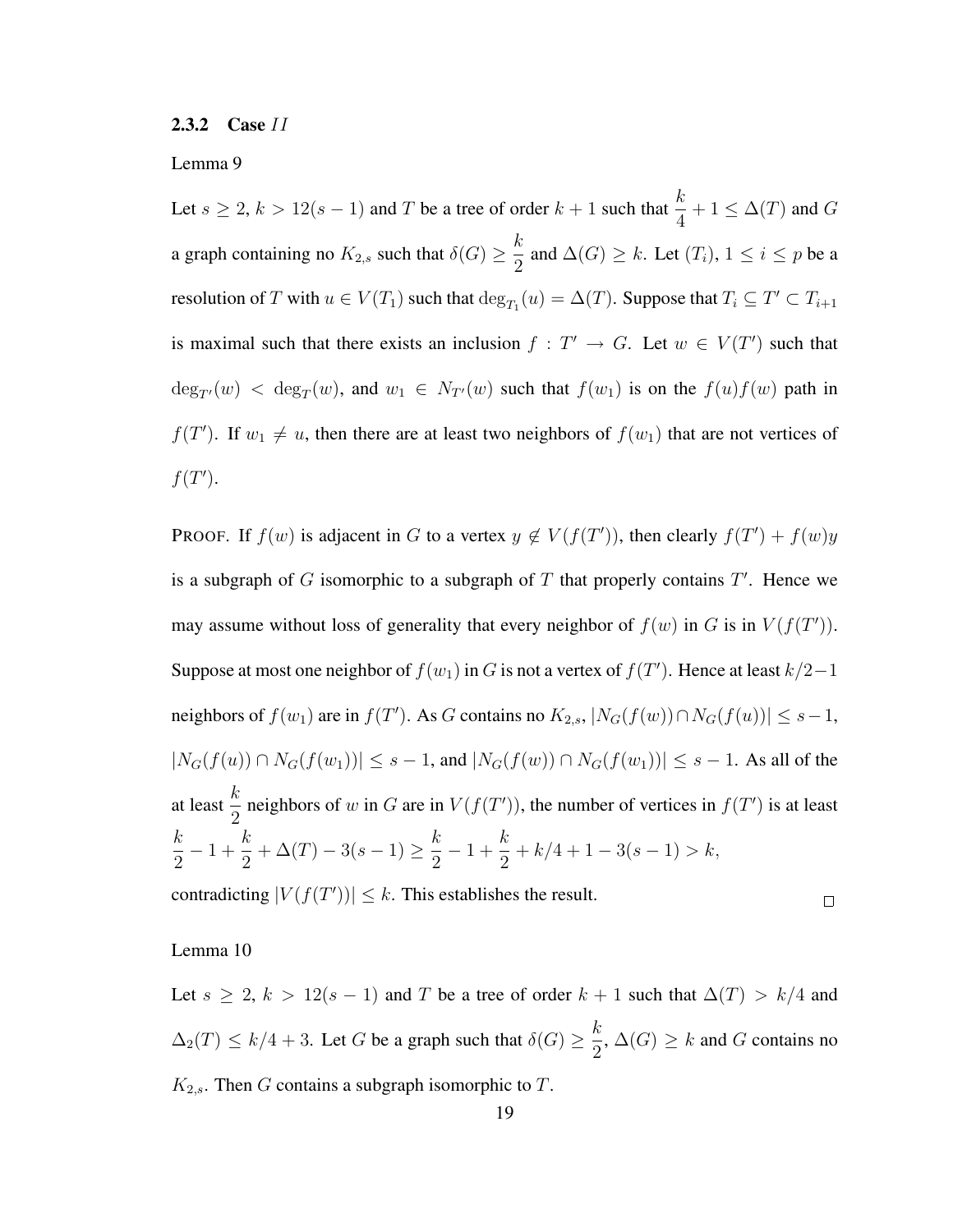### 2.3.2 Case $II$

Lemma 9

Let $s \geq 2$, $k > 12(s-1)$ and $T$ be a tree of order $k+1$ such that $\dfrac{k}{4}+1 \leq \Delta(T)$ and $G$ a graph containing no $K_{2,s}$ such that $\delta(G) \geq \dfrac{k}{2}$ and $\Delta(G) \geq k$. Let $(T_i)$, $1 \leq i \leq p$ be a resolution of $T$ with $u \in V(T_1)$ such that $\deg_{T_1}(u) = \Delta(T)$. Suppose that $T_i \subseteq T' \subset T_{i+1}$ is maximal such that there exists an inclusion $f : T' \to G$. Let $w \in V(T')$ such that $\deg_{T'}(w) < \deg_T(w)$, and $w_1 \in N_{T'}(w)$ such that $f(w_1)$ is on the $f(u)f(w)$ path in $f(T')$. If $w_1 \neq u$, then there are at least two neighbors of $f(w_1)$ that are not vertices of $f(T')$.

PROOF. If $f(w)$ is adjacent in $G$ to a vertex $y \notin V(f(T'))$, then clearly $f(T') + f(w)y$ is a subgraph of $G$ isomorphic to a subgraph of $T$ that properly contains $T'$. Hence we may assume without loss of generality that every neighbor of $f(w)$ in $G$ is in $V(f(T'))$. Suppose at most one neighbor of $f(w_1)$ in $G$ is not a vertex of $f(T')$. Hence at least $k/2-1$ neighbors of $f(w_1)$ are in $f(T')$. As $G$ contains no $K_{2,s}$, $|N_G(f(w)) \cap N_G(f(u))| \leq s-1$, $|N_G(f(u)) \cap N_G(f(w_1))| \leq s-1$, and $|N_G(f(w)) \cap N_G(f(w_1))| \leq s-1$. As all of the at least $\dfrac{k}{2}$ neighbors of $w$ in $G$ are in $V(f(T'))$, the number of vertices in $f(T')$ is at least
$\dfrac{k}{2} - 1 + \dfrac{k}{2} + \Delta(T) - 3(s-1) \geq \dfrac{k}{2} - 1 + \dfrac{k}{2} + k/4 + 1 - 3(s-1) > k$,
contradicting $|V(f(T'))| \leq k$. This establishes the result. $\square$

Lemma 10

Let $s \geq 2$, $k > 12(s-1)$ and $T$ be a tree of order $k+1$ such that $\Delta(T) > k/4$ and $\Delta_2(T) \leq k/4+3$. Let $G$ be a graph such that $\delta(G) \geq \dfrac{k}{2}$, $\Delta(G) \geq k$ and $G$ contains no $K_{2,s}$. Then $G$ contains a subgraph isomorphic to $T$.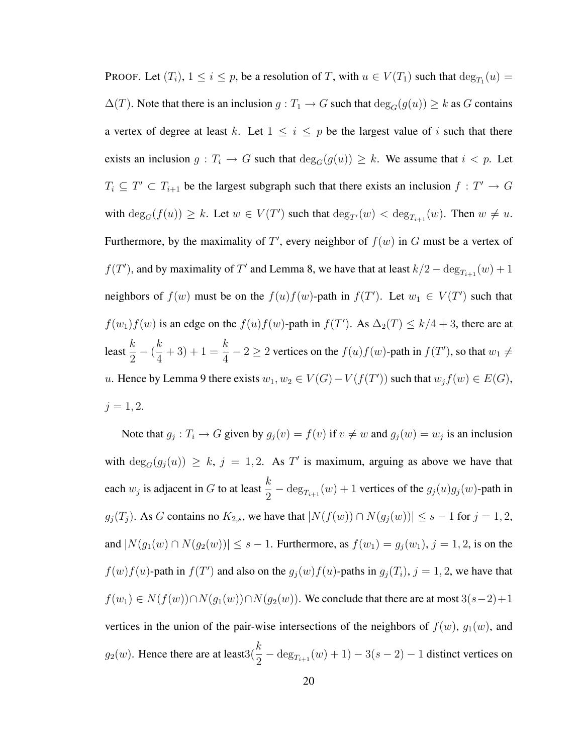PROOF. Let $(T_i)$, $1 \leq i \leq p$, be a resolution of $T$, with $u \in V(T_1)$ such that $\deg_{T_1}(u) = \Delta(T)$. Note that there is an inclusion $g : T_1 \to G$ such that $\deg_G(g(u)) \geq k$ as $G$ contains a vertex of degree at least $k$. Let $1 \leq i \leq p$ be the largest value of $i$ such that there exists an inclusion $g : T_i \to G$ such that $\deg_G(g(u)) \geq k$. We assume that $i < p$. Let $T_i \subseteq T' \subset T_{i+1}$ be the largest subgraph such that there exists an inclusion $f : T' \to G$ with $\deg_G(f(u)) \geq k$. Let $w \in V(T')$ such that $\deg_{T'}(w) < \deg_{T_{i+1}}(w)$. Then $w \neq u$. Furthermore, by the maximality of $T'$, every neighbor of $f(w)$ in $G$ must be a vertex of $f(T')$, and by maximality of $T'$ and Lemma 8, we have that at least $k/2 - \deg_{T_{i+1}}(w) + 1$ neighbors of $f(w)$ must be on the $f(u)f(w)$-path in $f(T')$. Let $w_1 \in V(T')$ such that $f(w_1)f(w)$ is an edge on the $f(u)f(w)$-path in $f(T')$. As $\Delta_2(T) \leq k/4 + 3$, there are at least $\dfrac{k}{2} - (\dfrac{k}{4} + 3) + 1 = \dfrac{k}{4} - 2 \geq 2$ vertices on the $f(u)f(w)$-path in $f(T')$, so that $w_1 \neq u$. Hence by Lemma 9 there exists $w_1, w_2 \in V(G) - V(f(T'))$ such that $w_j f(w) \in E(G)$, $j = 1, 2$.

Note that $g_j : T_i \to G$ given by $g_j(v) = f(v)$ if $v \neq w$ and $g_j(w) = w_j$ is an inclusion with $\deg_G(g_j(u)) \geq k$, $j = 1, 2$. As $T'$ is maximum, arguing as above we have that each $w_j$ is adjacent in $G$ to at least $\dfrac{k}{2} - \deg_{T_{i+1}}(w) + 1$ vertices of the $g_j(u)g_j(w)$-path in $g_j(T_j)$. As $G$ contains no $K_{2,s}$, we have that $|N(f(w)) \cap N(g_j(w))| \leq s - 1$ for $j = 1, 2$, and $|N(g_1(w) \cap N(g_2(w))| \leq s - 1$. Furthermore, as $f(w_1) = g_j(w_1)$, $j = 1, 2$, is on the $f(w)f(u)$-path in $f(T')$ and also on the $g_j(w)f(u)$-paths in $g_j(T_i)$, $j = 1, 2$, we have that $f(w_1) \in N(f(w)) \cap N(g_1(w)) \cap N(g_2(w))$. We conclude that there are at most $3(s-2)+1$ vertices in the union of the pair-wise intersections of the neighbors of $f(w)$, $g_1(w)$, and $g_2(w)$. Hence there are at least$3(\dfrac{k}{2} - \deg_{T_{i+1}}(w) + 1) - 3(s-2) - 1$ distinct vertices on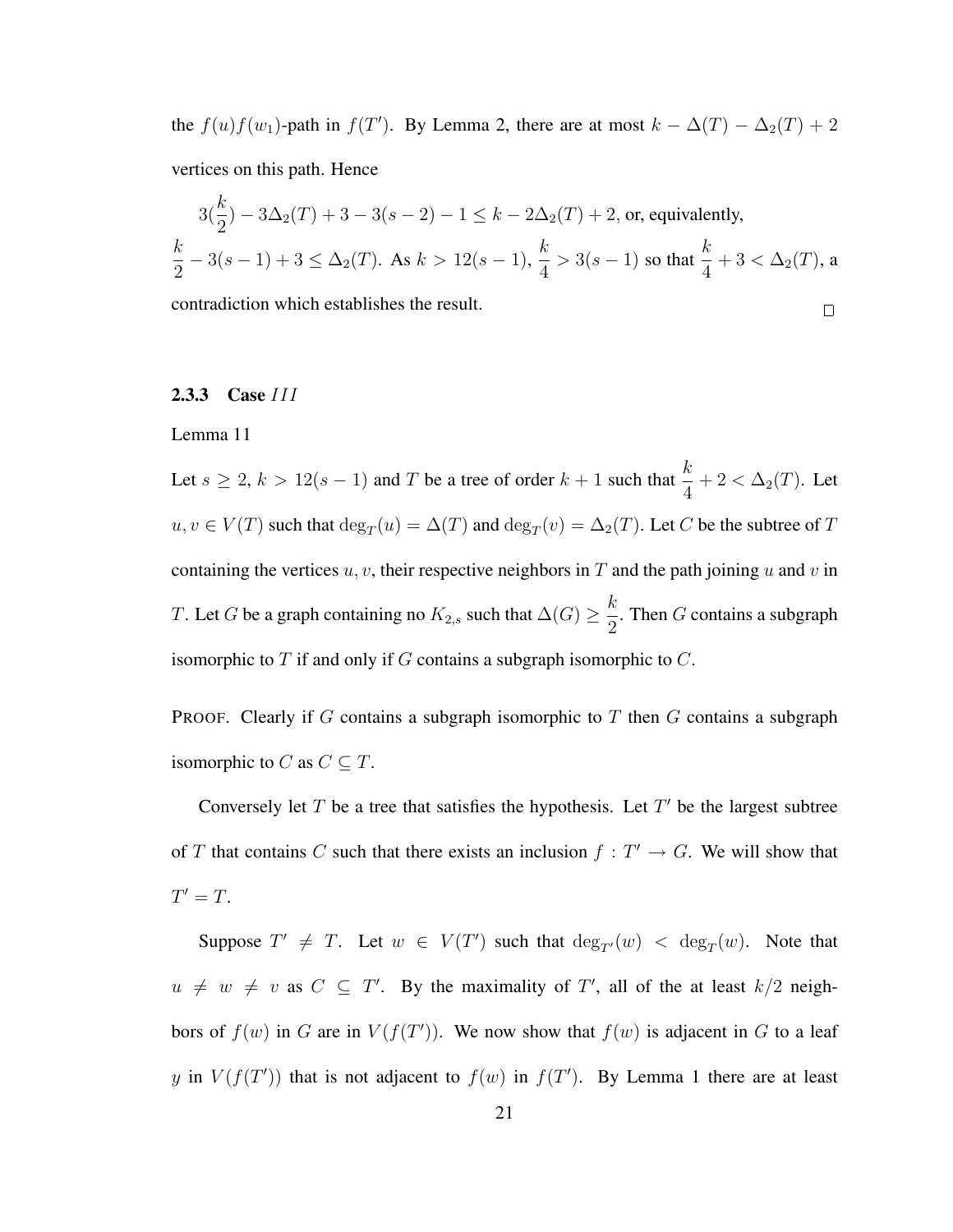the $f(u)f(w_1)$-path in $f(T')$. By Lemma 2, there are at most $k - \Delta(T) - \Delta_2(T) + 2$ vertices on this path. Hence

$3(\frac{k}{2}) - 3\Delta_2(T) + 3 - 3(s-2) - 1 \leq k - 2\Delta_2(T) + 2$, or, equivalently, $\frac{k}{2} - 3(s-1) + 3 \leq \Delta_2(T)$. As $k > 12(s-1)$, $\frac{k}{4} > 3(s-1)$ so that $\frac{k}{4} + 3 < \Delta_2(T)$, a contradiction which establishes the result. □

### 2.3.3 Case $III$

Lemma 11

Let $s \geq 2$, $k > 12(s-1)$ and $T$ be a tree of order $k+1$ such that $\frac{k}{4} + 2 < \Delta_2(T)$. Let $u, v \in V(T)$ such that $\deg_T(u) = \Delta(T)$ and $\deg_T(v) = \Delta_2(T)$. Let $C$ be the subtree of $T$ containing the vertices $u, v$, their respective neighbors in $T$ and the path joining $u$ and $v$ in $T$. Let $G$ be a graph containing no $K_{2,s}$ such that $\Delta(G) \geq \frac{k}{2}$. Then $G$ contains a subgraph isomorphic to $T$ if and only if $G$ contains a subgraph isomorphic to $C$.

PROOF. Clearly if $G$ contains a subgraph isomorphic to $T$ then $G$ contains a subgraph isomorphic to $C$ as $C \subseteq T$.

Conversely let $T$ be a tree that satisfies the hypothesis. Let $T'$ be the largest subtree of $T$ that contains $C$ such that there exists an inclusion $f : T' \to G$. We will show that $T' = T$.

Suppose $T' \neq T$. Let $w \in V(T')$ such that $\deg_{T'}(w) < \deg_T(w)$. Note that $u \neq w \neq v$ as $C \subseteq T'$. By the maximality of $T'$, all of the at least $k/2$ neighbors of $f(w)$ in $G$ are in $V(f(T'))$. We now show that $f(w)$ is adjacent in $G$ to a leaf $y$ in $V(f(T'))$ that is not adjacent to $f(w)$ in $f(T')$. By Lemma 1 there are at least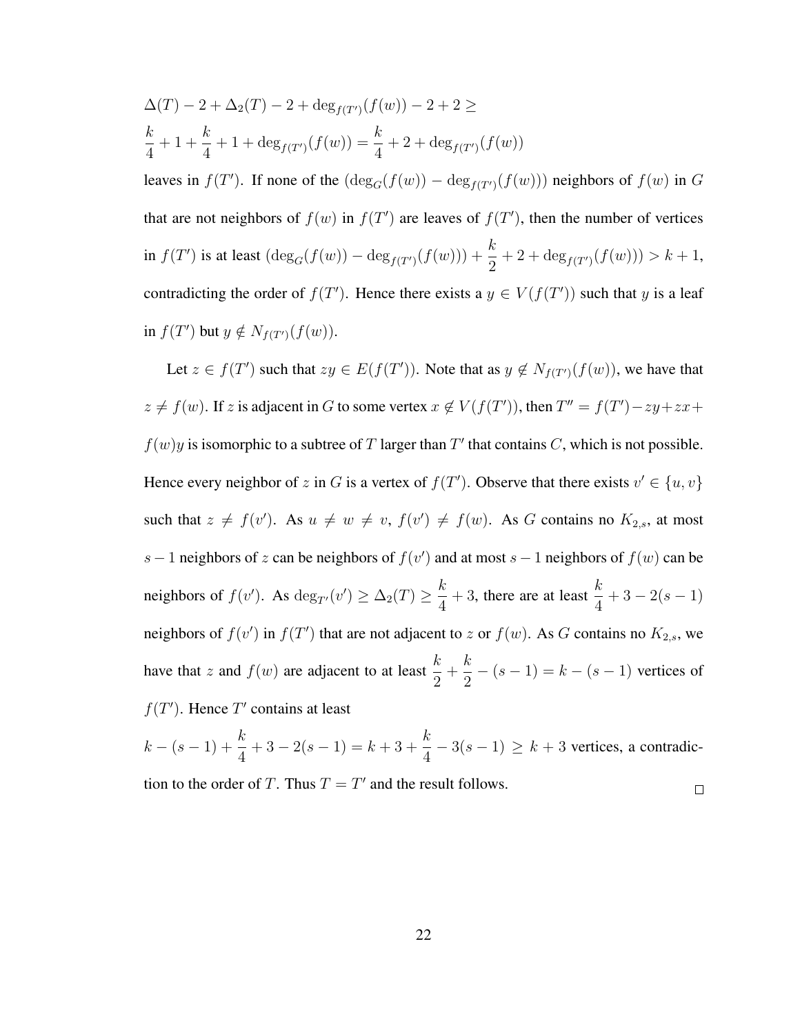$$\Delta(T) - 2 + \Delta_2(T) - 2 + \deg_{f(T')}(f(w)) - 2 + 2 \geq$$

$$\frac{k}{4} + 1 + \frac{k}{4} + 1 + \deg_{f(T')}(f(w)) = \frac{k}{4} + 2 + \deg_{f(T')}(f(w))$$

leaves in $f(T')$. If none of the $(\deg_G(f(w)) - \deg_{f(T')}(f(w)))$ neighbors of $f(w)$ in $G$ that are not neighbors of $f(w)$ in $f(T')$ are leaves of $f(T')$, then the number of vertices in $f(T')$ is at least $(\deg_G(f(w)) - \deg_{f(T')}(f(w))) + \frac{k}{2} + 2 + \deg_{f(T')}(f(w))) > k+1$, contradicting the order of $f(T')$. Hence there exists a $y \in V(f(T'))$ such that $y$ is a leaf in $f(T')$ but $y \notin N_{f(T')}(f(w))$.

Let $z \in f(T')$ such that $zy \in E(f(T'))$. Note that as $y \notin N_{f(T')}(f(w))$, we have that $z \neq f(w)$. If $z$ is adjacent in $G$ to some vertex $x \notin V(f(T'))$, then $T'' = f(T') - zy + zx + f(w)y$ is isomorphic to a subtree of $T$ larger than $T'$ that contains $C$, which is not possible. Hence every neighbor of $z$ in $G$ is a vertex of $f(T')$. Observe that there exists $v' \in \{u, v\}$ such that $z \neq f(v')$. As $u \neq w \neq v$, $f(v') \neq f(w)$. As $G$ contains no $K_{2,s}$, at most $s-1$ neighbors of $z$ can be neighbors of $f(v')$ and at most $s-1$ neighbors of $f(w)$ can be neighbors of $f(v')$. As $\deg_{T'}(v') \geq \Delta_2(T) \geq \frac{k}{4} + 3$, there are at least $\frac{k}{4} + 3 - 2(s-1)$ neighbors of $f(v')$ in $f(T')$ that are not adjacent to $z$ or $f(w)$. As $G$ contains no $K_{2,s}$, we have that $z$ and $f(w)$ are adjacent to at least $\frac{k}{2} + \frac{k}{2} - (s-1) = k - (s-1)$ vertices of $f(T')$. Hence $T'$ contains at least

$k - (s-1) + \frac{k}{4} + 3 - 2(s-1) = k + 3 + \frac{k}{4} - 3(s-1) \geq k+3$ vertices, a contradiction to the order of $T$. Thus $T = T'$ and the result follows. □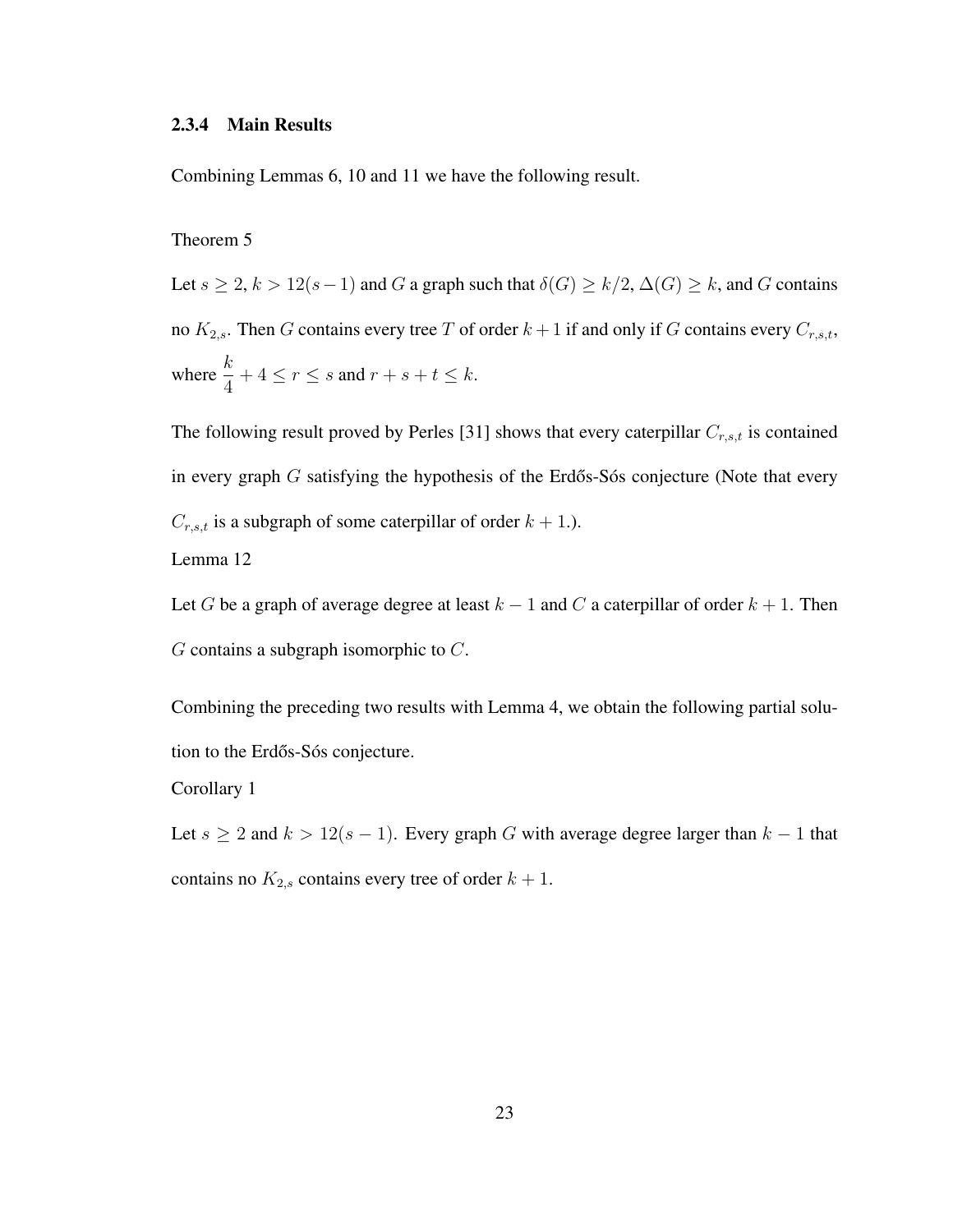### 2.3.4 Main Results

Combining Lemmas 6, 10 and 11 we have the following result.

Theorem 5

Let $s \geq 2$, $k > 12(s-1)$ and $G$ a graph such that $\delta(G) \geq k/2$, $\Delta(G) \geq k$, and $G$ contains no $K_{2,s}$. Then $G$ contains every tree $T$ of order $k+1$ if and only if $G$ contains every $C_{r,s,t}$, where $\dfrac{k}{4} + 4 \leq r \leq s$ and $r + s + t \leq k$.

The following result proved by Perles [31] shows that every caterpillar $C_{r,s,t}$ is contained in every graph $G$ satisfying the hypothesis of the Erdős-Sós conjecture (Note that every $C_{r,s,t}$ is a subgraph of some caterpillar of order $k+1$.).

Lemma 12

Let $G$ be a graph of average degree at least $k-1$ and $C$ a caterpillar of order $k+1$. Then $G$ contains a subgraph isomorphic to $C$.

Combining the preceding two results with Lemma 4, we obtain the following partial solution to the Erdős-Sós conjecture.

Corollary 1

Let $s \geq 2$ and $k > 12(s-1)$. Every graph $G$ with average degree larger than $k-1$ that contains no $K_{2,s}$ contains every tree of order $k+1$.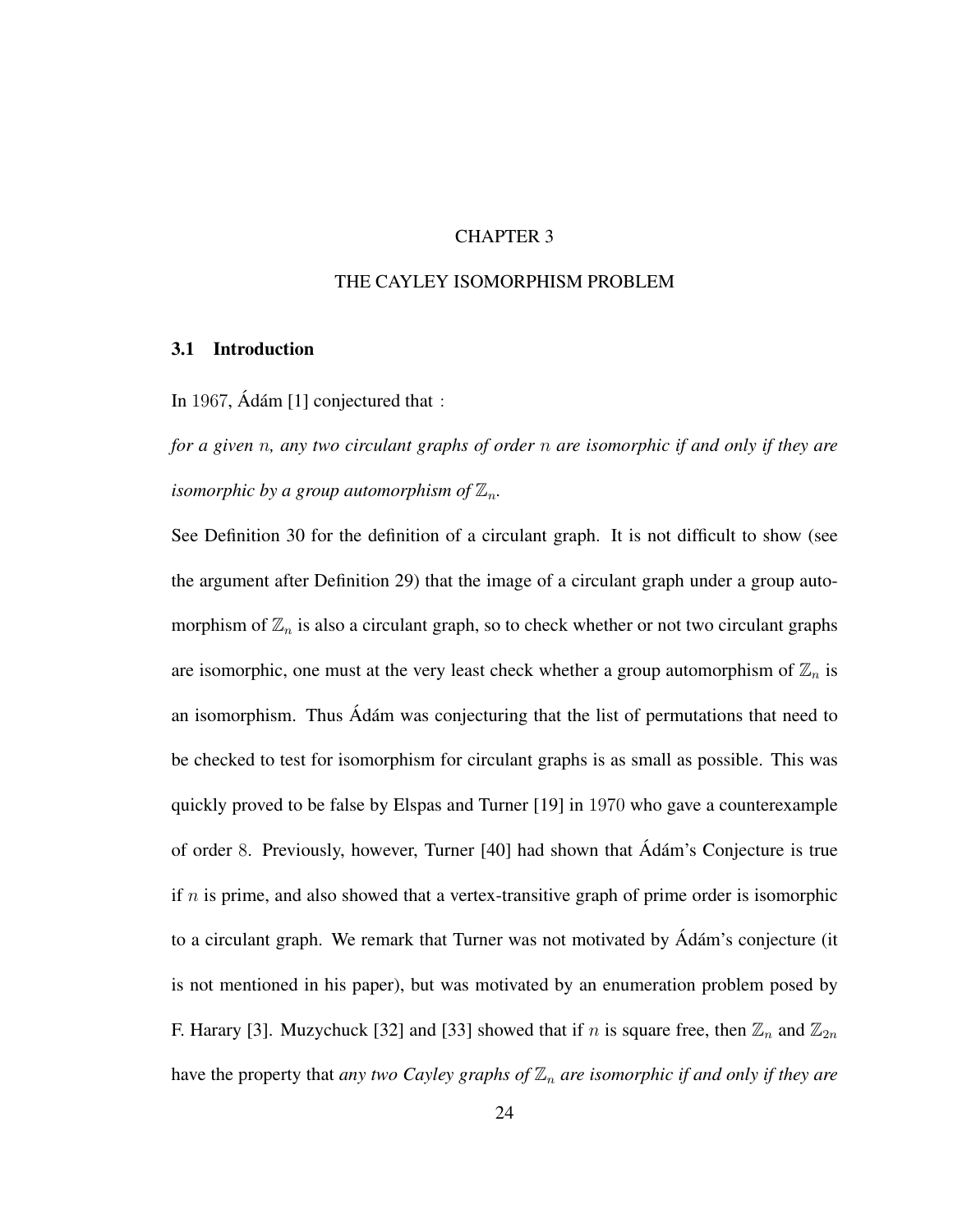# CHAPTER 3

# THE CAYLEY ISOMORPHISM PROBLEM

## 3.1 Introduction

In $1967$, Ádám [1] conjectured that :

*for a given $n$, any two circulant graphs of order $n$ are isomorphic if and only if they are isomorphic by a group automorphism of $\mathbb{Z}_n$.*

See Definition 30 for the definition of a circulant graph. It is not difficult to show (see the argument after Definition 29) that the image of a circulant graph under a group automorphism of $\mathbb{Z}_n$ is also a circulant graph, so to check whether or not two circulant graphs are isomorphic, one must at the very least check whether a group automorphism of $\mathbb{Z}_n$ is an isomorphism. Thus Ádám was conjecturing that the list of permutations that need to be checked to test for isomorphism for circulant graphs is as small as possible. This was quickly proved to be false by Elspas and Turner [19] in $1970$ who gave a counterexample of order $8$. Previously, however, Turner [40] had shown that Ádám's Conjecture is true if $n$ is prime, and also showed that a vertex-transitive graph of prime order is isomorphic to a circulant graph. We remark that Turner was not motivated by Ádám's conjecture (it is not mentioned in his paper), but was motivated by an enumeration problem posed by F. Harary [3]. Muzychuck [32] and [33] showed that if $n$ is square free, then $\mathbb{Z}_n$ and $\mathbb{Z}_{2n}$ have the property that *any two Cayley graphs of $\mathbb{Z}_n$ are isomorphic if and only if they are*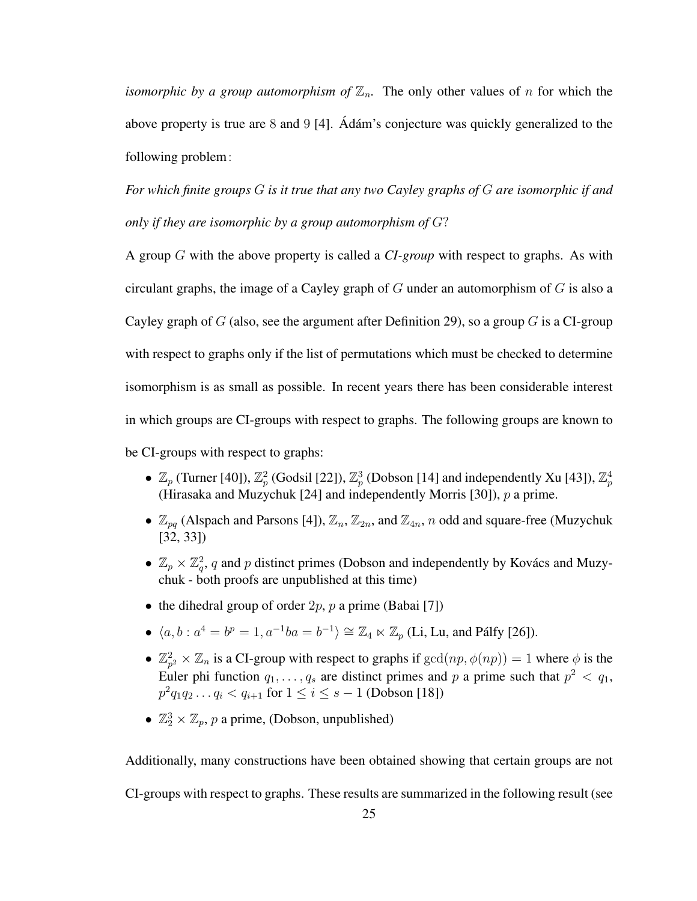*isomorphic by a group automorphism of* $\mathbb{Z}_n$. The only other values of $n$ for which the above property is true are 8 and 9 [4]. Ádám's conjecture was quickly generalized to the following problem:

*For which finite groups $G$ is it true that any two Cayley graphs of $G$ are isomorphic if and only if they are isomorphic by a group automorphism of $G$?*

A group $G$ with the above property is called a ***CI-group*** with respect to graphs. As with circulant graphs, the image of a Cayley graph of $G$ under an automorphism of $G$ is also a Cayley graph of $G$ (also, see the argument after Definition 29), so a group $G$ is a CI-group with respect to graphs only if the list of permutations which must be checked to determine isomorphism is as small as possible. In recent years there has been considerable interest in which groups are CI-groups with respect to graphs. The following groups are known to be CI-groups with respect to graphs:

- $\mathbb{Z}_p$ (Turner [40]), $\mathbb{Z}_p^2$ (Godsil [22]), $\mathbb{Z}_p^3$ (Dobson [14] and independently Xu [43]), $\mathbb{Z}_p^4$ (Hirasaka and Muzychuk [24] and independently Morris [30]), $p$ a prime.
- $\mathbb{Z}_{pq}$ (Alspach and Parsons [4]), $\mathbb{Z}_n$, $\mathbb{Z}_{2n}$, and $\mathbb{Z}_{4n}$, $n$ odd and square-free (Muzychuk [32, 33])
- $\mathbb{Z}_p \times \mathbb{Z}_q^2$, $q$ and $p$ distinct primes (Dobson and independently by Kovács and Muzychuk - both proofs are unpublished at this time)
- the dihedral group of order $2p$, $p$ a prime (Babai [7])
- $\langle a, b : a^4 = b^p = 1, a^{-1}ba = b^{-1} \rangle \cong \mathbb{Z}_4 \ltimes \mathbb{Z}_p$ (Li, Lu, and Pálfy [26]).
- $\mathbb{Z}_{p^2}^2 \times \mathbb{Z}_n$ is a CI-group with respect to graphs if $\gcd(np, \phi(np)) = 1$ where $\phi$ is the Euler phi function $q_1, \ldots, q_s$ are distinct primes and $p$ a prime such that $p^2 < q_1$, $p^2 q_1 q_2 \ldots q_i < q_{i+1}$ for $1 \leq i \leq s-1$ (Dobson [18])
- $\mathbb{Z}_2^3 \times \mathbb{Z}_p$, $p$ a prime, (Dobson, unpublished)

Additionally, many constructions have been obtained showing that certain groups are not CI-groups with respect to graphs. These results are summarized in the following result (see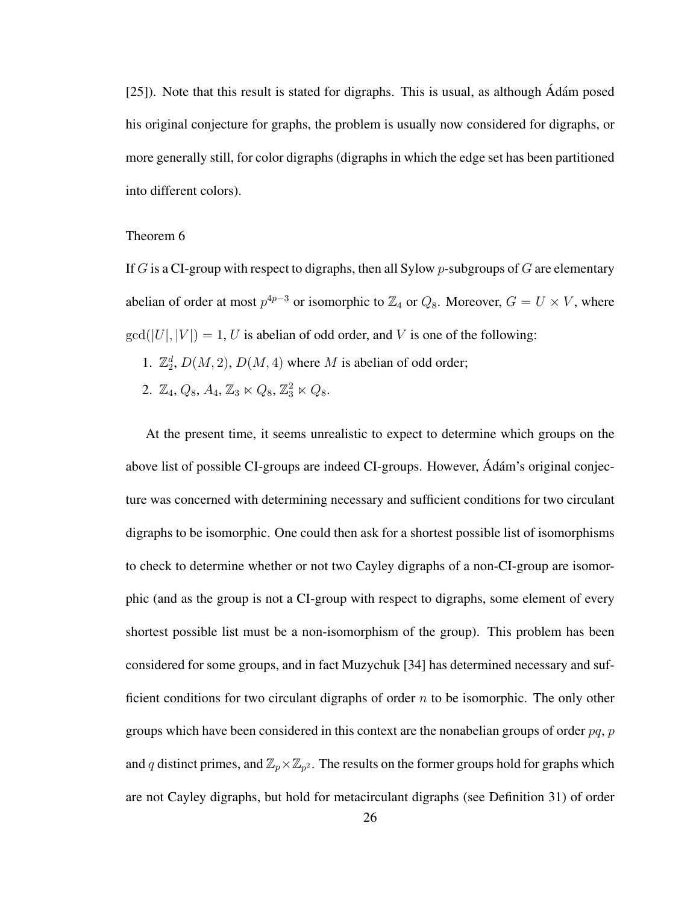[25]). Note that this result is stated for digraphs. This is usual, as although Ádám posed his original conjecture for graphs, the problem is usually now considered for digraphs, or more generally still, for color digraphs (digraphs in which the edge set has been partitioned into different colors).

Theorem 6

If $G$ is a CI-group with respect to digraphs, then all Sylow $p$-subgroups of $G$ are elementary abelian of order at most $p^{4p-3}$ or isomorphic to $\mathbb{Z}_4$ or $Q_8$. Moreover, $G = U \times V$, where $\gcd(|U|, |V|) = 1$, $U$ is abelian of odd order, and $V$ is one of the following:

1. $\mathbb{Z}_2^d$, $D(M, 2)$, $D(M, 4)$ where $M$ is abelian of odd order;
2. $\mathbb{Z}_4$, $Q_8$, $A_4$, $\mathbb{Z}_3 \ltimes Q_8$, $\mathbb{Z}_3^2 \ltimes Q_8$.

At the present time, it seems unrealistic to expect to determine which groups on the above list of possible CI-groups are indeed CI-groups. However, Ádám's original conjecture was concerned with determining necessary and sufficient conditions for two circulant digraphs to be isomorphic. One could then ask for a shortest possible list of isomorphisms to check to determine whether or not two Cayley digraphs of a non-CI-group are isomorphic (and as the group is not a CI-group with respect to digraphs, some element of every shortest possible list must be a non-isomorphism of the group). This problem has been considered for some groups, and in fact Muzychuk [34] has determined necessary and sufficient conditions for two circulant digraphs of order $n$ to be isomorphic. The only other groups which have been considered in this context are the nonabelian groups of order $pq$, $p$ and $q$ distinct primes, and $\mathbb{Z}_p \times \mathbb{Z}_{p^2}$. The results on the former groups hold for graphs which are not Cayley digraphs, but hold for metacirculant digraphs (see Definition 31) of order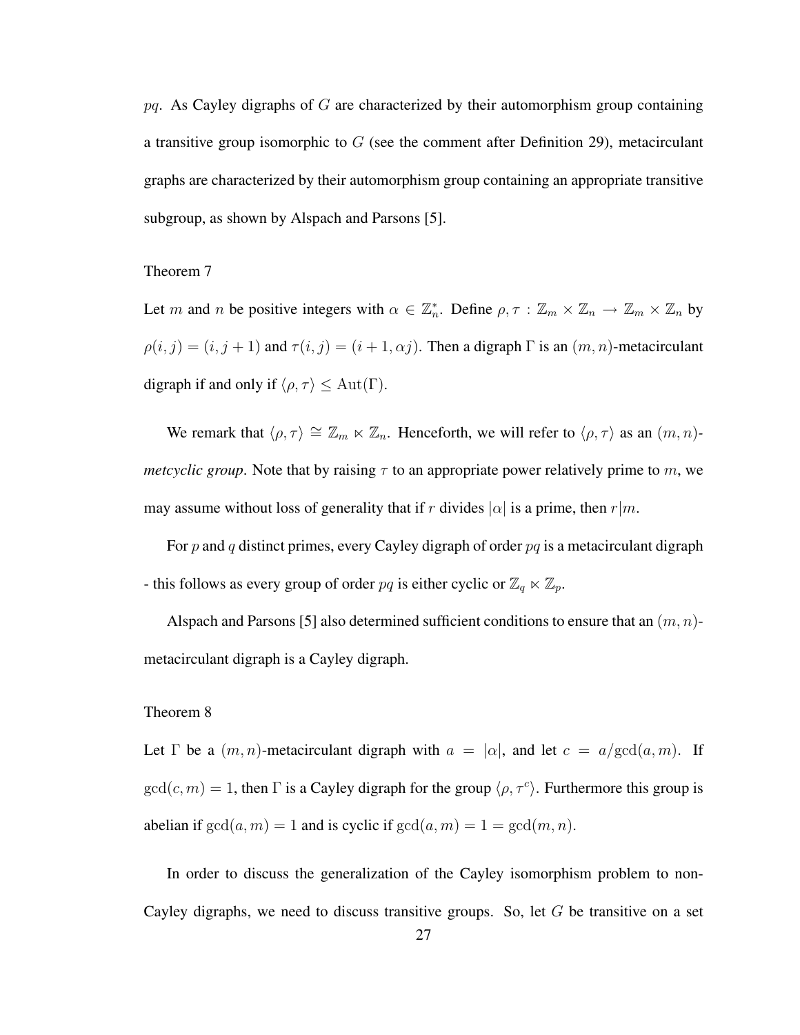$pq$. As Cayley digraphs of $G$ are characterized by their automorphism group containing a transitive group isomorphic to $G$ (see the comment after Definition 29), metacirculant graphs are characterized by their automorphism group containing an appropriate transitive subgroup, as shown by Alspach and Parsons [5].

Theorem 7

Let $m$ and $n$ be positive integers with $\alpha \in \mathbb{Z}_n^*$. Define $\rho, \tau : \mathbb{Z}_m \times \mathbb{Z}_n \to \mathbb{Z}_m \times \mathbb{Z}_n$ by $\rho(i,j) = (i, j+1)$ and $\tau(i,j) = (i+1, \alpha j)$. Then a digraph $\Gamma$ is an $(m,n)$-metacirculant digraph if and only if $\langle \rho, \tau \rangle \leq \mathrm{Aut}(\Gamma)$.

We remark that $\langle \rho, \tau \rangle \cong \mathbb{Z}_m \ltimes \mathbb{Z}_n$. Henceforth, we will refer to $\langle \rho, \tau \rangle$ as an $(m,n)$-*metcyclic group*. Note that by raising $\tau$ to an appropriate power relatively prime to $m$, we may assume without loss of generality that if $r$ divides $|\alpha|$ is a prime, then $r|m$.

For $p$ and $q$ distinct primes, every Cayley digraph of order $pq$ is a metacirculant digraph - this follows as every group of order $pq$ is either cyclic or $\mathbb{Z}_q \ltimes \mathbb{Z}_p$.

Alspach and Parsons [5] also determined sufficient conditions to ensure that an $(m,n)$-metacirculant digraph is a Cayley digraph.

Theorem 8

Let $\Gamma$ be a $(m,n)$-metacirculant digraph with $a = |\alpha|$, and let $c = a/\gcd(a,m)$. If $\gcd(c,m) = 1$, then $\Gamma$ is a Cayley digraph for the group $\langle \rho, \tau^c \rangle$. Furthermore this group is abelian if $\gcd(a,m) = 1$ and is cyclic if $\gcd(a,m) = 1 = \gcd(m,n)$.

In order to discuss the generalization of the Cayley isomorphism problem to non-Cayley digraphs, we need to discuss transitive groups. So, let $G$ be transitive on a set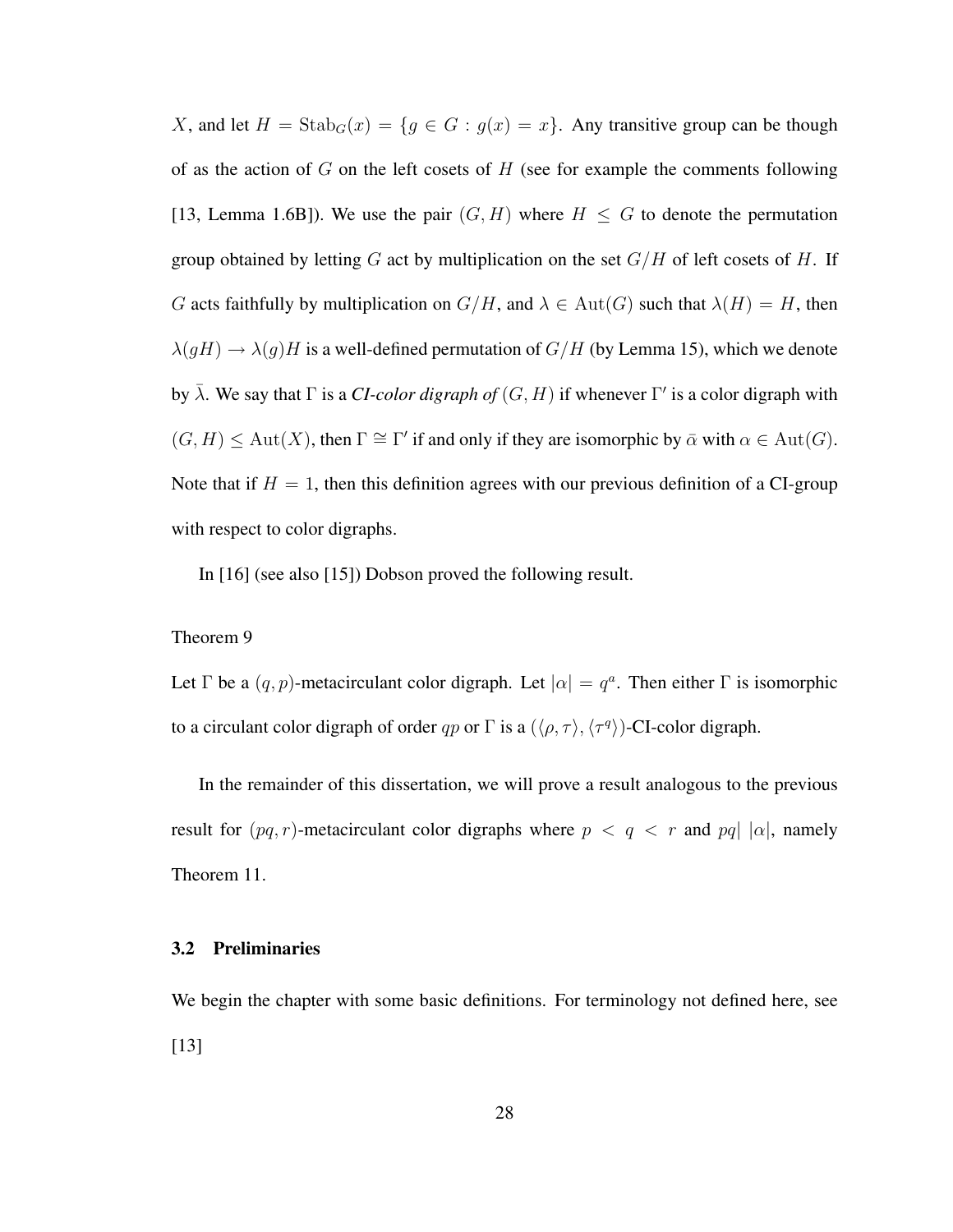$X$, and let $H = \mathrm{Stab}_G(x) = \{g \in G : g(x) = x\}$. Any transitive group can be though of as the action of $G$ on the left cosets of $H$ (see for example the comments following [13, Lemma 1.6B]). We use the pair $(G, H)$ where $H \leq G$ to denote the permutation group obtained by letting $G$ act by multiplication on the set $G/H$ of left cosets of $H$. If $G$ acts faithfully by multiplication on $G/H$, and $\lambda \in \mathrm{Aut}(G)$ such that $\lambda(H) = H$, then $\lambda(gH) \to \lambda(g)H$ is a well-defined permutation of $G/H$ (by Lemma 15), which we denote by $\bar{\lambda}$. We say that $\Gamma$ is a ***CI-color digraph of*** $(G, H)$ if whenever $\Gamma'$ is a color digraph with $(G, H) \leq \mathrm{Aut}(X)$, then $\Gamma \cong \Gamma'$ if and only if they are isomorphic by $\bar{\alpha}$ with $\alpha \in \mathrm{Aut}(G)$. Note that if $H = 1$, then this definition agrees with our previous definition of a CI-group with respect to color digraphs.

In [16] (see also [15]) Dobson proved the following result.

Theorem 9

Let $\Gamma$ be a $(q, p)$-metacirculant color digraph. Let $|\alpha| = q^a$. Then either $\Gamma$ is isomorphic to a circulant color digraph of order $qp$ or $\Gamma$ is a $(\langle \rho, \tau \rangle, \langle \tau^q \rangle)$-CI-color digraph.

In the remainder of this dissertation, we will prove a result analogous to the previous result for $(pq, r)$-metacirculant color digraphs where $p < q < r$ and $pq |\ |\alpha|$, namely Theorem 11.

### 3.2 Preliminaries

We begin the chapter with some basic definitions. For terminology not defined here, see [13]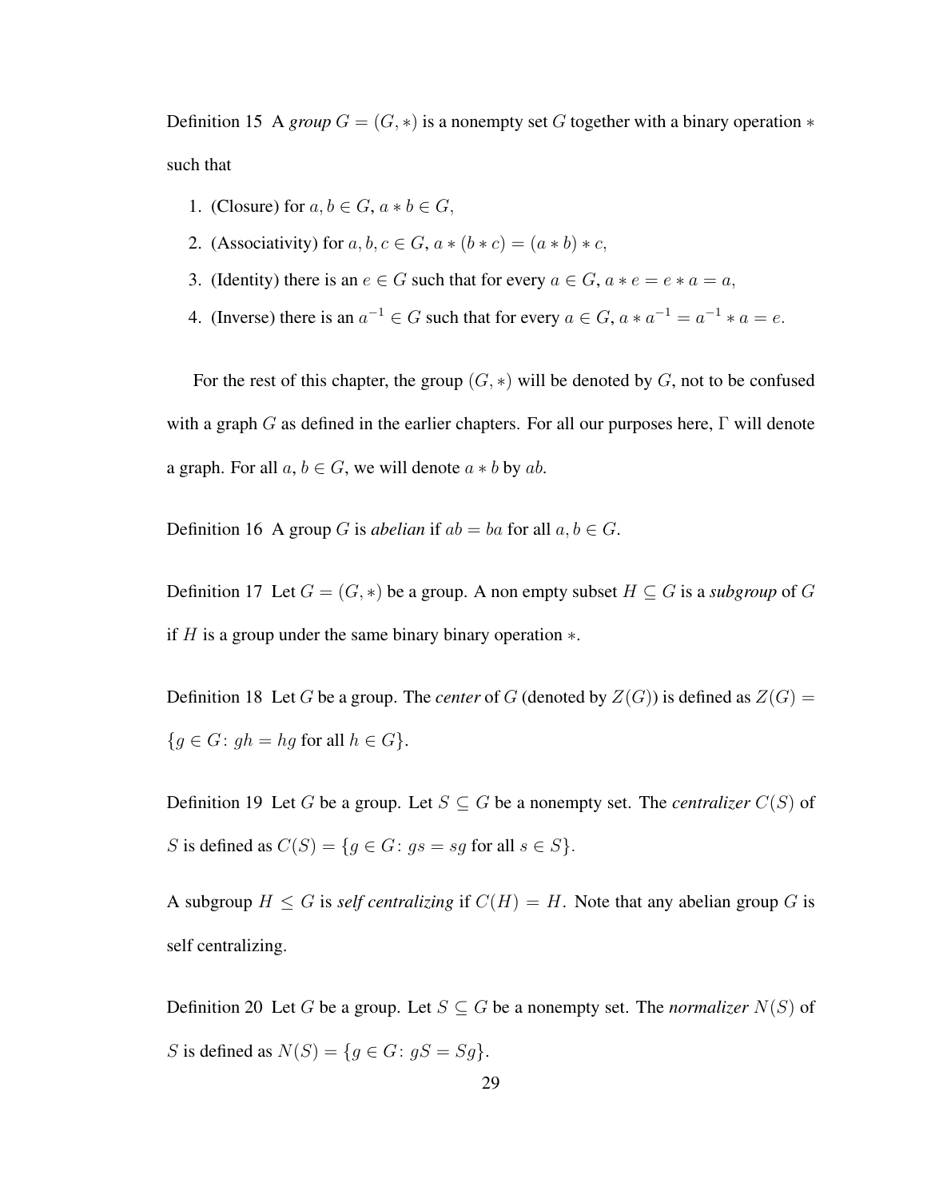Definition 15 A *group* $G = (G, *)$ is a nonempty set $G$ together with a binary operation $*$ such that

1. (Closure) for $a, b \in G$, $a * b \in G$,
2. (Associativity) for $a, b, c \in G$, $a * (b * c) = (a * b) * c$,
3. (Identity) there is an $e \in G$ such that for every $a \in G$, $a * e = e * a = a$,
4. (Inverse) there is an $a^{-1} \in G$ such that for every $a \in G$, $a * a^{-1} = a^{-1} * a = e$.

For the rest of this chapter, the group $(G, *)$ will be denoted by $G$, not to be confused with a graph $G$ as defined in the earlier chapters. For all our purposes here, $\Gamma$ will denote a graph. For all $a, b \in G$, we will denote $a * b$ by $ab$.

Definition 16 A group $G$ is *abelian* if $ab = ba$ for all $a, b \in G$.

Definition 17 Let $G = (G, *)$ be a group. A non empty subset $H \subseteq G$ is a *subgroup* of $G$ if $H$ is a group under the same binary binary operation $*$.

Definition 18 Let $G$ be a group. The *center* of $G$ (denoted by $Z(G)$) is defined as $Z(G) = \{g \in G \colon gh = hg \text{ for all } h \in G\}$.

Definition 19 Let $G$ be a group. Let $S \subseteq G$ be a nonempty set. The *centralizer* $C(S)$ of $S$ is defined as $C(S) = \{g \in G \colon gs = sg \text{ for all } s \in S\}$.

A subgroup $H \leq G$ is *self centralizing* if $C(H) = H$. Note that any abelian group $G$ is self centralizing.

Definition 20 Let $G$ be a group. Let $S \subseteq G$ be a nonempty set. The *normalizer* $N(S)$ of $S$ is defined as $N(S) = \{g \in G \colon gS = Sg\}$.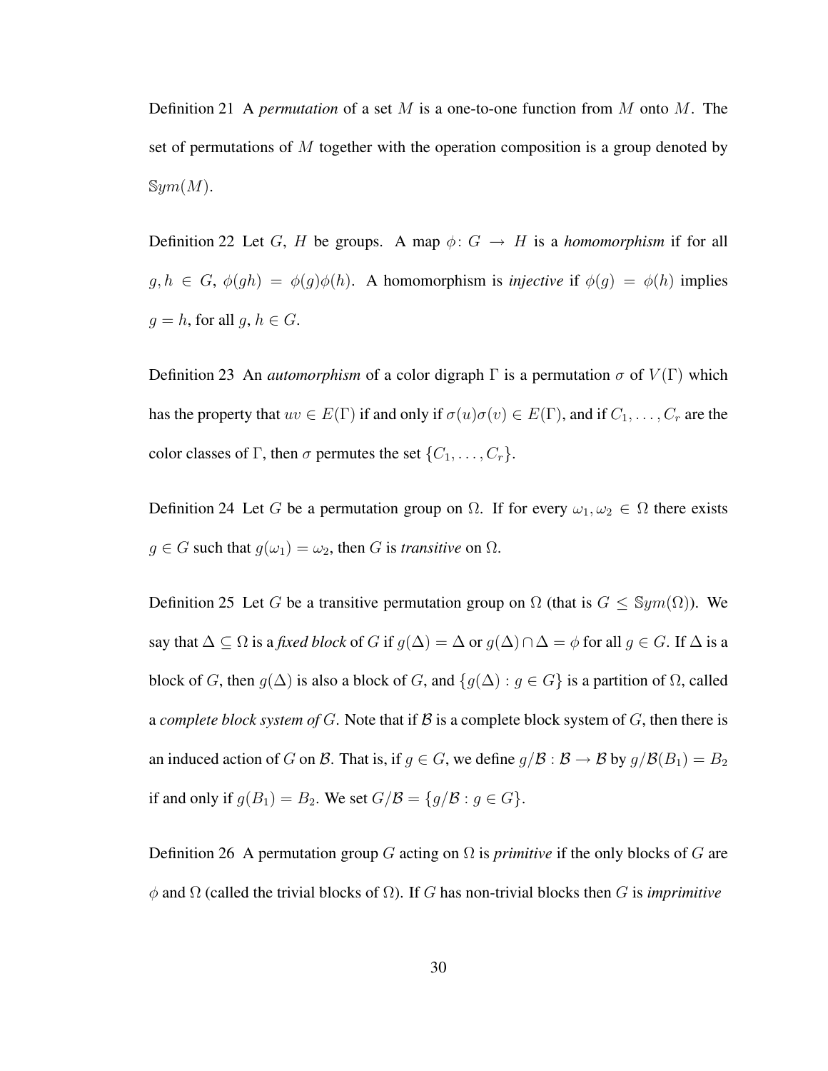Definition 21 A *permutation* of a set $M$ is a one-to-one function from $M$ onto $M$. The set of permutations of $M$ together with the operation composition is a group denoted by $\mathbb{S}ym(M)$.

Definition 22 Let $G$, $H$ be groups. A map $\phi\colon G \to H$ is a *homomorphism* if for all $g, h \in G$, $\phi(gh) = \phi(g)\phi(h)$. A homomorphism is *injective* if $\phi(g) = \phi(h)$ implies $g = h$, for all $g, h \in G$.

Definition 23 An *automorphism* of a color digraph $\Gamma$ is a permutation $\sigma$ of $V(\Gamma)$ which has the property that $uv \in E(\Gamma)$ if and only if $\sigma(u)\sigma(v) \in E(\Gamma)$, and if $C_1, \ldots, C_r$ are the color classes of $\Gamma$, then $\sigma$ permutes the set $\{C_1, \ldots, C_r\}$.

Definition 24 Let $G$ be a permutation group on $\Omega$. If for every $\omega_1, \omega_2 \in \Omega$ there exists $g \in G$ such that $g(\omega_1) = \omega_2$, then $G$ is *transitive* on $\Omega$.

Definition 25 Let $G$ be a transitive permutation group on $\Omega$ (that is $G \leq \mathbb{S}ym(\Omega)$). We say that $\Delta \subseteq \Omega$ is a *fixed block* of $G$ if $g(\Delta) = \Delta$ or $g(\Delta) \cap \Delta = \phi$ for all $g \in G$. If $\Delta$ is a block of $G$, then $g(\Delta)$ is also a block of $G$, and $\{g(\Delta) : g \in G\}$ is a partition of $\Omega$, called a *complete block system of* $G$. Note that if $\mathcal{B}$ is a complete block system of $G$, then there is an induced action of $G$ on $\mathcal{B}$. That is, if $g \in G$, we define $g/\mathcal{B} : \mathcal{B} \to \mathcal{B}$ by $g/\mathcal{B}(B_1) = B_2$ if and only if $g(B_1) = B_2$. We set $G/\mathcal{B} = \{g/\mathcal{B} : g \in G\}$.

Definition 26 A permutation group $G$ acting on $\Omega$ is *primitive* if the only blocks of $G$ are $\phi$ and $\Omega$ (called the trivial blocks of $\Omega$). If $G$ has non-trivial blocks then $G$ is *imprimitive*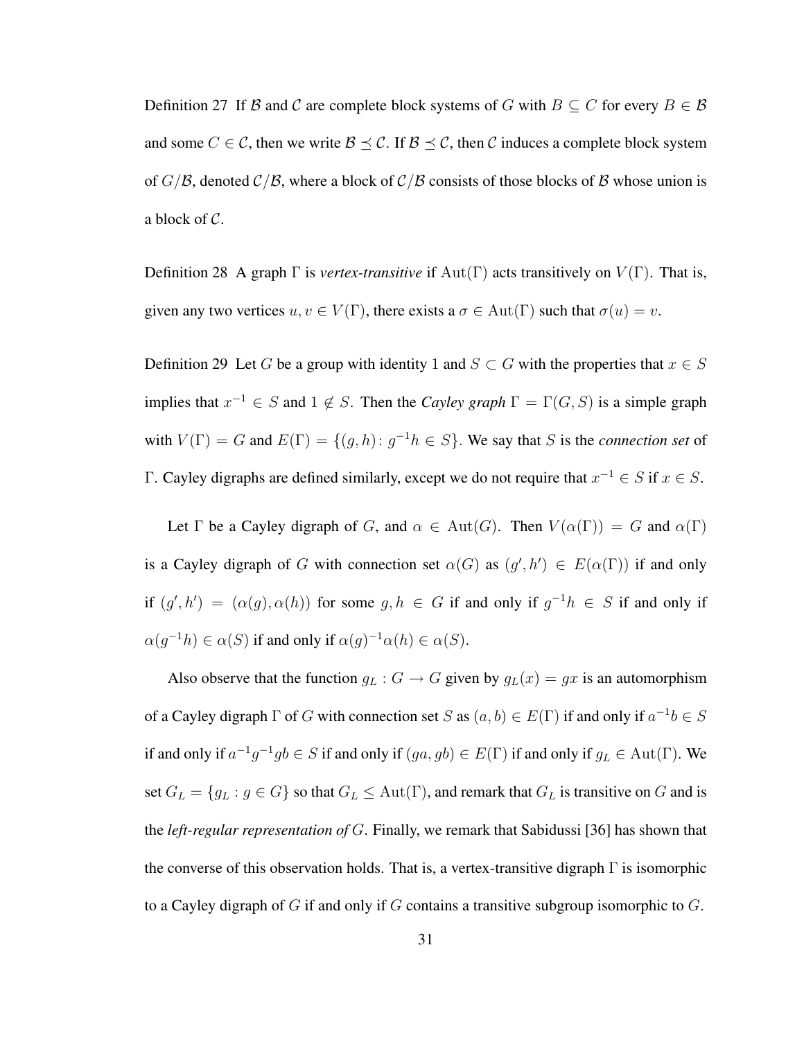Definition 27 If $\mathcal{B}$ and $\mathcal{C}$ are complete block systems of $G$ with $B \subseteq C$ for every $B \in \mathcal{B}$ and some $C \in \mathcal{C}$, then we write $\mathcal{B} \preceq \mathcal{C}$. If $\mathcal{B} \preceq \mathcal{C}$, then $\mathcal{C}$ induces a complete block system of $G/\mathcal{B}$, denoted $\mathcal{C}/\mathcal{B}$, where a block of $\mathcal{C}/\mathcal{B}$ consists of those blocks of $\mathcal{B}$ whose union is a block of $\mathcal{C}$.

Definition 28 A graph $\Gamma$ is *vertex-transitive* if $\mathrm{Aut}(\Gamma)$ acts transitively on $V(\Gamma)$. That is, given any two vertices $u, v \in V(\Gamma)$, there exists a $\sigma \in \mathrm{Aut}(\Gamma)$ such that $\sigma(u) = v$.

Definition 29 Let $G$ be a group with identity 1 and $S \subset G$ with the properties that $x \in S$ implies that $x^{-1} \in S$ and $1 \notin S$. Then the *Cayley graph* $\Gamma = \Gamma(G, S)$ is a simple graph with $V(\Gamma) = G$ and $E(\Gamma) = \{(g, h)\colon g^{-1}h \in S\}$. We say that $S$ is the *connection set* of $\Gamma$. Cayley digraphs are defined similarly, except we do not require that $x^{-1} \in S$ if $x \in S$.

Let $\Gamma$ be a Cayley digraph of $G$, and $\alpha \in \mathrm{Aut}(G)$. Then $V(\alpha(\Gamma)) = G$ and $\alpha(\Gamma)$ is a Cayley digraph of $G$ with connection set $\alpha(G)$ as $(g', h') \in E(\alpha(\Gamma))$ if and only if $(g', h') = (\alpha(g), \alpha(h))$ for some $g, h \in G$ if and only if $g^{-1}h \in S$ if and only if $\alpha(g^{-1}h) \in \alpha(S)$ if and only if $\alpha(g)^{-1}\alpha(h) \in \alpha(S)$.

Also observe that the function $g_L : G \to G$ given by $g_L(x) = gx$ is an automorphism of a Cayley digraph $\Gamma$ of $G$ with connection set $S$ as $(a, b) \in E(\Gamma)$ if and only if $a^{-1}b \in S$ if and only if $a^{-1}g^{-1}gb \in S$ if and only if $(ga, gb) \in E(\Gamma)$ if and only if $g_L \in \mathrm{Aut}(\Gamma)$. We set $G_L = \{g_L : g \in G\}$ so that $G_L \leq \mathrm{Aut}(\Gamma)$, and remark that $G_L$ is transitive on $G$ and is the *left-regular representation of* $G$. Finally, we remark that Sabidussi [36] has shown that the converse of this observation holds. That is, a vertex-transitive digraph $\Gamma$ is isomorphic to a Cayley digraph of $G$ if and only if $G$ contains a transitive subgroup isomorphic to $G$.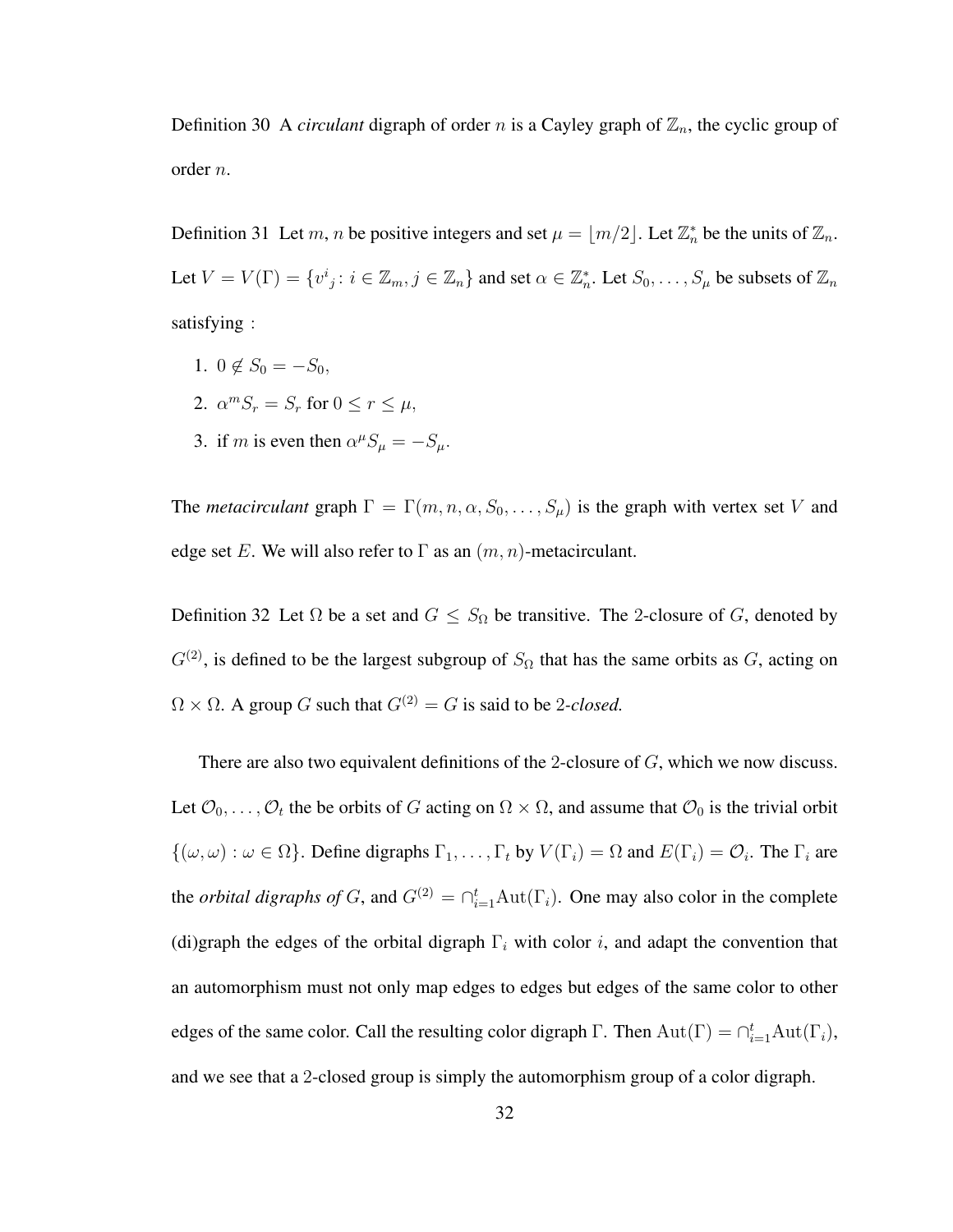Definition 30 A *circulant* digraph of order $n$ is a Cayley graph of $\mathbb{Z}_n$, the cyclic group of order $n$.

Definition 31 Let $m$, $n$ be positive integers and set $\mu = \lfloor m/2 \rfloor$. Let $\mathbb{Z}_n^*$ be the units of $\mathbb{Z}_n$. Let $V = V(\Gamma) = \{v^i{}_j : i \in \mathbb{Z}_m, j \in \mathbb{Z}_n\}$ and set $\alpha \in \mathbb{Z}_n^*$. Let $S_0, \ldots, S_\mu$ be subsets of $\mathbb{Z}_n$ satisfying :

1. $0 \notin S_0 = -S_0$,
2. $\alpha^m S_r = S_r$ for $0 \leq r \leq \mu$,
3. if $m$ is even then $\alpha^\mu S_\mu = -S_\mu$.

The *metacirculant* graph $\Gamma = \Gamma(m, n, \alpha, S_0, \ldots, S_\mu)$ is the graph with vertex set $V$ and edge set $E$. We will also refer to $\Gamma$ as an $(m, n)$-metacirculant.

Definition 32 Let $\Omega$ be a set and $G \leq S_\Omega$ be transitive. The 2-closure of $G$, denoted by $G^{(2)}$, is defined to be the largest subgroup of $S_\Omega$ that has the same orbits as $G$, acting on $\Omega \times \Omega$. A group $G$ such that $G^{(2)} = G$ is said to be *2-closed.*

There are also two equivalent definitions of the 2-closure of $G$, which we now discuss. Let $\mathcal{O}_0, \ldots, \mathcal{O}_t$ the be orbits of $G$ acting on $\Omega \times \Omega$, and assume that $\mathcal{O}_0$ is the trivial orbit $\{(\omega, \omega) : \omega \in \Omega\}$. Define digraphs $\Gamma_1, \ldots, \Gamma_t$ by $V(\Gamma_i) = \Omega$ and $E(\Gamma_i) = \mathcal{O}_i$. The $\Gamma_i$ are the *orbital digraphs of* $G$, and $G^{(2)} = \cap_{i=1}^t \mathrm{Aut}(\Gamma_i)$. One may also color in the complete (di)graph the edges of the orbital digraph $\Gamma_i$ with color $i$, and adapt the convention that an automorphism must not only map edges to edges but edges of the same color to other edges of the same color. Call the resulting color digraph $\Gamma$. Then $\mathrm{Aut}(\Gamma) = \cap_{i=1}^t \mathrm{Aut}(\Gamma_i)$, and we see that a 2-closed group is simply the automorphism group of a color digraph.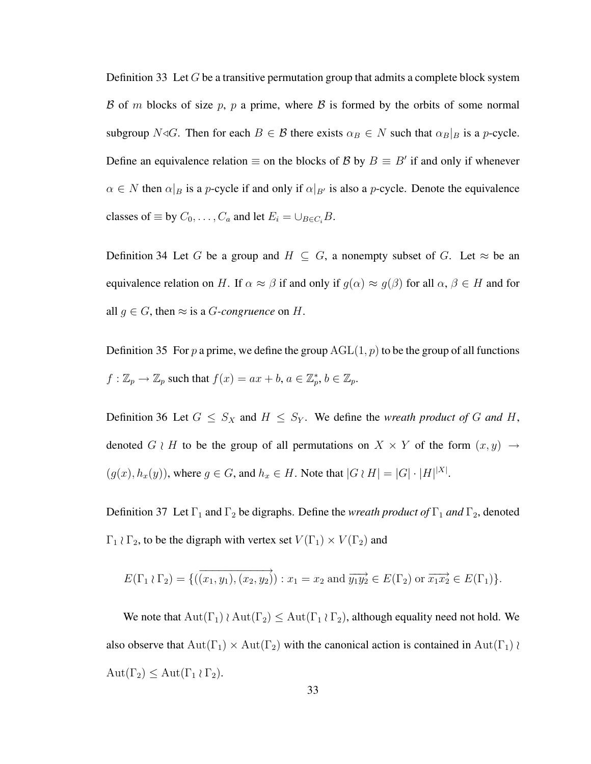Definition 33 Let $G$ be a transitive permutation group that admits a complete block system $\mathcal{B}$ of $m$ blocks of size $p$, $p$ a prime, where $\mathcal{B}$ is formed by the orbits of some normal subgroup $N \triangleleft G$. Then for each $B \in \mathcal{B}$ there exists $\alpha_B \in N$ such that $\alpha_B|_B$ is a $p$-cycle. Define an equivalence relation $\equiv$ on the blocks of $\mathcal{B}$ by $B \equiv B'$ if and only if whenever $\alpha \in N$ then $\alpha|_B$ is a $p$-cycle if and only if $\alpha|_{B'}$ is also a $p$-cycle. Denote the equivalence classes of $\equiv$ by $C_0, \ldots, C_a$ and let $E_i = \cup_{B \in C_i} B$.

Definition 34 Let $G$ be a group and $H \subseteq G$, a nonempty subset of $G$. Let $\approx$ be an equivalence relation on $H$. If $\alpha \approx \beta$ if and only if $g(\alpha) \approx g(\beta)$ for all $\alpha, \beta \in H$ and for all $g \in G$, then $\approx$ is a *$G$-congruence* on $H$.

Definition 35 For $p$ a prime, we define the group $\mathrm{AGL}(1,p)$ to be the group of all functions $f : \mathbb{Z}_p \to \mathbb{Z}_p$ such that $f(x) = ax + b$, $a \in \mathbb{Z}_p^*$, $b \in \mathbb{Z}_p$.

Definition 36 Let $G \leq S_X$ and $H \leq S_Y$. We define the *wreath product of $G$ and $H$*, denoted $G \wr H$ to be the group of all permutations on $X \times Y$ of the form $(x, y) \to (g(x), h_x(y))$, where $g \in G$, and $h_x \in H$. Note that $|G \wr H| = |G| \cdot |H|^{|X|}$.

Definition 37 Let $\Gamma_1$ and $\Gamma_2$ be digraphs. Define the *wreath product of $\Gamma_1$ and $\Gamma_2$*, denoted $\Gamma_1 \wr \Gamma_2$, to be the digraph with vertex set $V(\Gamma_1) \times V(\Gamma_2)$ and

$$E(\Gamma_1 \wr \Gamma_2) = \{(\overrightarrow{(x_1, y_1), (x_2, y_2)}) : x_1 = x_2 \text{ and } \overrightarrow{y_1 y_2} \in E(\Gamma_2) \text{ or } \overrightarrow{x_1 x_2} \in E(\Gamma_1)\}.$$

We note that $\mathrm{Aut}(\Gamma_1) \wr \mathrm{Aut}(\Gamma_2) \leq \mathrm{Aut}(\Gamma_1 \wr \Gamma_2)$, although equality need not hold. We also observe that $\mathrm{Aut}(\Gamma_1) \times \mathrm{Aut}(\Gamma_2)$ with the canonical action is contained in $\mathrm{Aut}(\Gamma_1) \wr \mathrm{Aut}(\Gamma_2) \leq \mathrm{Aut}(\Gamma_1 \wr \Gamma_2)$.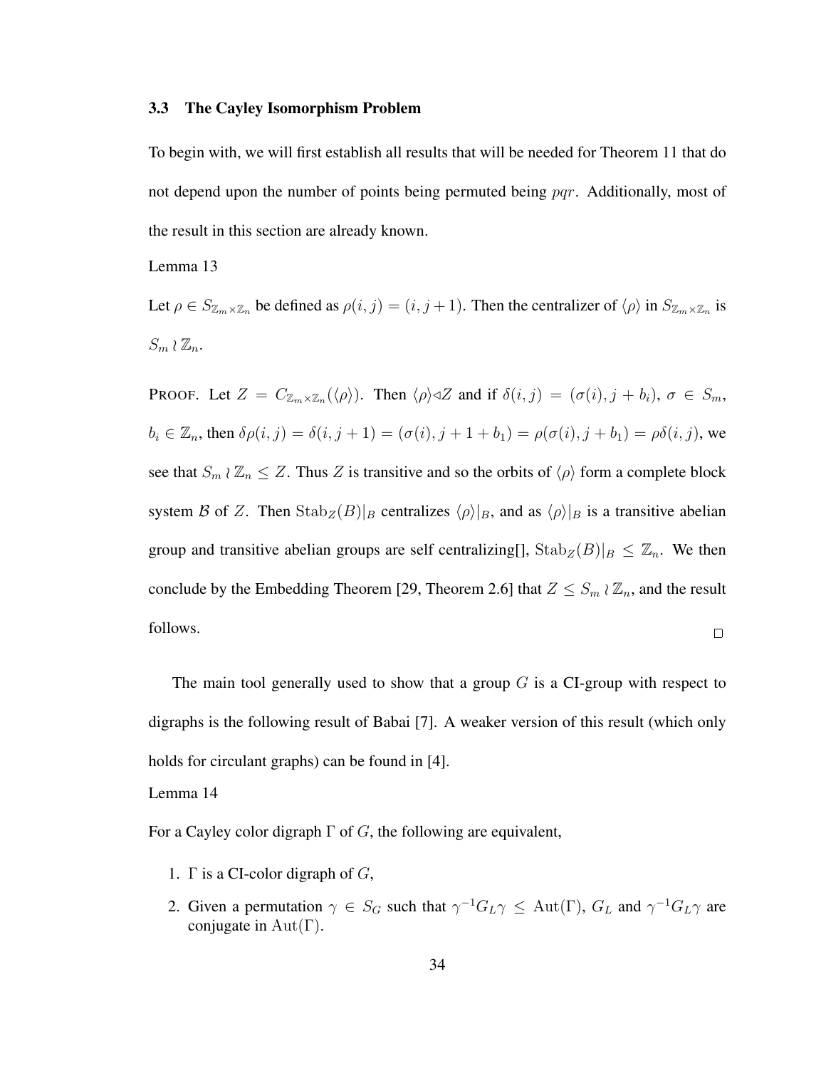### 3.3 The Cayley Isomorphism Problem

To begin with, we will first establish all results that will be needed for Theorem 11 that do not depend upon the number of points being permuted being $pqr$. Additionally, most of the result in this section are already known.

Lemma 13

Let $\rho \in S_{\mathbb{Z}_m \times \mathbb{Z}_n}$ be defined as $\rho(i,j) = (i, j+1)$. Then the centralizer of $\langle \rho \rangle$ in $S_{\mathbb{Z}_m \times \mathbb{Z}_n}$ is $S_m \wr \mathbb{Z}_n$.

PROOF. Let $Z = C_{\mathbb{Z}_m \times \mathbb{Z}_n}(\langle \rho \rangle)$. Then $\langle \rho \rangle \triangleleft Z$ and if $\delta(i,j) = (\sigma(i), j + b_i)$, $\sigma \in S_m$, $b_i \in \mathbb{Z}_n$, then $\delta\rho(i,j) = \delta(i, j+1) = (\sigma(i), j+1+b_1) = \rho(\sigma(i), j+b_1) = \rho\delta(i,j)$, we see that $S_m \wr \mathbb{Z}_n \leq Z$. Thus $Z$ is transitive and so the orbits of $\langle \rho \rangle$ form a complete block system $\mathcal{B}$ of $Z$. Then $\mathrm{Stab}_Z(B)|_B$ centralizes $\langle \rho \rangle|_B$, and as $\langle \rho \rangle|_B$ is a transitive abelian group and transitive abelian groups are self centralizing[], $\mathrm{Stab}_Z(B)|_B \leq \mathbb{Z}_n$. We then conclude by the Embedding Theorem [29, Theorem 2.6] that $Z \leq S_m \wr \mathbb{Z}_n$, and the result follows. □

The main tool generally used to show that a group $G$ is a CI-group with respect to digraphs is the following result of Babai [7]. A weaker version of this result (which only holds for circulant graphs) can be found in [4].

Lemma 14

For a Cayley color digraph $\Gamma$ of $G$, the following are equivalent,

1. $\Gamma$ is a CI-color digraph of $G$,
2. Given a permutation $\gamma \in S_G$ such that $\gamma^{-1}G_L\gamma \leq \mathrm{Aut}(\Gamma)$, $G_L$ and $\gamma^{-1}G_L\gamma$ are conjugate in $\mathrm{Aut}(\Gamma)$.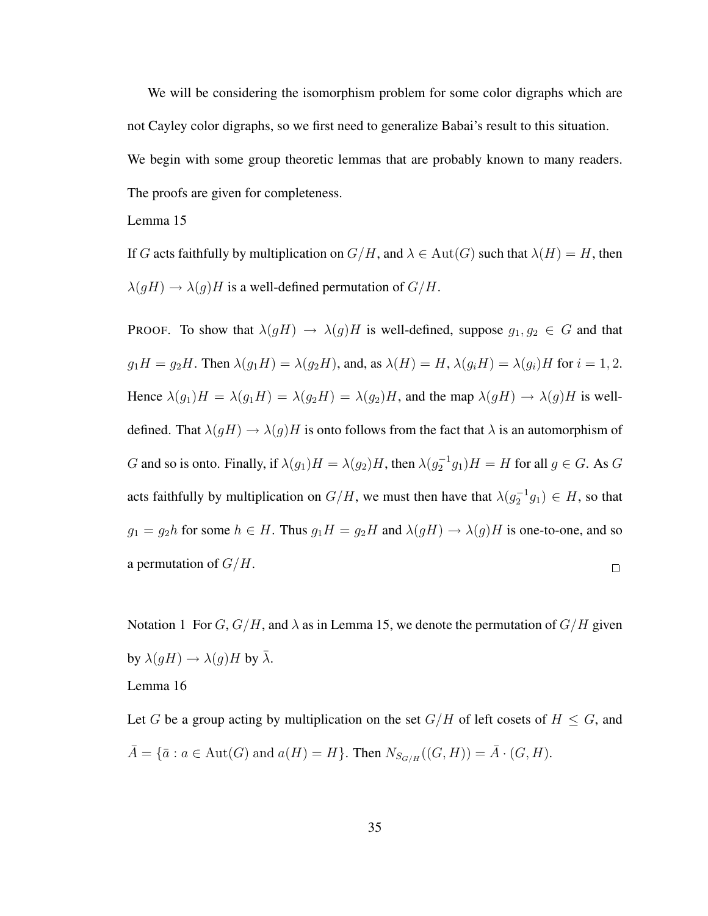We will be considering the isomorphism problem for some color digraphs which are not Cayley color digraphs, so we first need to generalize Babai's result to this situation. We begin with some group theoretic lemmas that are probably known to many readers. The proofs are given for completeness.

Lemma 15

If $G$ acts faithfully by multiplication on $G/H$, and $\lambda \in \mathrm{Aut}(G)$ such that $\lambda(H) = H$, then $\lambda(gH) \to \lambda(g)H$ is a well-defined permutation of $G/H$.

PROOF. To show that $\lambda(gH) \to \lambda(g)H$ is well-defined, suppose $g_1, g_2 \in G$ and that $g_1H = g_2H$. Then $\lambda(g_1H) = \lambda(g_2H)$, and, as $\lambda(H) = H$, $\lambda(g_iH) = \lambda(g_i)H$ for $i = 1, 2$. Hence $\lambda(g_1)H = \lambda(g_1H) = \lambda(g_2H) = \lambda(g_2)H$, and the map $\lambda(gH) \to \lambda(g)H$ is well-defined. That $\lambda(gH) \to \lambda(g)H$ is onto follows from the fact that $\lambda$ is an automorphism of $G$ and so is onto. Finally, if $\lambda(g_1)H = \lambda(g_2)H$, then $\lambda(g_2^{-1}g_1)H = H$ for all $g \in G$. As $G$ acts faithfully by multiplication on $G/H$, we must then have that $\lambda(g_2^{-1}g_1) \in H$, so that $g_1 = g_2h$ for some $h \in H$. Thus $g_1H = g_2H$ and $\lambda(gH) \to \lambda(g)H$ is one-to-one, and so a permutation of $G/H$. □

Notation 1 For $G$, $G/H$, and $\lambda$ as in Lemma 15, we denote the permutation of $G/H$ given by $\lambda(gH) \to \lambda(g)H$ by $\bar{\lambda}$.

Lemma 16

Let $G$ be a group acting by multiplication on the set $G/H$ of left cosets of $H \leq G$, and $\bar{A} = \{\bar{a} : a \in \mathrm{Aut}(G) \text{ and } a(H) = H\}$. Then $N_{S_{G/H}}((G, H)) = \bar{A} \cdot (G, H)$.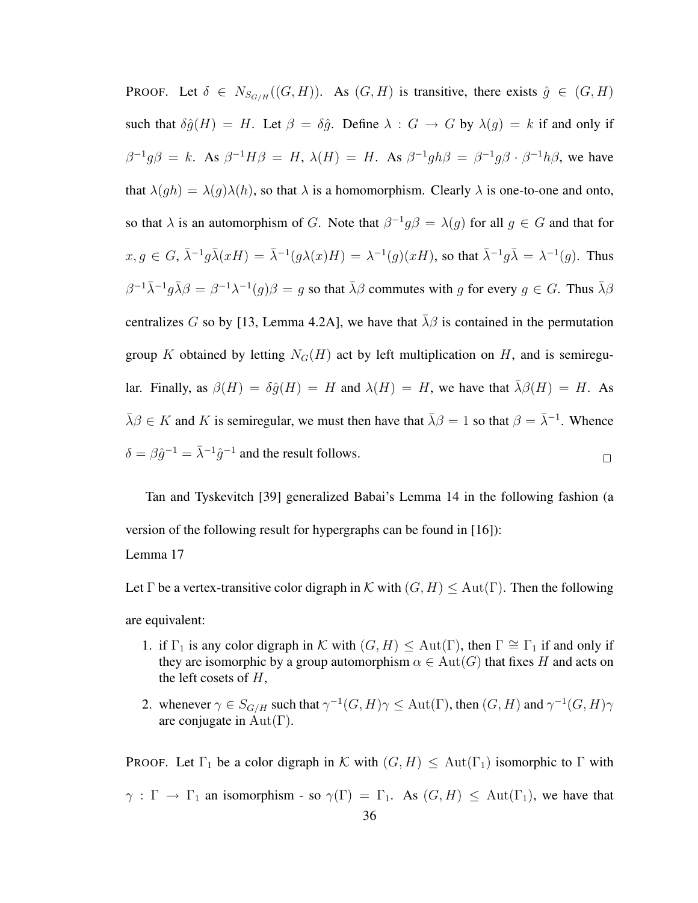PROOF. Let $\delta \in N_{S_{G/H}}((G,H))$. As $(G,H)$ is transitive, there exists $\hat{g} \in (G,H)$ such that $\delta\hat{g}(H) = H$. Let $\beta = \delta\hat{g}$. Define $\lambda : G \to G$ by $\lambda(g) = k$ if and only if $\beta^{-1}g\beta = k$. As $\beta^{-1}H\beta = H$, $\lambda(H) = H$. As $\beta^{-1}gh\beta = \beta^{-1}g\beta \cdot \beta^{-1}h\beta$, we have that $\lambda(gh) = \lambda(g)\lambda(h)$, so that $\lambda$ is a homomorphism. Clearly $\lambda$ is one-to-one and onto, so that $\lambda$ is an automorphism of $G$. Note that $\beta^{-1}g\beta = \lambda(g)$ for all $g \in G$ and that for $x, g \in G$, $\bar{\lambda}^{-1}g\bar{\lambda}(xH) = \bar{\lambda}^{-1}(g\lambda(x)H) = \lambda^{-1}(g)(xH)$, so that $\bar{\lambda}^{-1}g\bar{\lambda} = \lambda^{-1}(g)$. Thus $\beta^{-1}\bar{\lambda}^{-1}g\bar{\lambda}\beta = \beta^{-1}\lambda^{-1}(g)\beta = g$ so that $\bar{\lambda}\beta$ commutes with $g$ for every $g \in G$. Thus $\bar{\lambda}\beta$ centralizes $G$ so by [13, Lemma 4.2A], we have that $\bar{\lambda}\beta$ is contained in the permutation group $K$ obtained by letting $N_G(H)$ act by left multiplication on $H$, and is semiregular. Finally, as $\beta(H) = \delta\hat{g}(H) = H$ and $\lambda(H) = H$, we have that $\bar{\lambda}\beta(H) = H$. As $\bar{\lambda}\beta \in K$ and $K$ is semiregular, we must then have that $\bar{\lambda}\beta = 1$ so that $\beta = \bar{\lambda}^{-1}$. Whence $\delta = \beta\hat{g}^{-1} = \bar{\lambda}^{-1}\hat{g}^{-1}$ and the result follows. □

Tan and Tyskevitch [39] generalized Babai's Lemma 14 in the following fashion (a version of the following result for hypergraphs can be found in [16]):

Lemma 17

Let $\Gamma$ be a vertex-transitive color digraph in $\mathcal{K}$ with $(G,H) \leq \mathrm{Aut}(\Gamma)$. Then the following are equivalent:

1. if $\Gamma_1$ is any color digraph in $\mathcal{K}$ with $(G,H) \leq \mathrm{Aut}(\Gamma)$, then $\Gamma \cong \Gamma_1$ if and only if they are isomorphic by a group automorphism $\alpha \in \mathrm{Aut}(G)$ that fixes $H$ and acts on the left cosets of $H$,
2. whenever $\gamma \in S_{G/H}$ such that $\gamma^{-1}(G,H)\gamma \leq \mathrm{Aut}(\Gamma)$, then $(G,H)$ and $\gamma^{-1}(G,H)\gamma$ are conjugate in $\mathrm{Aut}(\Gamma)$.

PROOF. Let $\Gamma_1$ be a color digraph in $\mathcal{K}$ with $(G,H) \leq \mathrm{Aut}(\Gamma_1)$ isomorphic to $\Gamma$ with $\gamma : \Gamma \to \Gamma_1$ an isomorphism - so $\gamma(\Gamma) = \Gamma_1$. As $(G,H) \leq \mathrm{Aut}(\Gamma_1)$, we have that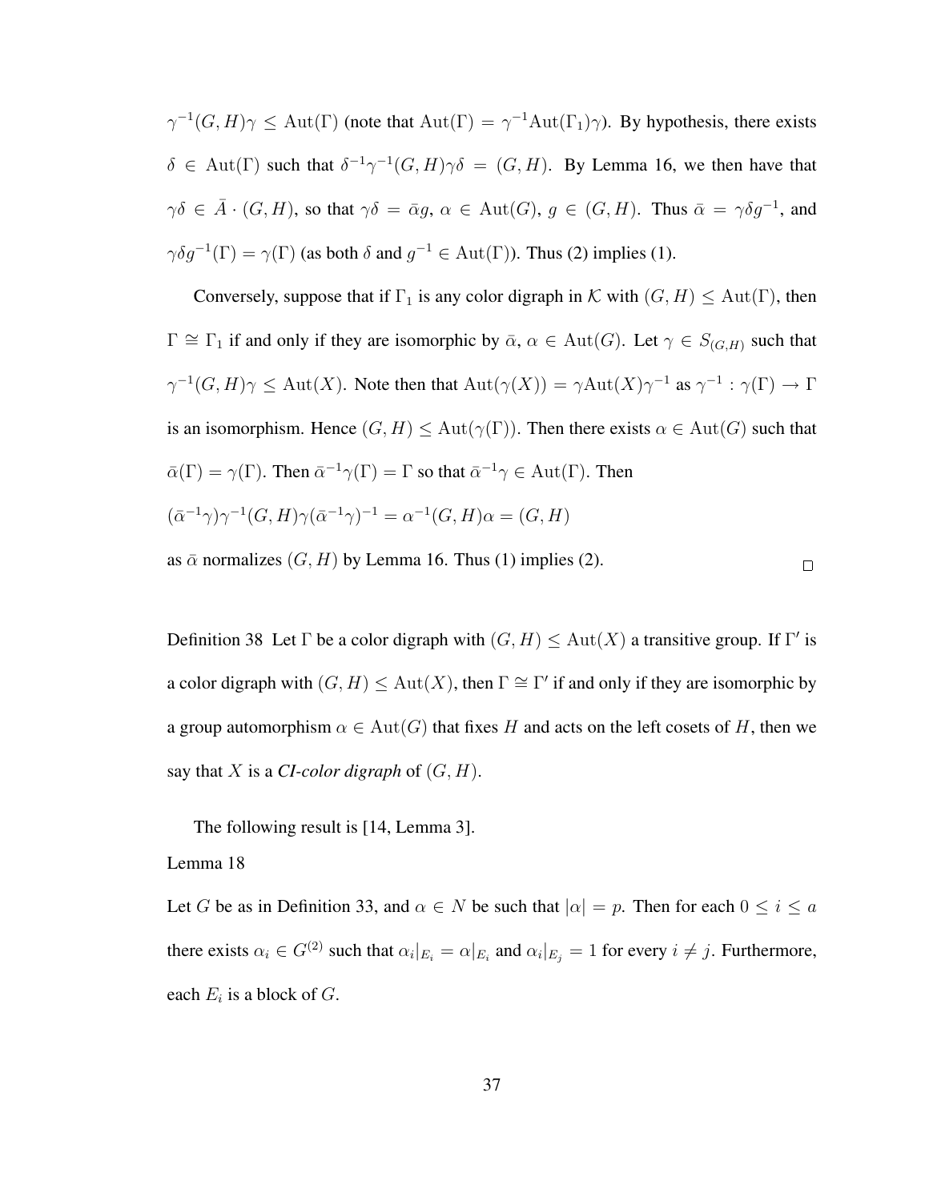$\gamma^{-1}(G,H)\gamma \leq \mathrm{Aut}(\Gamma)$ (note that $\mathrm{Aut}(\Gamma) = \gamma^{-1}\mathrm{Aut}(\Gamma_1)\gamma$). By hypothesis, there exists $\delta \in \mathrm{Aut}(\Gamma)$ such that $\delta^{-1}\gamma^{-1}(G,H)\gamma\delta = (G,H)$. By Lemma 16, we then have that $\gamma\delta \in \bar{A}\cdot(G,H)$, so that $\gamma\delta = \bar{\alpha}g$, $\alpha \in \mathrm{Aut}(G)$, $g \in (G,H)$. Thus $\bar{\alpha} = \gamma\delta g^{-1}$, and $\gamma\delta g^{-1}(\Gamma) = \gamma(\Gamma)$ (as both $\delta$ and $g^{-1} \in \mathrm{Aut}(\Gamma)$). Thus (2) implies (1).

Conversely, suppose that if $\Gamma_1$ is any color digraph in $\mathcal{K}$ with $(G,H) \leq \mathrm{Aut}(\Gamma)$, then $\Gamma \cong \Gamma_1$ if and only if they are isomorphic by $\bar{\alpha}$, $\alpha \in \mathrm{Aut}(G)$. Let $\gamma \in S_{(G,H)}$ such that $\gamma^{-1}(G,H)\gamma \leq \mathrm{Aut}(X)$. Note then that $\mathrm{Aut}(\gamma(X)) = \gamma\mathrm{Aut}(X)\gamma^{-1}$ as $\gamma^{-1} : \gamma(\Gamma) \to \Gamma$ is an isomorphism. Hence $(G,H) \leq \mathrm{Aut}(\gamma(\Gamma))$. Then there exists $\alpha \in \mathrm{Aut}(G)$ such that $\bar{\alpha}(\Gamma) = \gamma(\Gamma)$. Then $\bar{\alpha}^{-1}\gamma(\Gamma) = \Gamma$ so that $\bar{\alpha}^{-1}\gamma \in \mathrm{Aut}(\Gamma)$. Then

$(\bar{\alpha}^{-1}\gamma)\gamma^{-1}(G,H)\gamma(\bar{\alpha}^{-1}\gamma)^{-1} = \alpha^{-1}(G,H)\alpha = (G,H)$

as $\bar{\alpha}$ normalizes $(G,H)$ by Lemma 16. Thus (1) implies (2). □

Definition 38 Let $\Gamma$ be a color digraph with $(G,H) \leq \mathrm{Aut}(X)$ a transitive group. If $\Gamma'$ is a color digraph with $(G,H) \leq \mathrm{Aut}(X)$, then $\Gamma \cong \Gamma'$ if and only if they are isomorphic by a group automorphism $\alpha \in \mathrm{Aut}(G)$ that fixes $H$ and acts on the left cosets of $H$, then we say that $X$ is a ***CI-color digraph*** of $(G,H)$.

The following result is [14, Lemma 3].

Lemma 18

Let $G$ be as in Definition 33, and $\alpha \in N$ be such that $|\alpha| = p$. Then for each $0 \leq i \leq a$ there exists $\alpha_i \in G^{(2)}$ such that $\alpha_i|_{E_i} = \alpha|_{E_i}$ and $\alpha_i|_{E_j} = 1$ for every $i \neq j$. Furthermore, each $E_i$ is a block of $G$.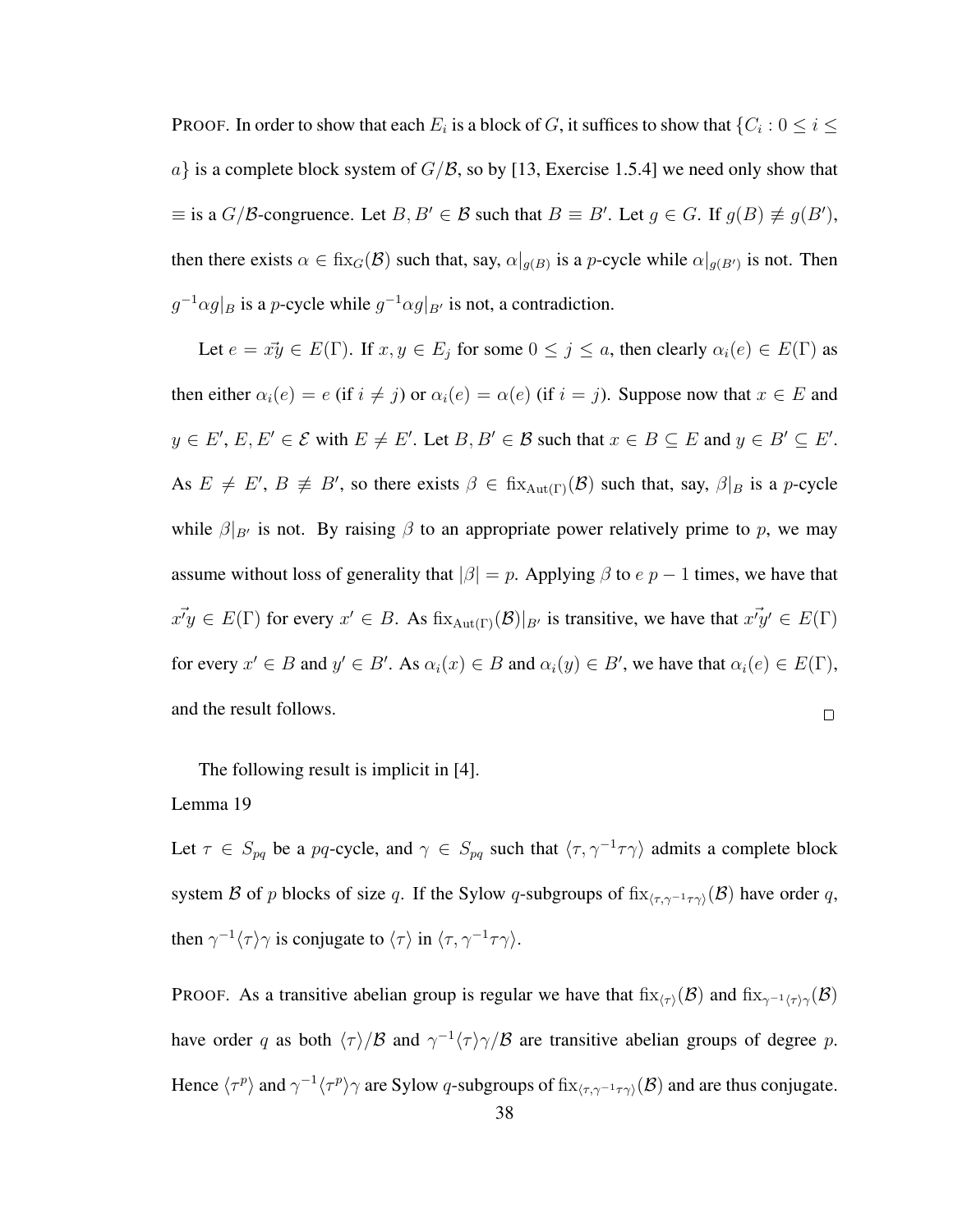PROOF. In order to show that each $E_i$ is a block of $G$, it suffices to show that $\{C_i : 0 \leq i \leq a\}$ is a complete block system of $G/\mathcal{B}$, so by [13, Exercise 1.5.4] we need only show that $\equiv$ is a $G/\mathcal{B}$-congruence. Let $B, B' \in \mathcal{B}$ such that $B \equiv B'$. Let $g \in G$. If $g(B) \not\equiv g(B')$, then there exists $\alpha \in \mathrm{fix}_G(\mathcal{B})$ such that, say, $\alpha|_{g(B)}$ is a $p$-cycle while $\alpha|_{g(B')}$ is not. Then $g^{-1}\alpha g|_B$ is a $p$-cycle while $g^{-1}\alpha g|_{B'}$ is not, a contradiction.

Let $e = \vec{xy} \in E(\Gamma)$. If $x, y \in E_j$ for some $0 \leq j \leq a$, then clearly $\alpha_i(e) \in E(\Gamma)$ as then either $\alpha_i(e) = e$ (if $i \neq j$) or $\alpha_i(e) = \alpha(e)$ (if $i = j$). Suppose now that $x \in E$ and $y \in E'$, $E, E' \in \mathcal{E}$ with $E \neq E'$. Let $B, B' \in \mathcal{B}$ such that $x \in B \subseteq E$ and $y \in B' \subseteq E'$. As $E \neq E'$, $B \not\equiv B'$, so there exists $\beta \in \mathrm{fix}_{\mathrm{Aut}(\Gamma)}(\mathcal{B})$ such that, say, $\beta|_B$ is a $p$-cycle while $\beta|_{B'}$ is not. By raising $\beta$ to an appropriate power relatively prime to $p$, we may assume without loss of generality that $|\beta| = p$. Applying $\beta$ to $e$ $p-1$ times, we have that $\vec{x'y} \in E(\Gamma)$ for every $x' \in B$. As $\mathrm{fix}_{\mathrm{Aut}(\Gamma)}(\mathcal{B})|_{B'}$ is transitive, we have that $\vec{x'y'} \in E(\Gamma)$ for every $x' \in B$ and $y' \in B'$. As $\alpha_i(x) \in B$ and $\alpha_i(y) \in B'$, we have that $\alpha_i(e) \in E(\Gamma)$, and the result follows. $\square$

The following result is implicit in [4].

Lemma 19

Let $\tau \in S_{pq}$ be a $pq$-cycle, and $\gamma \in S_{pq}$ such that $\langle \tau, \gamma^{-1}\tau\gamma \rangle$ admits a complete block system $\mathcal{B}$ of $p$ blocks of size $q$. If the Sylow $q$-subgroups of $\mathrm{fix}_{\langle \tau, \gamma^{-1}\tau\gamma \rangle}(\mathcal{B})$ have order $q$, then $\gamma^{-1}\langle \tau \rangle \gamma$ is conjugate to $\langle \tau \rangle$ in $\langle \tau, \gamma^{-1}\tau\gamma \rangle$.

PROOF. As a transitive abelian group is regular we have that $\mathrm{fix}_{\langle \tau \rangle}(\mathcal{B})$ and $\mathrm{fix}_{\gamma^{-1}\langle \tau \rangle \gamma}(\mathcal{B})$ have order $q$ as both $\langle \tau \rangle/\mathcal{B}$ and $\gamma^{-1}\langle \tau \rangle \gamma/\mathcal{B}$ are transitive abelian groups of degree $p$. Hence $\langle \tau^p \rangle$ and $\gamma^{-1}\langle \tau^p \rangle \gamma$ are Sylow $q$-subgroups of $\mathrm{fix}_{\langle \tau, \gamma^{-1}\tau\gamma \rangle}(\mathcal{B})$ and are thus conjugate.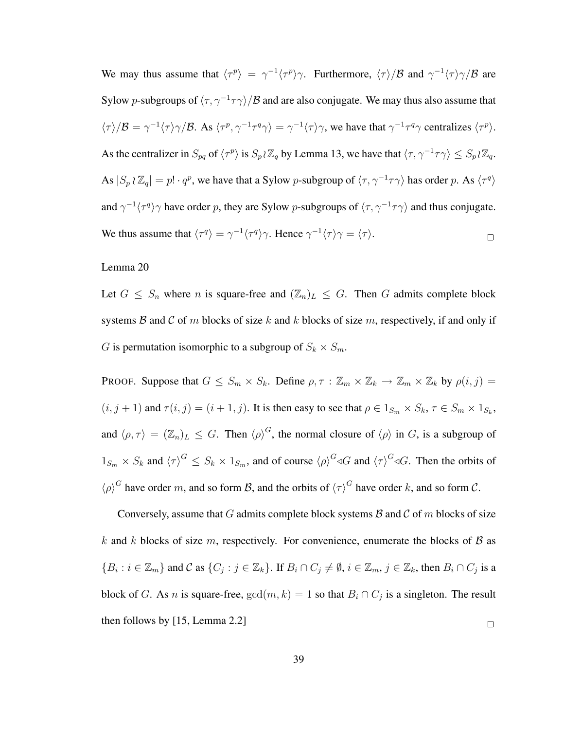We may thus assume that $\langle\tau^p\rangle = \gamma^{-1}\langle\tau^p\rangle\gamma$. Furthermore, $\langle\tau\rangle/\mathcal{B}$ and $\gamma^{-1}\langle\tau\rangle\gamma/\mathcal{B}$ are Sylow $p$-subgroups of $\langle\tau,\gamma^{-1}\tau\gamma\rangle/\mathcal{B}$ and are also conjugate. We may thus also assume that $\langle\tau\rangle/\mathcal{B} = \gamma^{-1}\langle\tau\rangle\gamma/\mathcal{B}$. As $\langle\tau^p,\gamma^{-1}\tau^q\gamma\rangle = \gamma^{-1}\langle\tau\rangle\gamma$, we have that $\gamma^{-1}\tau^q\gamma$ centralizes $\langle\tau^p\rangle$. As the centralizer in $S_{pq}$ of $\langle\tau^p\rangle$ is $S_p\wr\mathbb{Z}_q$ by Lemma 13, we have that $\langle\tau,\gamma^{-1}\tau\gamma\rangle \le S_p\wr\mathbb{Z}_q$. As $|S_p\wr\mathbb{Z}_q| = p!\cdot q^p$, we have that a Sylow $p$-subgroup of $\langle\tau,\gamma^{-1}\tau\gamma\rangle$ has order $p$. As $\langle\tau^q\rangle$ and $\gamma^{-1}\langle\tau^q\rangle\gamma$ have order $p$, they are Sylow $p$-subgroups of $\langle\tau,\gamma^{-1}\tau\gamma\rangle$ and thus conjugate. We thus assume that $\langle\tau^q\rangle = \gamma^{-1}\langle\tau^q\rangle\gamma$. Hence $\gamma^{-1}\langle\tau\rangle\gamma = \langle\tau\rangle$. □

Lemma 20

Let $G \le S_n$ where $n$ is square-free and $(\mathbb{Z}_n)_L \le G$. Then $G$ admits complete block systems $\mathcal{B}$ and $\mathcal{C}$ of $m$ blocks of size $k$ and $k$ blocks of size $m$, respectively, if and only if $G$ is permutation isomorphic to a subgroup of $S_k \times S_m$.

PROOF. Suppose that $G \le S_m \times S_k$. Define $\rho,\tau : \mathbb{Z}_m \times \mathbb{Z}_k \to \mathbb{Z}_m \times \mathbb{Z}_k$ by $\rho(i,j) = (i,j+1)$ and $\tau(i,j) = (i+1,j)$. It is then easy to see that $\rho \in 1_{S_m}\times S_k$, $\tau \in S_m \times 1_{S_k}$, and $\langle\rho,\tau\rangle = (\mathbb{Z}_n)_L \le G$. Then $\langle\rho\rangle^G$, the normal closure of $\langle\rho\rangle$ in $G$, is a subgroup of $1_{S_m}\times S_k$ and $\langle\tau\rangle^G \le S_k \times 1_{S_m}$, and of course $\langle\rho\rangle^G \triangleleft G$ and $\langle\tau\rangle^G \triangleleft G$. Then the orbits of $\langle\rho\rangle^G$ have order $m$, and so form $\mathcal{B}$, and the orbits of $\langle\tau\rangle^G$ have order $k$, and so form $\mathcal{C}$.

Conversely, assume that $G$ admits complete block systems $\mathcal{B}$ and $\mathcal{C}$ of $m$ blocks of size $k$ and $k$ blocks of size $m$, respectively. For convenience, enumerate the blocks of $\mathcal{B}$ as $\{B_i : i \in \mathbb{Z}_m\}$ and $\mathcal{C}$ as $\{C_j : j \in \mathbb{Z}_k\}$. If $B_i \cap C_j \ne \emptyset$, $i \in \mathbb{Z}_m$, $j \in \mathbb{Z}_k$, then $B_i \cap C_j$ is a block of $G$. As $n$ is square-free, $\gcd(m,k) = 1$ so that $B_i \cap C_j$ is a singleton. The result then follows by [15, Lemma 2.2] □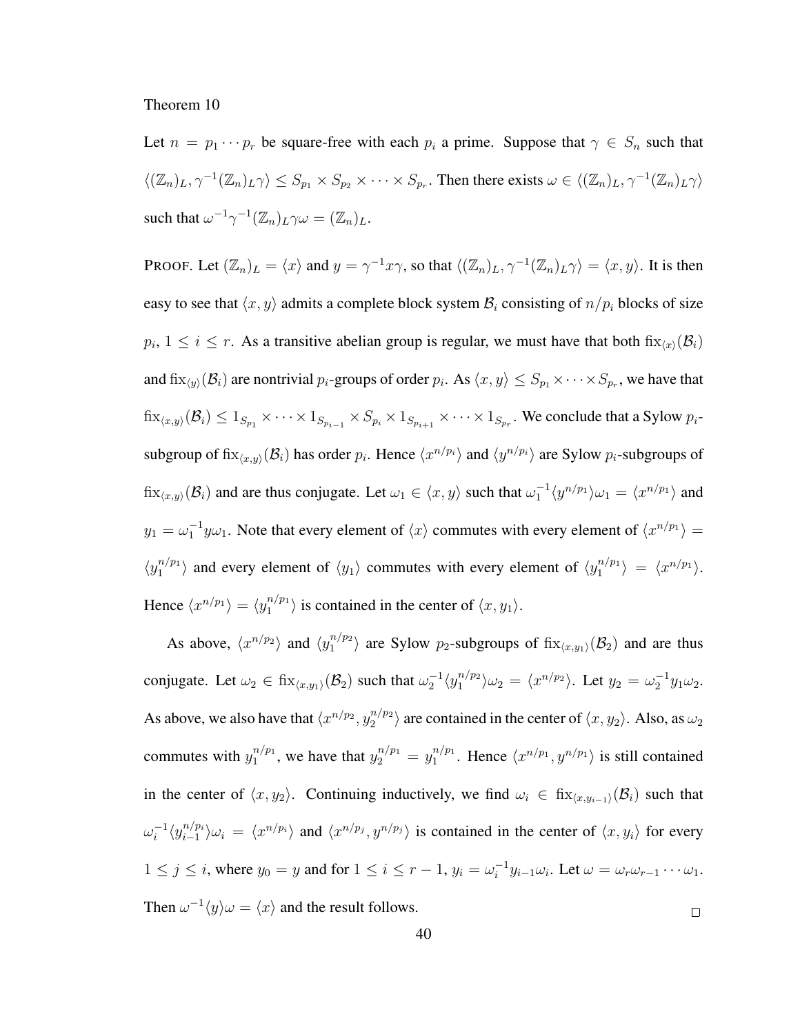Theorem 10

Let $n = p_1 \cdots p_r$ be square-free with each $p_i$ a prime. Suppose that $\gamma \in S_n$ such that $\langle (\mathbb{Z}_n)_L, \gamma^{-1}(\mathbb{Z}_n)_L\gamma \rangle \leq S_{p_1} \times S_{p_2} \times \cdots \times S_{p_r}$. Then there exists $\omega \in \langle (\mathbb{Z}_n)_L, \gamma^{-1}(\mathbb{Z}_n)_L\gamma \rangle$ such that $\omega^{-1}\gamma^{-1}(\mathbb{Z}_n)_L\gamma\omega = (\mathbb{Z}_n)_L$.

PROOF. Let $(\mathbb{Z}_n)_L = \langle x \rangle$ and $y = \gamma^{-1}x\gamma$, so that $\langle (\mathbb{Z}_n)_L, \gamma^{-1}(\mathbb{Z}_n)_L\gamma \rangle = \langle x, y \rangle$. It is then easy to see that $\langle x, y \rangle$ admits a complete block system $\mathcal{B}_i$ consisting of $n/p_i$ blocks of size $p_i$, $1 \leq i \leq r$. As a transitive abelian group is regular, we must have that both $\text{fix}_{\langle x \rangle}(\mathcal{B}_i)$ and $\text{fix}_{\langle y \rangle}(\mathcal{B}_i)$ are nontrivial $p_i$-groups of order $p_i$. As $\langle x, y \rangle \leq S_{p_1} \times \cdots \times S_{p_r}$, we have that $\text{fix}_{\langle x,y \rangle}(\mathcal{B}_i) \leq 1_{S_{p_1}} \times \cdots \times 1_{S_{p_{i-1}}} \times S_{p_i} \times 1_{S_{p_{i+1}}} \times \cdots \times 1_{S_{p_r}}$. We conclude that a Sylow $p_i$-subgroup of $\text{fix}_{\langle x,y \rangle}(\mathcal{B}_i)$ has order $p_i$. Hence $\langle x^{n/p_i} \rangle$ and $\langle y^{n/p_i} \rangle$ are Sylow $p_i$-subgroups of $\text{fix}_{\langle x,y \rangle}(\mathcal{B}_i)$ and are thus conjugate. Let $\omega_1 \in \langle x, y \rangle$ such that $\omega_1^{-1}\langle y^{n/p_1} \rangle \omega_1 = \langle x^{n/p_1} \rangle$ and $y_1 = \omega_1^{-1}y\omega_1$. Note that every element of $\langle x \rangle$ commutes with every element of $\langle x^{n/p_1} \rangle = \langle y_1^{n/p_1} \rangle$ and every element of $\langle y_1 \rangle$ commutes with every element of $\langle y_1^{n/p_1} \rangle = \langle x^{n/p_1} \rangle$. Hence $\langle x^{n/p_1} \rangle = \langle y_1^{n/p_1} \rangle$ is contained in the center of $\langle x, y_1 \rangle$.

As above, $\langle x^{n/p_2} \rangle$ and $\langle y_1^{n/p_2} \rangle$ are Sylow $p_2$-subgroups of $\text{fix}_{\langle x,y_1 \rangle}(\mathcal{B}_2)$ and are thus conjugate. Let $\omega_2 \in \text{fix}_{\langle x,y_1 \rangle}(\mathcal{B}_2)$ such that $\omega_2^{-1}\langle y_1^{n/p_2} \rangle \omega_2 = \langle x^{n/p_2} \rangle$. Let $y_2 = \omega_2^{-1}y_1\omega_2$. As above, we also have that $\langle x^{n/p_2}, y_2^{n/p_2} \rangle$ are contained in the center of $\langle x, y_2 \rangle$. Also, as $\omega_2$ commutes with $y_1^{n/p_1}$, we have that $y_2^{n/p_1} = y_1^{n/p_1}$. Hence $\langle x^{n/p_1}, y^{n/p_1} \rangle$ is still contained in the center of $\langle x, y_2 \rangle$. Continuing inductively, we find $\omega_i \in \text{fix}_{\langle x,y_{i-1} \rangle}(\mathcal{B}_i)$ such that $\omega_i^{-1}\langle y_{i-1}^{n/p_i} \rangle \omega_i = \langle x^{n/p_i} \rangle$ and $\langle x^{n/p_j}, y^{n/p_j} \rangle$ is contained in the center of $\langle x, y_i \rangle$ for every $1 \leq j \leq i$, where $y_0 = y$ and for $1 \leq i \leq r-1$, $y_i = \omega_i^{-1}y_{i-1}\omega_i$. Let $\omega = \omega_r\omega_{r-1}\cdots\omega_1$. Then $\omega^{-1}\langle y \rangle \omega = \langle x \rangle$ and the result follows. $\square$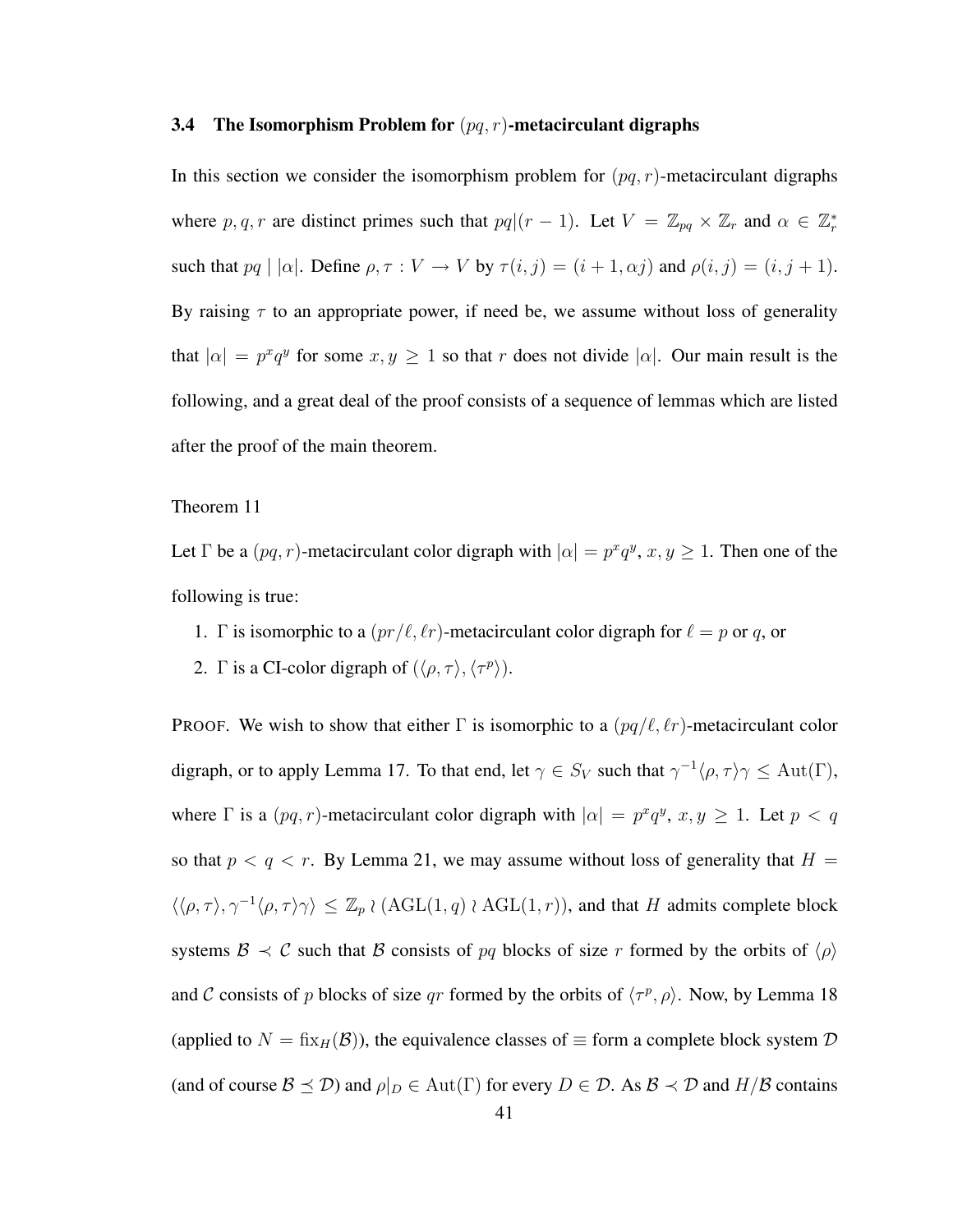### 3.4 The Isomorphism Problem for $(pq, r)$-metacirculant digraphs

In this section we consider the isomorphism problem for $(pq, r)$-metacirculant digraphs where $p, q, r$ are distinct primes such that $pq|(r-1)$. Let $V = \mathbb{Z}_{pq} \times \mathbb{Z}_r$ and $\alpha \in \mathbb{Z}_r^*$ such that $pq \mid |\alpha|$. Define $\rho, \tau : V \to V$ by $\tau(i, j) = (i + 1, \alpha j)$ and $\rho(i, j) = (i, j + 1)$. By raising $\tau$ to an appropriate power, if need be, we assume without loss of generality that $|\alpha| = p^x q^y$ for some $x, y \geq 1$ so that $r$ does not divide $|\alpha|$. Our main result is the following, and a great deal of the proof consists of a sequence of lemmas which are listed after the proof of the main theorem.

Theorem 11

Let $\Gamma$ be a $(pq, r)$-metacirculant color digraph with $|\alpha| = p^x q^y$, $x, y \geq 1$. Then one of the following is true:

1. $\Gamma$ is isomorphic to a $(pr/\ell, \ell r)$-metacirculant color digraph for $\ell = p$ or $q$, or
2. $\Gamma$ is a CI-color digraph of $(\langle \rho, \tau \rangle, \langle \tau^p \rangle)$.

PROOF. We wish to show that either $\Gamma$ is isomorphic to a $(pq/\ell, \ell r)$-metacirculant color digraph, or to apply Lemma 17. To that end, let $\gamma \in S_V$ such that $\gamma^{-1}\langle \rho, \tau \rangle \gamma \leq \mathrm{Aut}(\Gamma)$, where $\Gamma$ is a $(pq, r)$-metacirculant color digraph with $|\alpha| = p^x q^y$, $x, y \geq 1$. Let $p < q$ so that $p < q < r$. By Lemma 21, we may assume without loss of generality that $H = \langle \langle \rho, \tau \rangle, \gamma^{-1} \langle \rho, \tau \rangle \gamma \rangle \leq \mathbb{Z}_p \wr (\mathrm{AGL}(1, q) \wr \mathrm{AGL}(1, r))$, and that $H$ admits complete block systems $\mathcal{B} \prec \mathcal{C}$ such that $\mathcal{B}$ consists of $pq$ blocks of size $r$ formed by the orbits of $\langle \rho \rangle$ and $\mathcal{C}$ consists of $p$ blocks of size $qr$ formed by the orbits of $\langle \tau^p, \rho \rangle$. Now, by Lemma 18 (applied to $N = \mathrm{fix}_H(\mathcal{B})$), the equivalence classes of $\equiv$ form a complete block system $\mathcal{D}$ (and of course $\mathcal{B} \preceq \mathcal{D}$) and $\rho|_D \in \mathrm{Aut}(\Gamma)$ for every $D \in \mathcal{D}$. As $\mathcal{B} \prec \mathcal{D}$ and $H/\mathcal{B}$ contains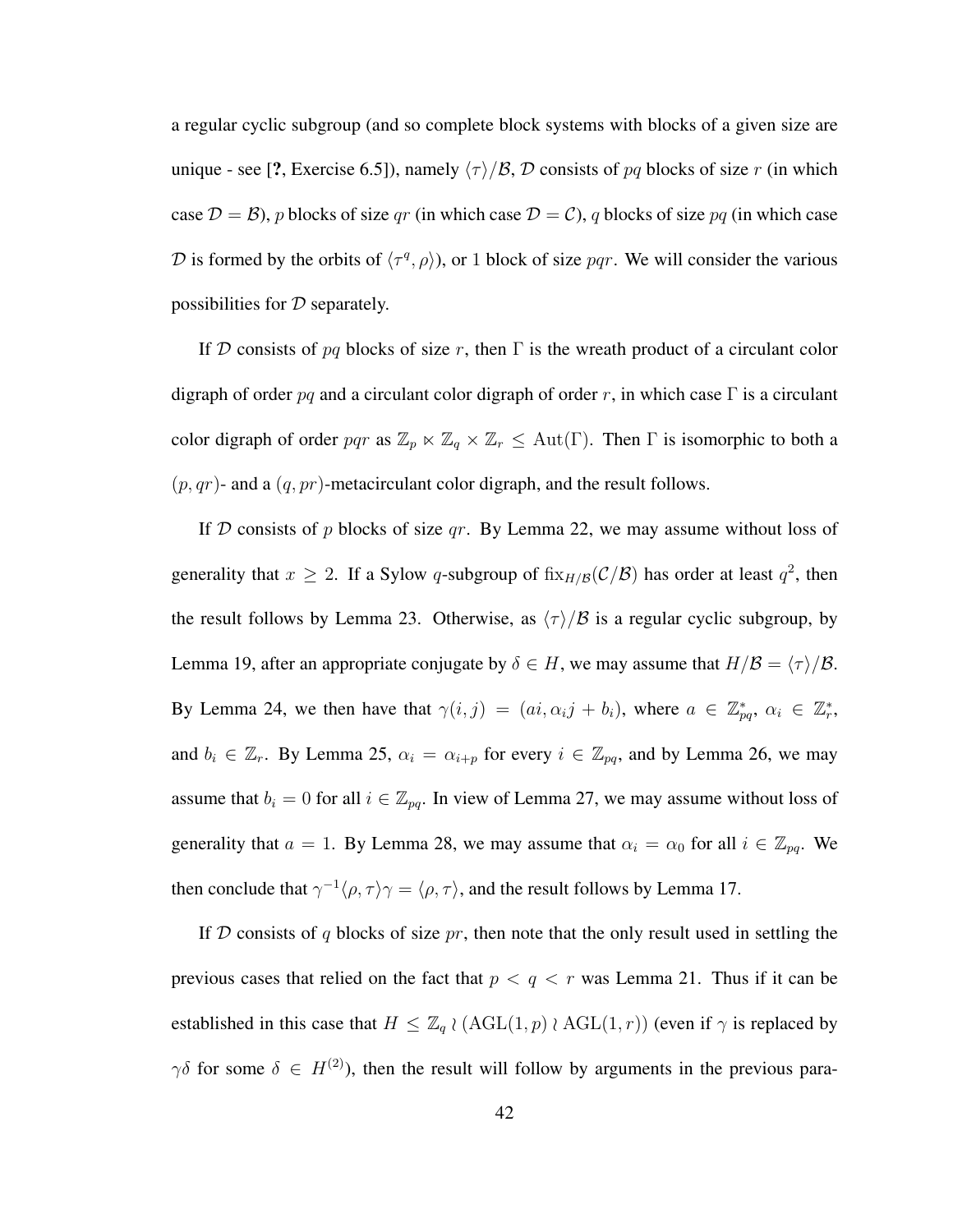a regular cyclic subgroup (and so complete block systems with blocks of a given size are unique - see [?, Exercise 6.5]), namely $\langle\tau\rangle/\mathcal{B}$, $\mathcal{D}$ consists of $pq$ blocks of size $r$ (in which case $\mathcal{D} = \mathcal{B}$), $p$ blocks of size $qr$ (in which case $\mathcal{D} = \mathcal{C}$), $q$ blocks of size $pq$ (in which case $\mathcal{D}$ is formed by the orbits of $\langle\tau^q, \rho\rangle$), or 1 block of size $pqr$. We will consider the various possibilities for $\mathcal{D}$ separately.

If $\mathcal{D}$ consists of $pq$ blocks of size $r$, then $\Gamma$ is the wreath product of a circulant color digraph of order $pq$ and a circulant color digraph of order $r$, in which case $\Gamma$ is a circulant color digraph of order $pqr$ as $\mathbb{Z}_p \ltimes \mathbb{Z}_q \times \mathbb{Z}_r \leq \mathrm{Aut}(\Gamma)$. Then $\Gamma$ is isomorphic to both a $(p, qr)$- and a $(q, pr)$-metacirculant color digraph, and the result follows.

If $\mathcal{D}$ consists of $p$ blocks of size $qr$. By Lemma 22, we may assume without loss of generality that $x \geq 2$. If a Sylow $q$-subgroup of $\mathrm{fix}_{H/\mathcal{B}}(\mathcal{C}/\mathcal{B})$ has order at least $q^2$, then the result follows by Lemma 23. Otherwise, as $\langle\tau\rangle/\mathcal{B}$ is a regular cyclic subgroup, by Lemma 19, after an appropriate conjugate by $\delta \in H$, we may assume that $H/\mathcal{B} = \langle\tau\rangle/\mathcal{B}$. By Lemma 24, we then have that $\gamma(i, j) = (ai, \alpha_i j + b_i)$, where $a \in \mathbb{Z}_{pq}^*$, $\alpha_i \in \mathbb{Z}_r^*$, and $b_i \in \mathbb{Z}_r$. By Lemma 25, $\alpha_i = \alpha_{i+p}$ for every $i \in \mathbb{Z}_{pq}$, and by Lemma 26, we may assume that $b_i = 0$ for all $i \in \mathbb{Z}_{pq}$. In view of Lemma 27, we may assume without loss of generality that $a = 1$. By Lemma 28, we may assume that $\alpha_i = \alpha_0$ for all $i \in \mathbb{Z}_{pq}$. We then conclude that $\gamma^{-1}\langle\rho, \tau\rangle\gamma = \langle\rho, \tau\rangle$, and the result follows by Lemma 17.

If $\mathcal{D}$ consists of $q$ blocks of size $pr$, then note that the only result used in settling the previous cases that relied on the fact that $p < q < r$ was Lemma 21. Thus if it can be established in this case that $H \leq \mathbb{Z}_q \wr (\mathrm{AGL}(1, p) \wr \mathrm{AGL}(1, r))$ (even if $\gamma$ is replaced by $\gamma\delta$ for some $\delta \in H^{(2)}$), then the result will follow by arguments in the previous para-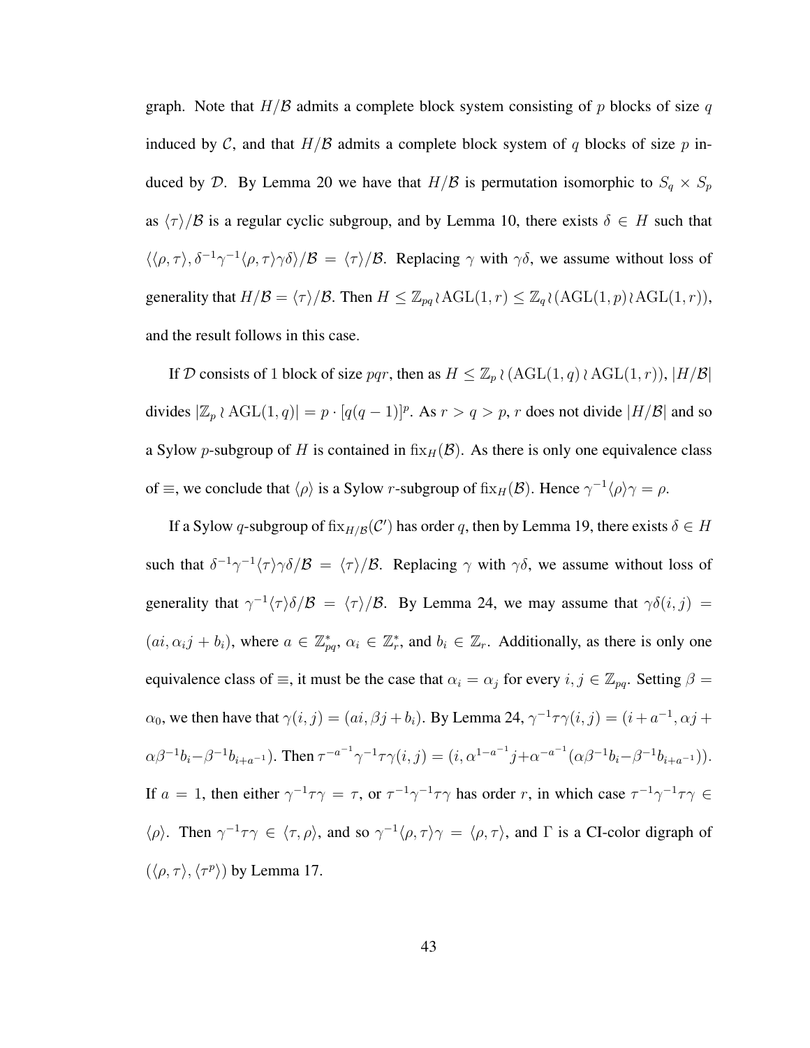graph. Note that $H/\mathcal{B}$ admits a complete block system consisting of $p$ blocks of size $q$ induced by $\mathcal{C}$, and that $H/\mathcal{B}$ admits a complete block system of $q$ blocks of size $p$ induced by $\mathcal{D}$. By Lemma 20 we have that $H/\mathcal{B}$ is permutation isomorphic to $S_q \times S_p$ as $\langle\tau\rangle/\mathcal{B}$ is a regular cyclic subgroup, and by Lemma 10, there exists $\delta \in H$ such that $\langle\langle\rho,\tau\rangle, \delta^{-1}\gamma^{-1}\langle\rho,\tau\rangle\gamma\delta\rangle/\mathcal{B} = \langle\tau\rangle/\mathcal{B}$. Replacing $\gamma$ with $\gamma\delta$, we assume without loss of generality that $H/\mathcal{B} = \langle\tau\rangle/\mathcal{B}$. Then $H \leq \mathbb{Z}_{pq} \wr \mathrm{AGL}(1,r) \leq \mathbb{Z}_q \wr (\mathrm{AGL}(1,p) \wr \mathrm{AGL}(1,r))$, and the result follows in this case.

If $\mathcal{D}$ consists of 1 block of size $pqr$, then as $H \leq \mathbb{Z}_p \wr (\mathrm{AGL}(1,q) \wr \mathrm{AGL}(1,r))$, $|H/\mathcal{B}|$ divides $|\mathbb{Z}_p \wr \mathrm{AGL}(1,q)| = p \cdot [q(q-1)]^p$. As $r > q > p$, $r$ does not divide $|H/\mathcal{B}|$ and so a Sylow $p$-subgroup of $H$ is contained in $\mathrm{fix}_H(\mathcal{B})$. As there is only one equivalence class of $\equiv$, we conclude that $\langle\rho\rangle$ is a Sylow $r$-subgroup of $\mathrm{fix}_H(\mathcal{B})$. Hence $\gamma^{-1}\langle\rho\rangle\gamma = \rho$.

If a Sylow $q$-subgroup of $\mathrm{fix}_{H/\mathcal{B}}(\mathcal{C}')$ has order $q$, then by Lemma 19, there exists $\delta \in H$ such that $\delta^{-1}\gamma^{-1}\langle\tau\rangle\gamma\delta/\mathcal{B} = \langle\tau\rangle/\mathcal{B}$. Replacing $\gamma$ with $\gamma\delta$, we assume without loss of generality that $\gamma^{-1}\langle\tau\rangle\delta/\mathcal{B} = \langle\tau\rangle/\mathcal{B}$. By Lemma 24, we may assume that $\gamma\delta(i,j) = (ai, \alpha_i j + b_i)$, where $a \in \mathbb{Z}_{pq}^*$, $\alpha_i \in \mathbb{Z}_r^*$, and $b_i \in \mathbb{Z}_r$. Additionally, as there is only one equivalence class of $\equiv$, it must be the case that $\alpha_i = \alpha_j$ for every $i,j \in \mathbb{Z}_{pq}$. Setting $\beta = \alpha_0$, we then have that $\gamma(i,j) = (ai, \beta j + b_i)$. By Lemma 24, $\gamma^{-1}\tau\gamma(i,j) = (i + a^{-1}, \alpha j + \alpha\beta^{-1}b_i - \beta^{-1}b_{i+a^{-1}})$. Then $\tau^{-a^{-1}}\gamma^{-1}\tau\gamma(i,j) = (i, \alpha^{1-a^{-1}}j + \alpha^{-a^{-1}}(\alpha\beta^{-1}b_i - \beta^{-1}b_{i+a^{-1}}))$. If $a = 1$, then either $\gamma^{-1}\tau\gamma = \tau$, or $\tau^{-1}\gamma^{-1}\tau\gamma$ has order $r$, in which case $\tau^{-1}\gamma^{-1}\tau\gamma \in \langle\rho\rangle$. Then $\gamma^{-1}\tau\gamma \in \langle\tau,\rho\rangle$, and so $\gamma^{-1}\langle\rho,\tau\rangle\gamma = \langle\rho,\tau\rangle$, and $\Gamma$ is a CI-color digraph of $(\langle\rho,\tau\rangle, \langle\tau^p\rangle)$ by Lemma 17.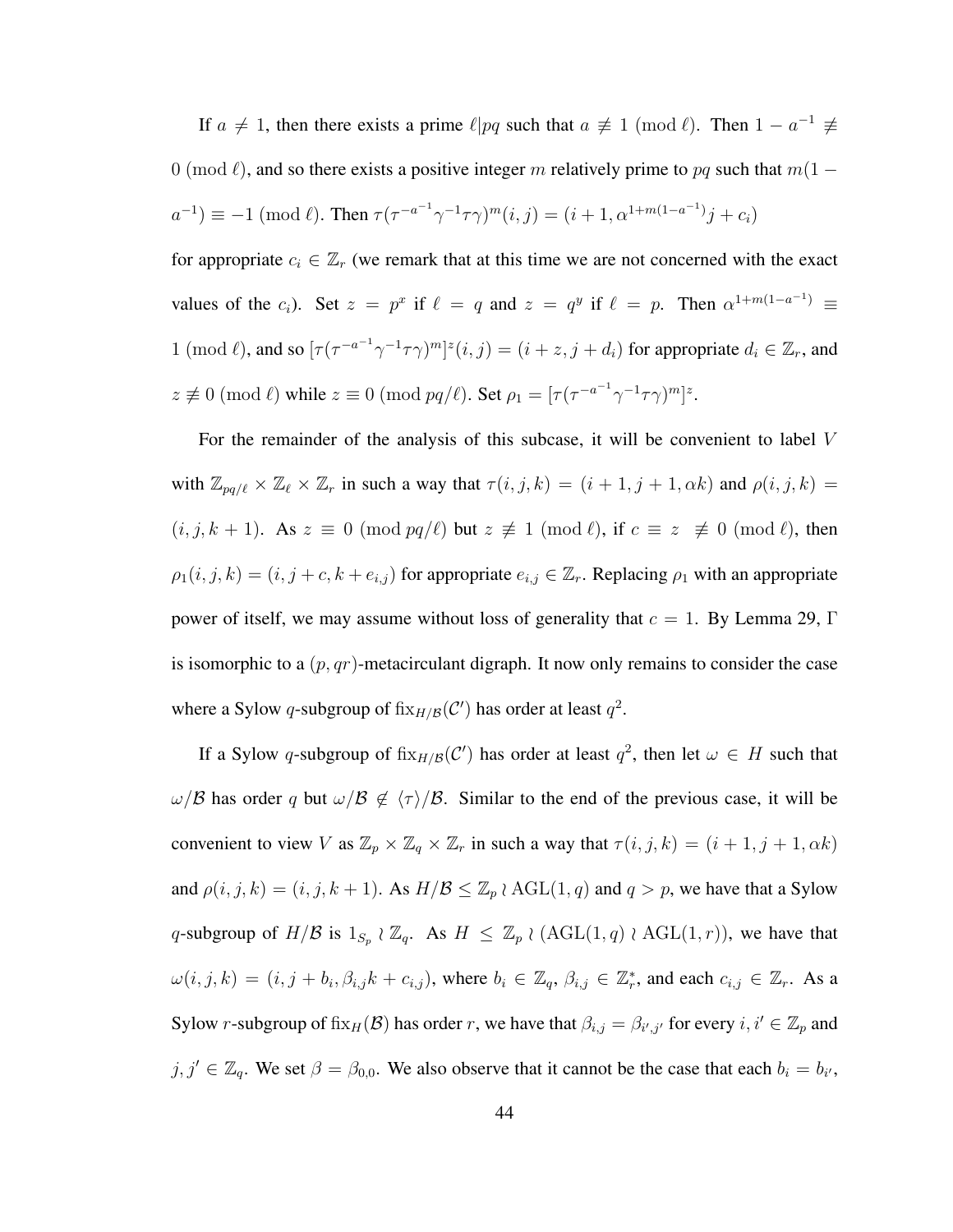If $a \neq 1$, then there exists a prime $\ell | pq$ such that $a \not\equiv 1 \pmod{\ell}$. Then $1 - a^{-1} \not\equiv 0 \pmod{\ell}$, and so there exists a positive integer $m$ relatively prime to $pq$ such that $m(1 - a^{-1}) \equiv -1 \pmod{\ell}$. Then $\tau(\tau^{-a^{-1}}\gamma^{-1}\tau\gamma)^m(i,j) = (i+1, \alpha^{1+m(1-a^{-1})}j + c_i)$ for appropriate $c_i \in \mathbb{Z}_r$ (we remark that at this time we are not concerned with the exact values of the $c_i$). Set $z = p^x$ if $\ell = q$ and $z = q^y$ if $\ell = p$. Then $\alpha^{1+m(1-a^{-1})} \equiv 1 \pmod{\ell}$, and so $[\tau(\tau^{-a^{-1}}\gamma^{-1}\tau\gamma)^m]^z(i,j) = (i+z, j+d_i)$ for appropriate $d_i \in \mathbb{Z}_r$, and $z \not\equiv 0 \pmod{\ell}$ while $z \equiv 0 \pmod{pq/\ell}$. Set $\rho_1 = [\tau(\tau^{-a^{-1}}\gamma^{-1}\tau\gamma)^m]^z$.

For the remainder of the analysis of this subcase, it will be convenient to label $V$ with $\mathbb{Z}_{pq/\ell} \times \mathbb{Z}_\ell \times \mathbb{Z}_r$ in such a way that $\tau(i,j,k) = (i+1, j+1, \alpha k)$ and $\rho(i,j,k) = (i,j,k+1)$. As $z \equiv 0 \pmod{pq/\ell}$ but $z \not\equiv 1 \pmod{\ell}$, if $c \equiv z \not\equiv 0 \pmod{\ell}$, then $\rho_1(i,j,k) = (i, j+c, k+e_{i,j})$ for appropriate $e_{i,j} \in \mathbb{Z}_r$. Replacing $\rho_1$ with an appropriate power of itself, we may assume without loss of generality that $c = 1$. By Lemma 29, $\Gamma$ is isomorphic to a $(p, qr)$-metacirculant digraph. It now only remains to consider the case where a Sylow $q$-subgroup of $\mathrm{fix}_{H/\mathcal{B}}(\mathcal{C}')$ has order at least $q^2$.

If a Sylow $q$-subgroup of $\mathrm{fix}_{H/\mathcal{B}}(\mathcal{C}')$ has order at least $q^2$, then let $\omega \in H$ such that $\omega/\mathcal{B}$ has order $q$ but $\omega/\mathcal{B} \notin \langle\tau\rangle/\mathcal{B}$. Similar to the end of the previous case, it will be convenient to view $V$ as $\mathbb{Z}_p \times \mathbb{Z}_q \times \mathbb{Z}_r$ in such a way that $\tau(i,j,k) = (i+1, j+1, \alpha k)$ and $\rho(i,j,k) = (i,j,k+1)$. As $H/\mathcal{B} \leq \mathbb{Z}_p \wr \mathrm{AGL}(1,q)$ and $q > p$, we have that a Sylow $q$-subgroup of $H/\mathcal{B}$ is $1_{S_p} \wr \mathbb{Z}_q$. As $H \leq \mathbb{Z}_p \wr (\mathrm{AGL}(1,q) \wr \mathrm{AGL}(1,r))$, we have that $\omega(i,j,k) = (i, j+b_i, \beta_{i,j}k + c_{i,j})$, where $b_i \in \mathbb{Z}_q$, $\beta_{i,j} \in \mathbb{Z}_r^*$, and each $c_{i,j} \in \mathbb{Z}_r$. As a Sylow $r$-subgroup of $\mathrm{fix}_H(\mathcal{B})$ has order $r$, we have that $\beta_{i,j} = \beta_{i',j'}$ for every $i, i' \in \mathbb{Z}_p$ and $j, j' \in \mathbb{Z}_q$. We set $\beta = \beta_{0,0}$. We also observe that it cannot be the case that each $b_i = b_{i'}$,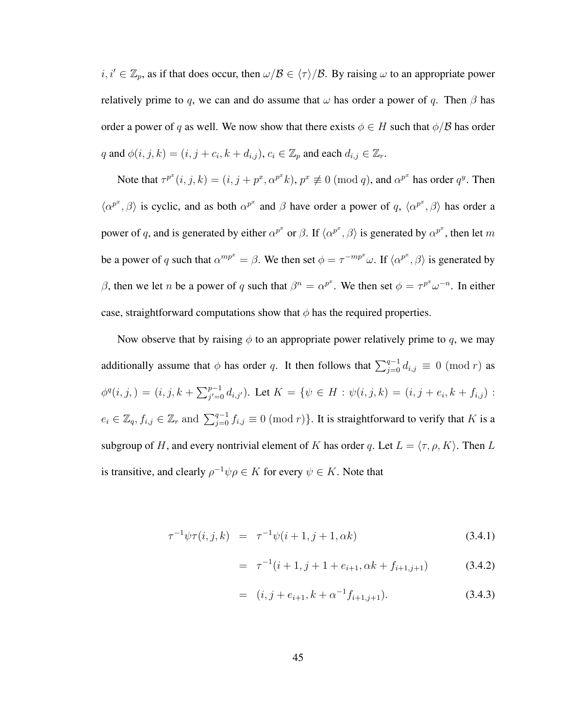$i, i' \in \mathbb{Z}_p$, as if that does occur, then $\omega/\mathcal{B} \in \langle\tau\rangle/\mathcal{B}$. By raising $\omega$ to an appropriate power relatively prime to $q$, we can and do assume that $\omega$ has order a power of $q$. Then $\beta$ has order a power of $q$ as well. We now show that there exists $\phi \in H$ such that $\phi/\mathcal{B}$ has order $q$ and $\phi(i, j, k) = (i, j + c_i, k + d_{i,j})$, $c_i \in \mathbb{Z}_p$ and each $d_{i,j} \in \mathbb{Z}_r$.

Note that $\tau^{p^x}(i, j, k) = (i, j + p^x, \alpha^{p^x} k)$, $p^x \not\equiv 0 \pmod q$, and $\alpha^{p^x}$ has order $q^y$. Then $\langle \alpha^{p^x}, \beta\rangle$ is cyclic, and as both $\alpha^{p^x}$ and $\beta$ have order a power of $q$, $\langle \alpha^{p^x}, \beta\rangle$ has order a power of $q$, and is generated by either $\alpha^{p^x}$ or $\beta$. If $\langle \alpha^{p^x}, \beta\rangle$ is generated by $\alpha^{p^x}$, then let $m$ be a power of $q$ such that $\alpha^{mp^x} = \beta$. We then set $\phi = \tau^{-mp^x}\omega$. If $\langle \alpha^{p^x}, \beta\rangle$ is generated by $\beta$, then we let $n$ be a power of $q$ such that $\beta^n = \alpha^{p^x}$. We then set $\phi = \tau^{p^x}\omega^{-n}$. In either case, straightforward computations show that $\phi$ has the required properties.

Now observe that by raising $\phi$ to an appropriate power relatively prime to $q$, we may additionally assume that $\phi$ has order $q$. It then follows that $\sum_{j=0}^{q-1} d_{i,j} \equiv 0 \pmod r$ as $\phi^q(i, j, ) = (i, j, k + \sum_{j'=0}^{p-1} d_{i,j'})$. Let $K = \{\psi \in H : \psi(i, j, k) = (i, j + e_i, k + f_{i,j}) : e_i \in \mathbb{Z}_q, f_{i,j} \in \mathbb{Z}_r \text{ and } \sum_{j=0}^{q-1} f_{i,j} \equiv 0 \pmod r\}$. It is straightforward to verify that $K$ is a subgroup of $H$, and every nontrivial element of $K$ has order $q$. Let $L = \langle \tau, \rho, K\rangle$. Then $L$ is transitive, and clearly $\rho^{-1}\psi\rho \in K$ for every $\psi \in K$. Note that

$$
\begin{aligned}
\tau^{-1}\psi\tau(i, j, k) &= \tau^{-1}\psi(i + 1, j + 1, \alpha k) && (3.4.1)\\
&= \tau^{-1}(i + 1, j + 1 + e_{i+1}, \alpha k + f_{i+1,j+1}) && (3.4.2)\\
&= (i, j + e_{i+1}, k + \alpha^{-1} f_{i+1,j+1}). && (3.4.3)
\end{aligned}
$$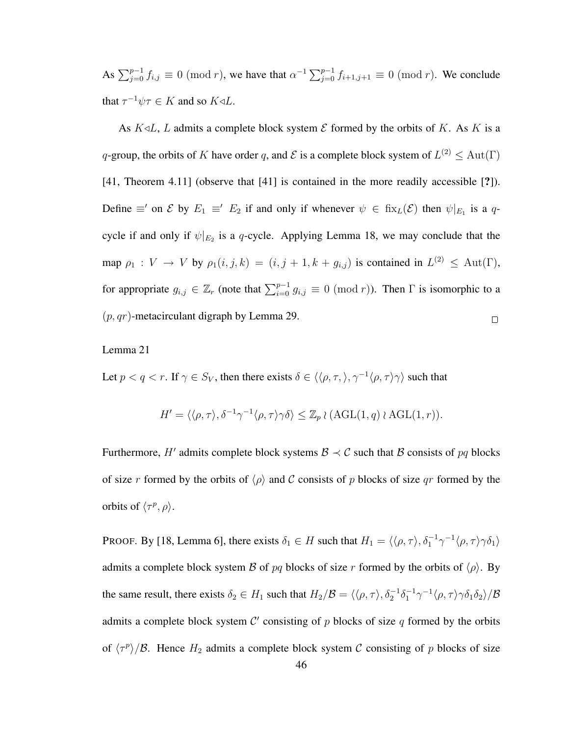As $\sum_{j=0}^{p-1} f_{i,j} \equiv 0 \pmod{r}$, we have that $\alpha^{-1}\sum_{j=0}^{p-1} f_{i+1,j+1} \equiv 0 \pmod{r}$. We conclude that $\tau^{-1}\psi\tau \in K$ and so $K \triangleleft L$.

As $K \triangleleft L$, $L$ admits a complete block system $\mathcal{E}$ formed by the orbits of $K$. As $K$ is a $q$-group, the orbits of $K$ have order $q$, and $\mathcal{E}$ is a complete block system of $L^{(2)} \leq \mathrm{Aut}(\Gamma)$ [41, Theorem 4.11] (observe that [41] is contained in the more readily accessible [**?**]). Define $\equiv'$ on $\mathcal{E}$ by $E_1 \equiv' E_2$ if and only if whenever $\psi \in \mathrm{fix}_L(\mathcal{E})$ then $\psi|_{E_1}$ is a $q$-cycle if and only if $\psi|_{E_2}$ is a $q$-cycle. Applying Lemma 18, we may conclude that the map $\rho_1 : V \to V$ by $\rho_1(i,j,k) = (i, j+1, k+g_{i,j})$ is contained in $L^{(2)} \leq \mathrm{Aut}(\Gamma)$, for appropriate $g_{i,j} \in \mathbb{Z}_r$ (note that $\sum_{i=0}^{p-1} g_{i,j} \equiv 0 \pmod{r}$). Then $\Gamma$ is isomorphic to a $(p, qr)$-metacirculant digraph by Lemma 29. □

Lemma 21

Let $p < q < r$. If $\gamma \in S_V$, then there exists $\delta \in \langle\langle \rho, \tau, \rangle, \gamma^{-1}\langle \rho, \tau\rangle\gamma\rangle$ such that

$$H' = \langle\langle \rho, \tau\rangle, \delta^{-1}\gamma^{-1}\langle \rho, \tau\rangle\gamma\delta\rangle \leq \mathbb{Z}_p \wr (\mathrm{AGL}(1,q) \wr \mathrm{AGL}(1,r)).$$

Furthermore, $H'$ admits complete block systems $\mathcal{B} \prec \mathcal{C}$ such that $\mathcal{B}$ consists of $pq$ blocks of size $r$ formed by the orbits of $\langle \rho\rangle$ and $\mathcal{C}$ consists of $p$ blocks of size $qr$ formed by the orbits of $\langle \tau^p, \rho\rangle$.

PROOF. By [18, Lemma 6], there exists $\delta_1 \in H$ such that $H_1 = \langle\langle \rho, \tau\rangle, \delta_1^{-1}\gamma^{-1}\langle \rho, \tau\rangle\gamma\delta_1\rangle$ admits a complete block system $\mathcal{B}$ of $pq$ blocks of size $r$ formed by the orbits of $\langle \rho\rangle$. By the same result, there exists $\delta_2 \in H_1$ such that $H_2/\mathcal{B} = \langle\langle \rho, \tau\rangle, \delta_2^{-1}\delta_1^{-1}\gamma^{-1}\langle \rho, \tau\rangle\gamma\delta_1\delta_2\rangle/\mathcal{B}$ admits a complete block system $\mathcal{C}'$ consisting of $p$ blocks of size $q$ formed by the orbits of $\langle \tau^p\rangle/\mathcal{B}$. Hence $H_2$ admits a complete block system $\mathcal{C}$ consisting of $p$ blocks of size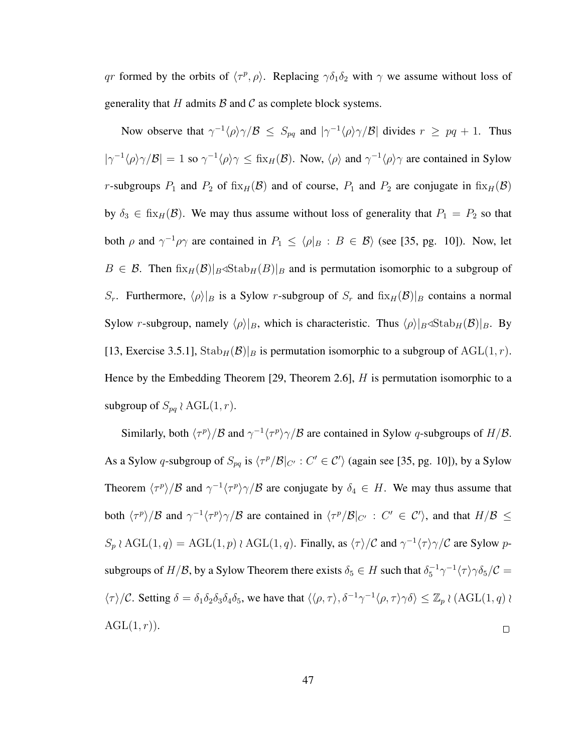$qr$ formed by the orbits of $\langle \tau^p, \rho\rangle$. Replacing $\gamma\delta_1\delta_2$ with $\gamma$ we assume without loss of generality that $H$ admits $\mathcal{B}$ and $\mathcal{C}$ as complete block systems.

Now observe that $\gamma^{-1}\langle\rho\rangle\gamma/\mathcal{B} \leq S_{pq}$ and $|\gamma^{-1}\langle\rho\rangle\gamma/\mathcal{B}|$ divides $r \geq pq+1$. Thus $|\gamma^{-1}\langle\rho\rangle\gamma/\mathcal{B}| = 1$ so $\gamma^{-1}\langle\rho\rangle\gamma \leq \mathrm{fix}_H(\mathcal{B})$. Now, $\langle\rho\rangle$ and $\gamma^{-1}\langle\rho\rangle\gamma$ are contained in Sylow $r$-subgroups $P_1$ and $P_2$ of $\mathrm{fix}_H(\mathcal{B})$ and of course, $P_1$ and $P_2$ are conjugate in $\mathrm{fix}_H(\mathcal{B})$ by $\delta_3 \in \mathrm{fix}_H(\mathcal{B})$. We may thus assume without loss of generality that $P_1 = P_2$ so that both $\rho$ and $\gamma^{-1}\rho\gamma$ are contained in $P_1 \leq \langle \rho|_B : B \in \mathcal{B}\rangle$ (see [35, pg. 10]). Now, let $B \in \mathcal{B}$. Then $\mathrm{fix}_H(\mathcal{B})|_B \triangleleft \mathrm{Stab}_H(B)|_B$ and is permutation isomorphic to a subgroup of $S_r$. Furthermore, $\langle\rho\rangle|_B$ is a Sylow $r$-subgroup of $S_r$ and $\mathrm{fix}_H(\mathcal{B})|_B$ contains a normal Sylow $r$-subgroup, namely $\langle\rho\rangle|_B$, which is characteristic. Thus $\langle\rho\rangle|_B \triangleleft \mathrm{Stab}_H(\mathcal{B})|_B$. By [13, Exercise 3.5.1], $\mathrm{Stab}_H(\mathcal{B})|_B$ is permutation isomorphic to a subgroup of $\mathrm{AGL}(1,r)$. Hence by the Embedding Theorem [29, Theorem 2.6], $H$ is permutation isomorphic to a subgroup of $S_{pq} \wr \mathrm{AGL}(1,r)$.

Similarly, both $\langle\tau^p\rangle/\mathcal{B}$ and $\gamma^{-1}\langle\tau^p\rangle\gamma/\mathcal{B}$ are contained in Sylow $q$-subgroups of $H/\mathcal{B}$. As a Sylow $q$-subgroup of $S_{pq}$ is $\langle \tau^p/\mathcal{B}|_{C'} : C' \in \mathcal{C}'\rangle$ (again see [35, pg. 10]), by a Sylow Theorem $\langle\tau^p\rangle/\mathcal{B}$ and $\gamma^{-1}\langle\tau^p\rangle\gamma/\mathcal{B}$ are conjugate by $\delta_4 \in H$. We may thus assume that both $\langle\tau^p\rangle/\mathcal{B}$ and $\gamma^{-1}\langle\tau^p\rangle\gamma/\mathcal{B}$ are contained in $\langle \tau^p/\mathcal{B}|_{C'} : C' \in \mathcal{C}'\rangle$, and that $H/\mathcal{B} \leq S_p \wr \mathrm{AGL}(1,q) = \mathrm{AGL}(1,p) \wr \mathrm{AGL}(1,q)$. Finally, as $\langle\tau\rangle/\mathcal{C}$ and $\gamma^{-1}\langle\tau\rangle\gamma/\mathcal{C}$ are Sylow $p$-subgroups of $H/\mathcal{B}$, by a Sylow Theorem there exists $\delta_5 \in H$ such that $\delta_5^{-1}\gamma^{-1}\langle\tau\rangle\gamma\delta_5/\mathcal{C} = \langle\tau\rangle/\mathcal{C}$. Setting $\delta = \delta_1\delta_2\delta_3\delta_4\delta_5$, we have that $\langle\langle\rho,\tau\rangle, \delta^{-1}\gamma^{-1}\langle\rho,\tau\rangle\gamma\delta\rangle \leq \mathbb{Z}_p \wr (\mathrm{AGL}(1,q) \wr \mathrm{AGL}(1,r))$. □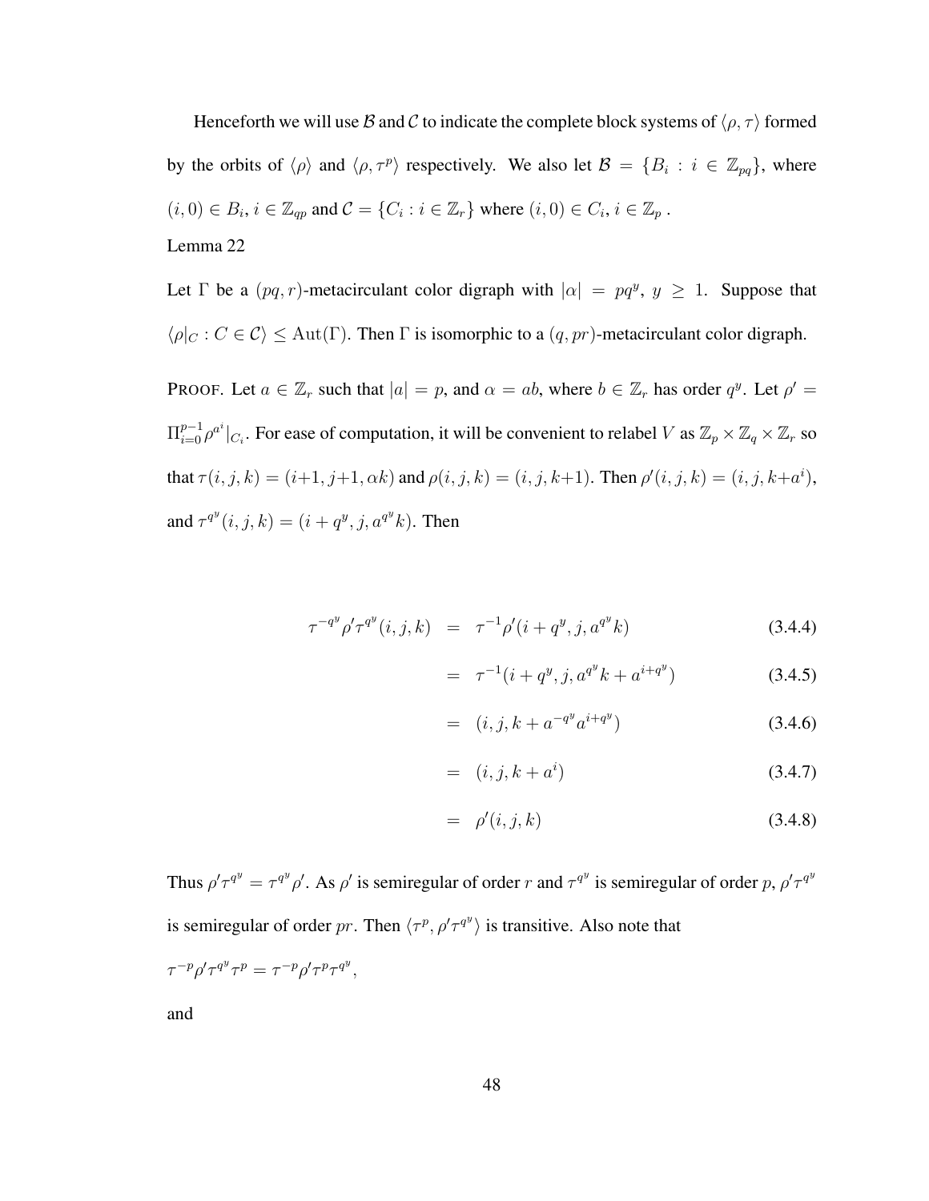Henceforth we will use $\mathcal{B}$ and $\mathcal{C}$ to indicate the complete block systems of $\langle \rho, \tau \rangle$ formed by the orbits of $\langle \rho \rangle$ and $\langle \rho, \tau^p \rangle$ respectively. We also let $\mathcal{B} = \{B_i : i \in \mathbb{Z}_{pq}\}$, where $(i, 0) \in B_i$, $i \in \mathbb{Z}_{qp}$ and $\mathcal{C} = \{C_i : i \in \mathbb{Z}_r\}$ where $(i, 0) \in C_i$, $i \in \mathbb{Z}_p$ .

Lemma 22

Let $\Gamma$ be a $(pq, r)$-metacirculant color digraph with $|\alpha| = pq^y$, $y \geq 1$. Suppose that $\langle \rho|_C : C \in \mathcal{C} \rangle \leq \mathrm{Aut}(\Gamma)$. Then $\Gamma$ is isomorphic to a $(q, pr)$-metacirculant color digraph.

PROOF. Let $a \in \mathbb{Z}_r$ such that $|a| = p$, and $\alpha = ab$, where $b \in \mathbb{Z}_r$ has order $q^y$. Let $\rho' = \Pi_{i=0}^{p-1} \rho^{a^i}|_{C_i}$. For ease of computation, it will be convenient to relabel $V$ as $\mathbb{Z}_p \times \mathbb{Z}_q \times \mathbb{Z}_r$ so that $\tau(i, j, k) = (i+1, j+1, \alpha k)$ and $\rho(i, j, k) = (i, j, k+1)$. Then $\rho'(i, j, k) = (i, j, k+a^i)$, and $\tau^{q^y}(i, j, k) = (i + q^y, j, a^{q^y} k)$. Then

$$
\begin{aligned}
\tau^{-q^y} \rho' \tau^{q^y}(i, j, k) &= \tau^{-1} \rho'(i + q^y, j, a^{q^y} k) && (3.4.4)\\
&= \tau^{-1}(i + q^y, j, a^{q^y} k + a^{i+q^y}) && (3.4.5)\\
&= (i, j, k + a^{-q^y} a^{i+q^y}) && (3.4.6)\\
&= (i, j, k + a^i) && (3.4.7)\\
&= \rho'(i, j, k) && (3.4.8)
\end{aligned}
$$

Thus $\rho' \tau^{q^y} = \tau^{q^y} \rho'$. As $\rho'$ is semiregular of order $r$ and $\tau^{q^y}$ is semiregular of order $p$, $\rho' \tau^{q^y}$ is semiregular of order $pr$. Then $\langle \tau^p, \rho' \tau^{q^y} \rangle$ is transitive. Also note that

$\tau^{-p} \rho' \tau^{q^y} \tau^p = \tau^{-p} \rho' \tau^p \tau^{q^y}$,

and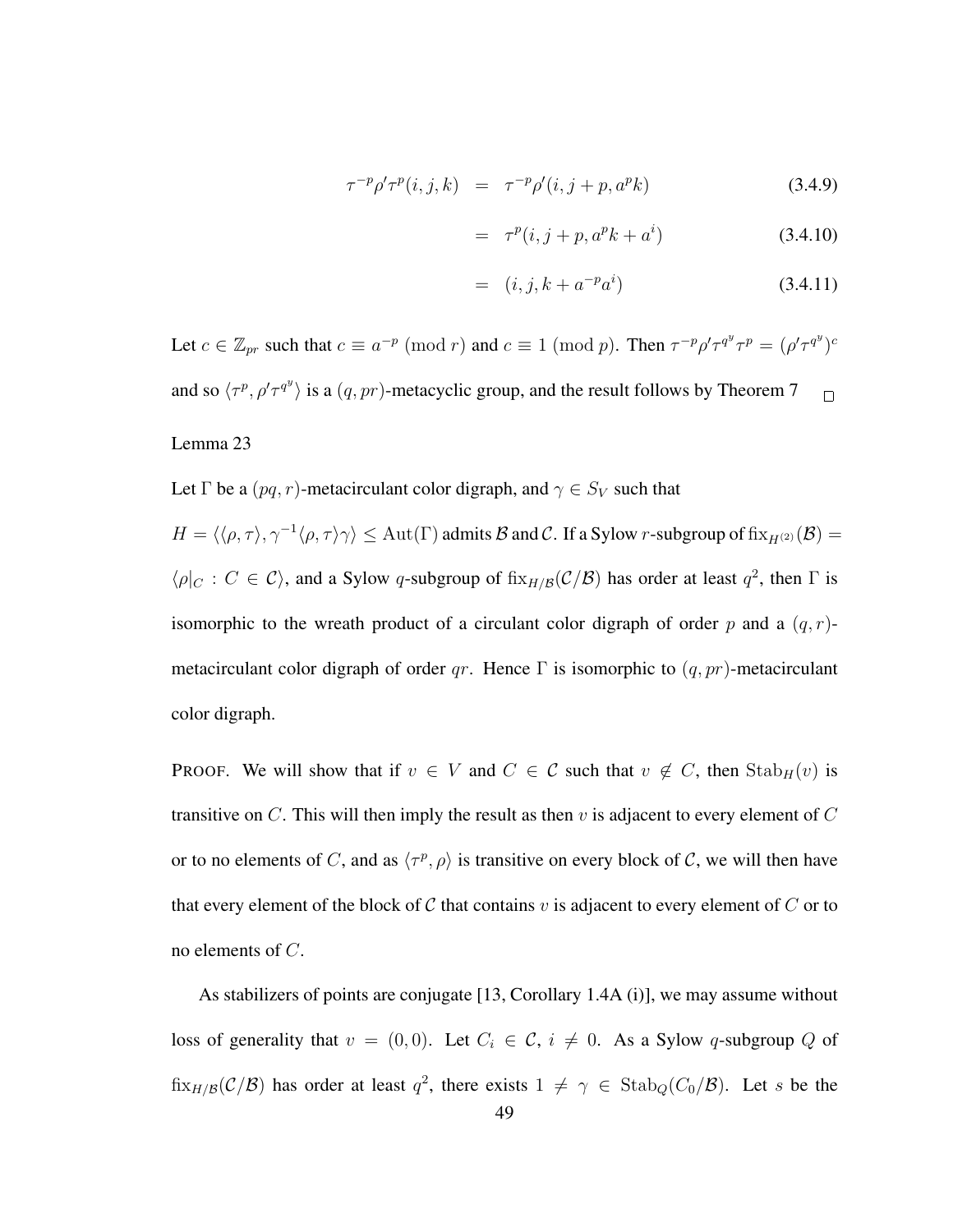$$\tau^{-p}\rho'\tau^p(i,j,k) = \tau^{-p}\rho'(i,j+p,a^pk) \tag{3.4.9}$$

$$= \tau^p(i,j+p,a^pk+a^i) \tag{3.4.10}$$

$$= (i,j,k+a^{-p}a^i) \tag{3.4.11}$$

Let $c \in \mathbb{Z}_{pr}$ such that $c \equiv a^{-p} \pmod r$ and $c \equiv 1 \pmod p$. Then $\tau^{-p}\rho'\tau^{q^y}\tau^p = (\rho'\tau^{q^y})^c$ and so $\langle \tau^p, \rho'\tau^{q^y}\rangle$ is a $(q,pr)$-metacyclic group, and the result follows by Theorem 7 $\square$

Lemma 23

Let $\Gamma$ be a $(pq,r)$-metacirculant color digraph, and $\gamma \in S_V$ such that $H = \langle\langle\rho,\tau\rangle, \gamma^{-1}\langle\rho,\tau\rangle\gamma\rangle \leq \mathrm{Aut}(\Gamma)$ admits $\mathcal{B}$ and $\mathcal{C}$. If a Sylow $r$-subgroup of $\mathrm{fix}_{H^{(2)}}(\mathcal{B}) = \langle \rho|_C : C \in \mathcal{C}\rangle$, and a Sylow $q$-subgroup of $\mathrm{fix}_{H/\mathcal{B}}(\mathcal{C}/\mathcal{B})$ has order at least $q^2$, then $\Gamma$ is isomorphic to the wreath product of a circulant color digraph of order $p$ and a $(q,r)$-metacirculant color digraph of order $qr$. Hence $\Gamma$ is isomorphic to $(q,pr)$-metacirculant color digraph.

PROOF. We will show that if $v \in V$ and $C \in \mathcal{C}$ such that $v \notin C$, then $\mathrm{Stab}_H(v)$ is transitive on $C$. This will then imply the result as then $v$ is adjacent to every element of $C$ or to no elements of $C$, and as $\langle\tau^p,\rho\rangle$ is transitive on every block of $\mathcal{C}$, we will then have that every element of the block of $\mathcal{C}$ that contains $v$ is adjacent to every element of $C$ or to no elements of $C$.

As stabilizers of points are conjugate [13, Corollary 1.4A (i)], we may assume without loss of generality that $v = (0,0)$. Let $C_i \in \mathcal{C}$, $i \neq 0$. As a Sylow $q$-subgroup $Q$ of $\mathrm{fix}_{H/\mathcal{B}}(\mathcal{C}/\mathcal{B})$ has order at least $q^2$, there exists $1 \neq \gamma \in \mathrm{Stab}_Q(C_0/\mathcal{B})$. Let $s$ be the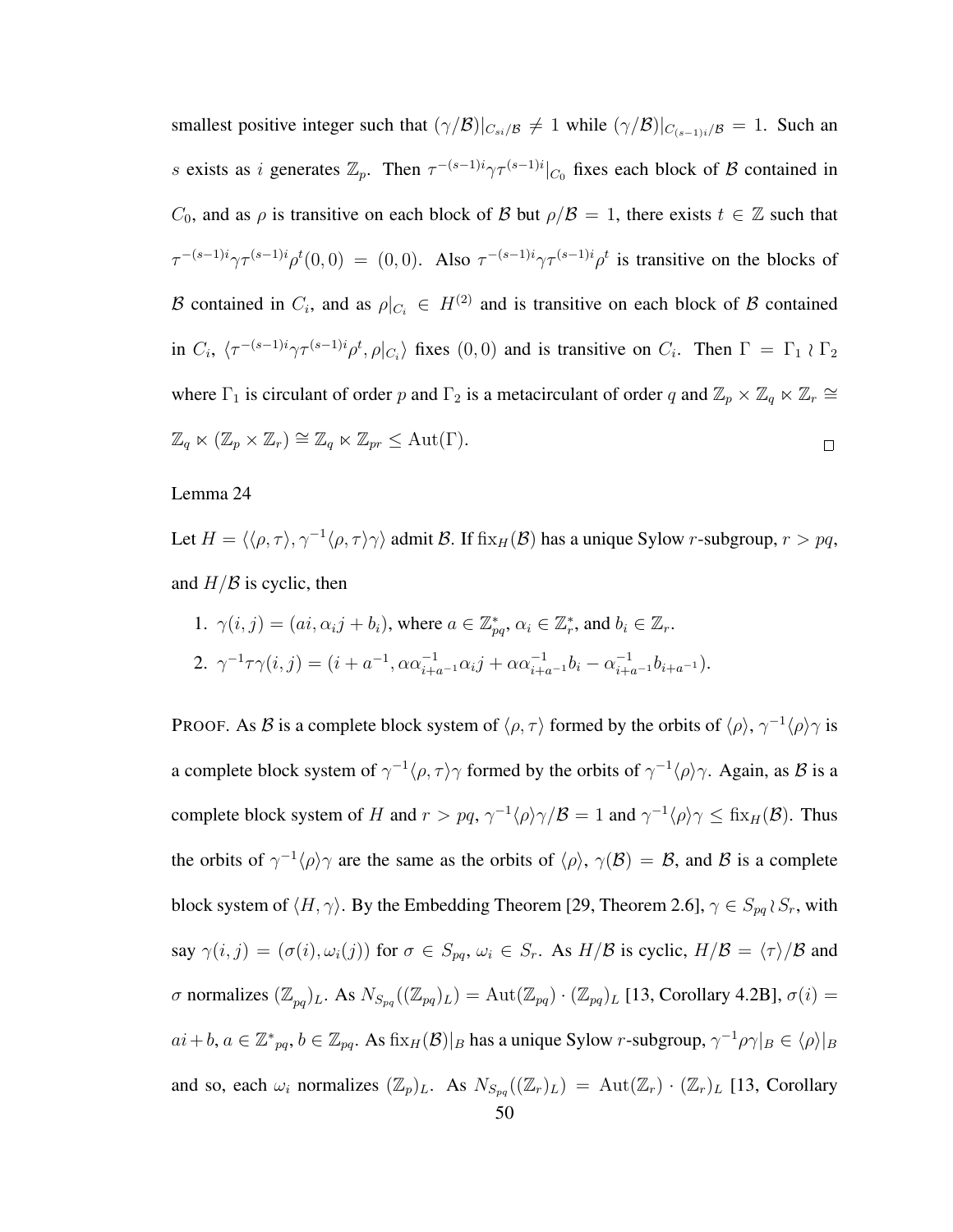smallest positive integer such that $(\gamma/\mathcal{B})|_{C_{si}/\mathcal{B}} \neq 1$ while $(\gamma/\mathcal{B})|_{C_{(s-1)i}/\mathcal{B}} = 1$. Such an $s$ exists as $i$ generates $\mathbb{Z}_p$. Then $\tau^{-(s-1)i}\gamma\tau^{(s-1)i}|_{C_0}$ fixes each block of $\mathcal{B}$ contained in $C_0$, and as $\rho$ is transitive on each block of $\mathcal{B}$ but $\rho/\mathcal{B} = 1$, there exists $t \in \mathbb{Z}$ such that $\tau^{-(s-1)i}\gamma\tau^{(s-1)i}\rho^t(0,0) = (0,0)$. Also $\tau^{-(s-1)i}\gamma\tau^{(s-1)i}\rho^t$ is transitive on the blocks of $\mathcal{B}$ contained in $C_i$, and as $\rho|_{C_i} \in H^{(2)}$ and is transitive on each block of $\mathcal{B}$ contained in $C_i$, $\langle \tau^{-(s-1)i}\gamma\tau^{(s-1)i}\rho^t, \rho|_{C_i}\rangle$ fixes $(0,0)$ and is transitive on $C_i$. Then $\Gamma = \Gamma_1 \wr \Gamma_2$ where $\Gamma_1$ is circulant of order $p$ and $\Gamma_2$ is a metacirculant of order $q$ and $\mathbb{Z}_p \times \mathbb{Z}_q \ltimes \mathbb{Z}_r \cong \mathbb{Z}_q \ltimes (\mathbb{Z}_p \times \mathbb{Z}_r) \cong \mathbb{Z}_q \ltimes \mathbb{Z}_{pr} \leq \mathrm{Aut}(\Gamma)$. □

Lemma 24

Let $H = \langle\langle \rho, \tau\rangle, \gamma^{-1}\langle \rho, \tau\rangle\gamma\rangle$ admit $\mathcal{B}$. If $\mathrm{fix}_H(\mathcal{B})$ has a unique Sylow $r$-subgroup, $r > pq$, and $H/\mathcal{B}$ is cyclic, then

1. $\gamma(i,j) = (ai, \alpha_i j + b_i)$, where $a \in \mathbb{Z}^*_{pq}$, $\alpha_i \in \mathbb{Z}^*_r$, and $b_i \in \mathbb{Z}_r$.
2. $\gamma^{-1}\tau\gamma(i,j) = (i + a^{-1}, \alpha\alpha^{-1}_{i+a^{-1}}\alpha_i j + \alpha\alpha^{-1}_{i+a^{-1}} b_i - \alpha^{-1}_{i+a^{-1}} b_{i+a^{-1}})$.

PROOF. As $\mathcal{B}$ is a complete block system of $\langle \rho, \tau\rangle$ formed by the orbits of $\langle \rho\rangle$, $\gamma^{-1}\langle \rho\rangle\gamma$ is a complete block system of $\gamma^{-1}\langle \rho, \tau\rangle\gamma$ formed by the orbits of $\gamma^{-1}\langle \rho\rangle\gamma$. Again, as $\mathcal{B}$ is a complete block system of $H$ and $r > pq$, $\gamma^{-1}\langle \rho\rangle\gamma/\mathcal{B} = 1$ and $\gamma^{-1}\langle \rho\rangle\gamma \leq \mathrm{fix}_H(\mathcal{B})$. Thus the orbits of $\gamma^{-1}\langle \rho\rangle\gamma$ are the same as the orbits of $\langle \rho\rangle$, $\gamma(\mathcal{B}) = \mathcal{B}$, and $\mathcal{B}$ is a complete block system of $\langle H, \gamma\rangle$. By the Embedding Theorem [29, Theorem 2.6], $\gamma \in S_{pq} \wr S_r$, with say $\gamma(i,j) = (\sigma(i), \omega_i(j))$ for $\sigma \in S_{pq}$, $\omega_i \in S_r$. As $H/\mathcal{B}$ is cyclic, $H/\mathcal{B} = \langle \tau\rangle/\mathcal{B}$ and $\sigma$ normalizes $(\mathbb{Z}_{pq})_L$. As $N_{S_{pq}}((\mathbb{Z}_{pq})_L) = \mathrm{Aut}(\mathbb{Z}_{pq}) \cdot (\mathbb{Z}_{pq})_L$ [13, Corollary 4.2B], $\sigma(i) = ai + b$, $a \in \mathbb{Z}^*{}_{pq}$, $b \in \mathbb{Z}_{pq}$. As $\mathrm{fix}_H(\mathcal{B})|_B$ has a unique Sylow $r$-subgroup, $\gamma^{-1}\rho\gamma|_B \in \langle \rho\rangle|_B$ and so, each $\omega_i$ normalizes $(\mathbb{Z}_p)_L$. As $N_{S_{pq}}((\mathbb{Z}_r)_L) = \mathrm{Aut}(\mathbb{Z}_r) \cdot (\mathbb{Z}_r)_L$ [13, Corollary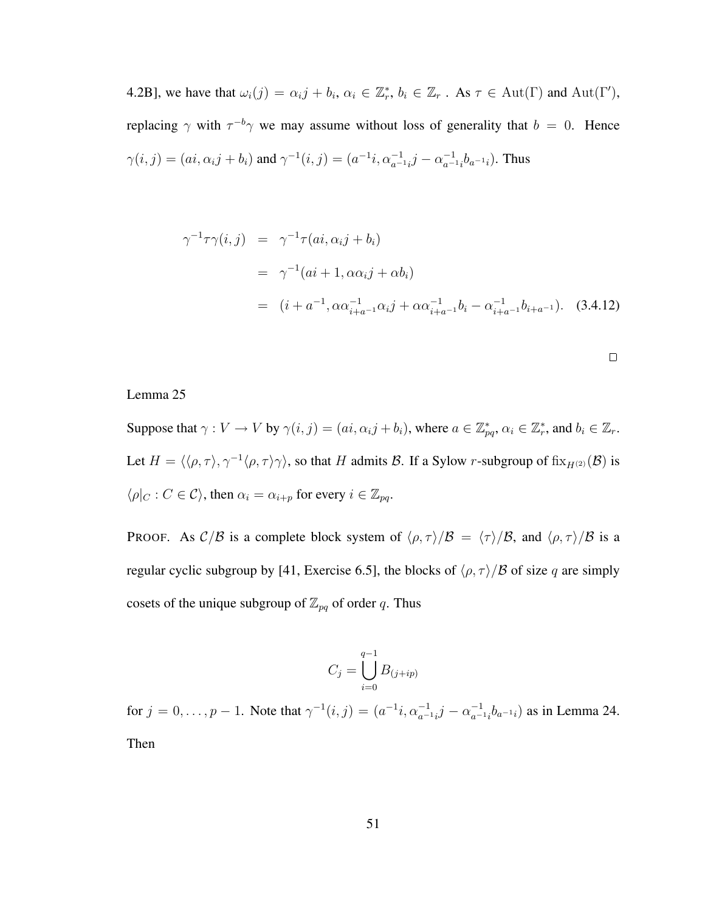4.2B], we have that $\omega_i(j) = \alpha_i j + b_i$, $\alpha_i \in \mathbb{Z}_r^*$, $b_i \in \mathbb{Z}_r$ . As $\tau \in \mathrm{Aut}(\Gamma)$ and $\mathrm{Aut}(\Gamma')$, replacing $\gamma$ with $\tau^{-b}\gamma$ we may assume without loss of generality that $b = 0$. Hence $\gamma(i,j) = (ai, \alpha_i j + b_i)$ and $\gamma^{-1}(i,j) = (a^{-1}i, \alpha_{a^{-1}i}^{-1} j - \alpha_{a^{-1}i}^{-1} b_{a^{-1}i})$. Thus

$$
\begin{aligned}
\gamma^{-1}\tau\gamma(i,j) &= \gamma^{-1}\tau(ai, \alpha_i j + b_i) \\
&= \gamma^{-1}(ai+1, \alpha\alpha_i j + \alpha b_i) \\
&= (i + a^{-1}, \alpha\alpha_{i+a^{-1}}^{-1}\alpha_i j + \alpha\alpha_{i+a^{-1}}^{-1} b_i - \alpha_{i+a^{-1}}^{-1} b_{i+a^{-1}}). \quad (3.4.12)
\end{aligned}
$$

□

Lemma 25

Suppose that $\gamma : V \to V$ by $\gamma(i,j) = (ai, \alpha_i j + b_i)$, where $a \in \mathbb{Z}_{pq}^*$, $\alpha_i \in \mathbb{Z}_r^*$, and $b_i \in \mathbb{Z}_r$. Let $H = \langle\langle\rho,\tau\rangle, \gamma^{-1}\langle\rho,\tau\rangle\gamma\rangle$, so that $H$ admits $\mathcal{B}$. If a Sylow $r$-subgroup of $\mathrm{fix}_{H^{(2)}}(\mathcal{B})$ is $\langle\rho|_C : C \in \mathcal{C}\rangle$, then $\alpha_i = \alpha_{i+p}$ for every $i \in \mathbb{Z}_{pq}$.

PROOF. As $\mathcal{C}/\mathcal{B}$ is a complete block system of $\langle\rho,\tau\rangle/\mathcal{B} = \langle\tau\rangle/\mathcal{B}$, and $\langle\rho,\tau\rangle/\mathcal{B}$ is a regular cyclic subgroup by [41, Exercise 6.5], the blocks of $\langle\rho,\tau\rangle/\mathcal{B}$ of size $q$ are simply cosets of the unique subgroup of $\mathbb{Z}_{pq}$ of order $q$. Thus

$$
C_j = \bigcup_{i=0}^{q-1} B_{(j+ip)}
$$

for $j = 0, \ldots, p-1$. Note that $\gamma^{-1}(i,j) = (a^{-1}i, \alpha_{a^{-1}i}^{-1} j - \alpha_{a^{-1}i}^{-1} b_{a^{-1}i})$ as in Lemma 24. Then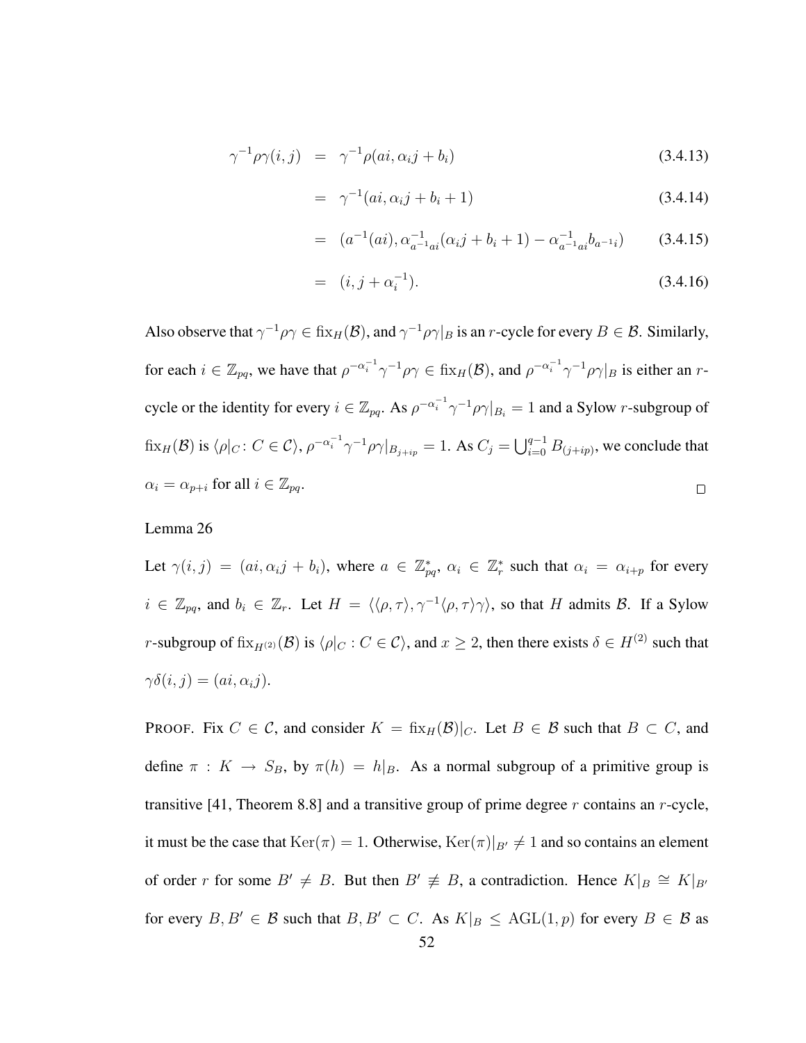$$
\begin{aligned}
\gamma^{-1}\rho\gamma(i,j) &= \gamma^{-1}\rho(ai, \alpha_i j + b_i) && (3.4.13)\\
&= \gamma^{-1}(ai, \alpha_i j + b_i + 1) && (3.4.14)\\
&= (a^{-1}(ai), \alpha^{-1}_{a^{-1}ai}(\alpha_i j + b_i + 1) - \alpha^{-1}_{a^{-1}ai} b_{a^{-1}i}) && (3.4.15)\\
&= (i, j + \alpha_i^{-1}). && (3.4.16)
\end{aligned}
$$

Also observe that $\gamma^{-1}\rho\gamma \in \mathrm{fix}_H(\mathcal{B})$, and $\gamma^{-1}\rho\gamma|_B$ is an $r$-cycle for every $B \in \mathcal{B}$. Similarly, for each $i \in \mathbb{Z}_{pq}$, we have that $\rho^{-\alpha_i^{-1}}\gamma^{-1}\rho\gamma \in \mathrm{fix}_H(\mathcal{B})$, and $\rho^{-\alpha_i^{-1}}\gamma^{-1}\rho\gamma|_B$ is either an $r$-cycle or the identity for every $i \in \mathbb{Z}_{pq}$. As $\rho^{-\alpha_i^{-1}}\gamma^{-1}\rho\gamma|_{B_i} = 1$ and a Sylow $r$-subgroup of $\mathrm{fix}_H(\mathcal{B})$ is $\langle \rho|_C \colon C \in \mathcal{C}\rangle$, $\rho^{-\alpha_i^{-1}}\gamma^{-1}\rho\gamma|_{B_{j+ip}} = 1$. As $C_j = \bigcup_{i=0}^{q-1} B_{(j+ip)}$, we conclude that $\alpha_i = \alpha_{p+i}$ for all $i \in \mathbb{Z}_{pq}$. ∎

Lemma 26

Let $\gamma(i,j) = (ai, \alpha_i j + b_i)$, where $a \in \mathbb{Z}_{pq}^*$, $\alpha_i \in \mathbb{Z}_r^*$ such that $\alpha_i = \alpha_{i+p}$ for every $i \in \mathbb{Z}_{pq}$, and $b_i \in \mathbb{Z}_r$. Let $H = \langle\langle \rho, \tau\rangle, \gamma^{-1}\langle \rho, \tau\rangle\gamma\rangle$, so that $H$ admits $\mathcal{B}$. If a Sylow $r$-subgroup of $\mathrm{fix}_{H^{(2)}}(\mathcal{B})$ is $\langle \rho|_C : C \in \mathcal{C}\rangle$, and $x \geq 2$, then there exists $\delta \in H^{(2)}$ such that $\gamma\delta(i,j) = (ai, \alpha_i j)$.

PROOF. Fix $C \in \mathcal{C}$, and consider $K = \mathrm{fix}_H(\mathcal{B})|_C$. Let $B \in \mathcal{B}$ such that $B \subset C$, and define $\pi : K \to S_B$, by $\pi(h) = h|_B$. As a normal subgroup of a primitive group is transitive [41, Theorem 8.8] and a transitive group of prime degree $r$ contains an $r$-cycle, it must be the case that $\mathrm{Ker}(\pi) = 1$. Otherwise, $\mathrm{Ker}(\pi)|_{B'} \neq 1$ and so contains an element of order $r$ for some $B' \neq B$. But then $B' \not\equiv B$, a contradiction. Hence $K|_B \cong K|_{B'}$ for every $B, B' \in \mathcal{B}$ such that $B, B' \subset C$. As $K|_B \leq \mathrm{AGL}(1,p)$ for every $B \in \mathcal{B}$ as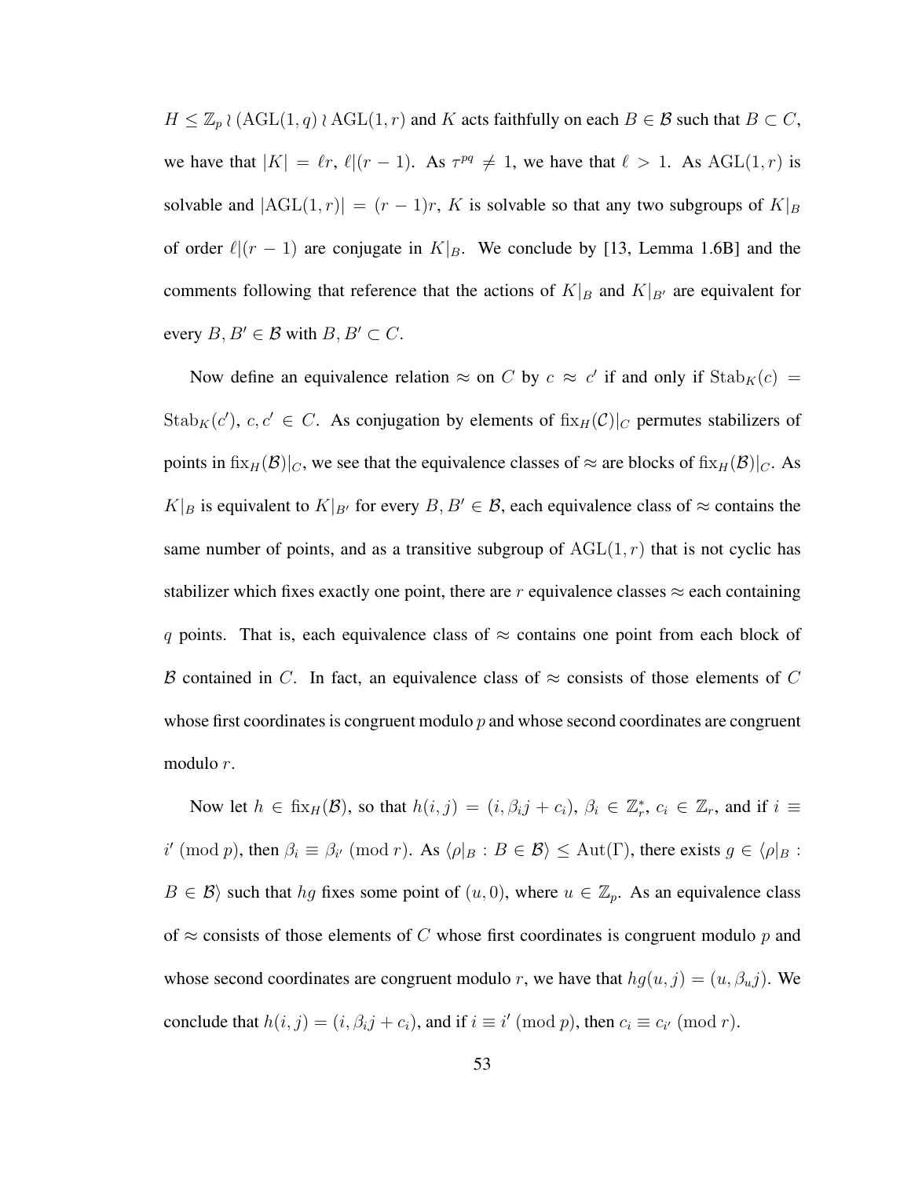$H \leq \mathbb{Z}_p \wr (\mathrm{AGL}(1,q) \wr \mathrm{AGL}(1,r)$ and $K$ acts faithfully on each $B \in \mathcal{B}$ such that $B \subset C$, we have that $|K| = \ell r$, $\ell|(r-1)$. As $\tau^{pq} \neq 1$, we have that $\ell > 1$. As $\mathrm{AGL}(1,r)$ is solvable and $|\mathrm{AGL}(1,r)| = (r-1)r$, $K$ is solvable so that any two subgroups of $K|_B$ of order $\ell|(r-1)$ are conjugate in $K|_B$. We conclude by [13, Lemma 1.6B] and the comments following that reference that the actions of $K|_B$ and $K|_{B'}$ are equivalent for every $B, B' \in \mathcal{B}$ with $B, B' \subset C$.

Now define an equivalence relation $\approx$ on $C$ by $c \approx c'$ if and only if $\mathrm{Stab}_K(c) = \mathrm{Stab}_K(c')$, $c, c' \in C$. As conjugation by elements of $\mathrm{fix}_H(\mathcal{C})|_C$ permutes stabilizers of points in $\mathrm{fix}_H(\mathcal{B})|_C$, we see that the equivalence classes of $\approx$ are blocks of $\mathrm{fix}_H(\mathcal{B})|_C$. As $K|_B$ is equivalent to $K|_{B'}$ for every $B, B' \in \mathcal{B}$, each equivalence class of $\approx$ contains the same number of points, and as a transitive subgroup of $\mathrm{AGL}(1,r)$ that is not cyclic has stabilizer which fixes exactly one point, there are $r$ equivalence classes $\approx$ each containing $q$ points. That is, each equivalence class of $\approx$ contains one point from each block of $\mathcal{B}$ contained in $C$. In fact, an equivalence class of $\approx$ consists of those elements of $C$ whose first coordinates is congruent modulo $p$ and whose second coordinates are congruent modulo $r$.

Now let $h \in \mathrm{fix}_H(\mathcal{B})$, so that $h(i,j) = (i, \beta_i j + c_i)$, $\beta_i \in \mathbb{Z}_r^*$, $c_i \in \mathbb{Z}_r$, and if $i \equiv i' \pmod p$, then $\beta_i \equiv \beta_{i'} \pmod r$. As $\langle \rho|_B : B \in \mathcal{B}\rangle \leq \mathrm{Aut}(\Gamma)$, there exists $g \in \langle \rho|_B : B \in \mathcal{B}\rangle$ such that $hg$ fixes some point of $(u, 0)$, where $u \in \mathbb{Z}_p$. As an equivalence class of $\approx$ consists of those elements of $C$ whose first coordinates is congruent modulo $p$ and whose second coordinates are congruent modulo $r$, we have that $hg(u,j) = (u, \beta_u j)$. We conclude that $h(i,j) = (i, \beta_i j + c_i)$, and if $i \equiv i' \pmod p$, then $c_i \equiv c_{i'} \pmod r$.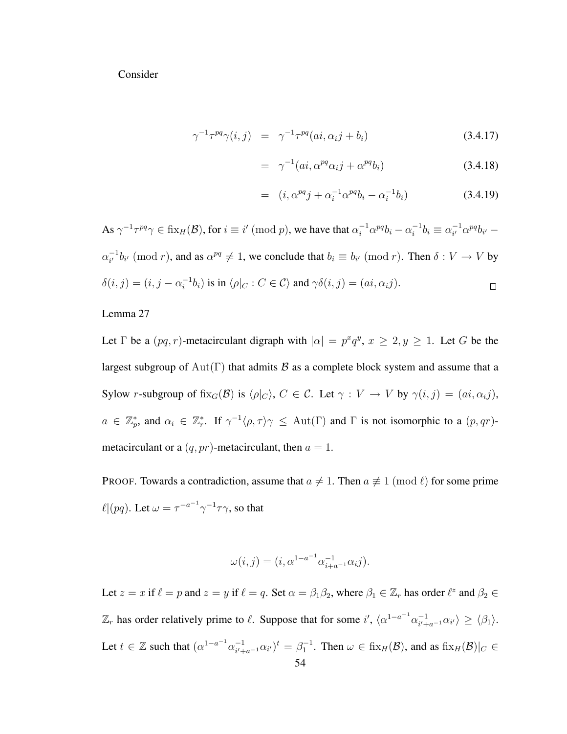Consider

$$\gamma^{-1}\tau^{pq}\gamma(i,j) = \gamma^{-1}\tau^{pq}(ai, \alpha_i j + b_i) \tag{3.4.17}$$

$$= \gamma^{-1}(ai, \alpha^{pq}\alpha_i j + \alpha^{pq} b_i) \tag{3.4.18}$$

$$= (i, \alpha^{pq} j + \alpha_i^{-1}\alpha^{pq} b_i - \alpha_i^{-1} b_i) \tag{3.4.19}$$

As $\gamma^{-1}\tau^{pq}\gamma \in \mathrm{fix}_H(\mathcal{B})$, for $i \equiv i' \pmod p$, we have that $\alpha_i^{-1}\alpha^{pq} b_i - \alpha_i^{-1} b_i \equiv \alpha_{i'}^{-1}\alpha^{pq} b_{i'} - \alpha_{i'}^{-1} b_{i'} \pmod r$, and as $\alpha^{pq} \neq 1$, we conclude that $b_i \equiv b_{i'} \pmod r$. Then $\delta : V \to V$ by $\delta(i,j) = (i, j - \alpha_i^{-1} b_i)$ is in $\langle \rho|_C : C \in \mathcal{C}\rangle$ and $\gamma\delta(i,j) = (ai, \alpha_i j)$. □

Lemma 27

Let $\Gamma$ be a $(pq, r)$-metacirculant digraph with $|\alpha| = p^x q^y$, $x \geq 2, y \geq 1$. Let $G$ be the largest subgroup of $\mathrm{Aut}(\Gamma)$ that admits $\mathcal{B}$ as a complete block system and assume that a Sylow $r$-subgroup of $\mathrm{fix}_G(\mathcal{B})$ is $\langle \rho|_C \rangle$, $C \in \mathcal{C}$. Let $\gamma : V \to V$ by $\gamma(i,j) = (ai, \alpha_i j)$, $a \in \mathbb{Z}_p^*$, and $\alpha_i \in \mathbb{Z}_r^*$. If $\gamma^{-1}\langle \rho, \tau\rangle\gamma \leq \mathrm{Aut}(\Gamma)$ and $\Gamma$ is not isomorphic to a $(p, qr)$-metacirculant or a $(q, pr)$-metacirculant, then $a = 1$.

PROOF. Towards a contradiction, assume that $a \neq 1$. Then $a \not\equiv 1 \pmod \ell$ for some prime $\ell | (pq)$. Let $\omega = \tau^{-a^{-1}}\gamma^{-1}\tau\gamma$, so that

$$\omega(i,j) = (i, \alpha^{1-a^{-1}}\alpha_{i+a^{-1}}^{-1}\alpha_i j).$$

Let $z = x$ if $\ell = p$ and $z = y$ if $\ell = q$. Set $\alpha = \beta_1\beta_2$, where $\beta_1 \in \mathbb{Z}_r$ has order $\ell^z$ and $\beta_2 \in \mathbb{Z}_r$ has order relatively prime to $\ell$. Suppose that for some $i'$, $\langle \alpha^{1-a^{-1}}\alpha_{i'+a^{-1}}^{-1}\alpha_{i'}\rangle \geq \langle \beta_1\rangle$. Let $t \in \mathbb{Z}$ such that $(\alpha^{1-a^{-1}}\alpha_{i'+a^{-1}}^{-1}\alpha_{i'})^t = \beta_1^{-1}$. Then $\omega \in \mathrm{fix}_H(\mathcal{B})$, and as $\mathrm{fix}_H(\mathcal{B})|_C \in$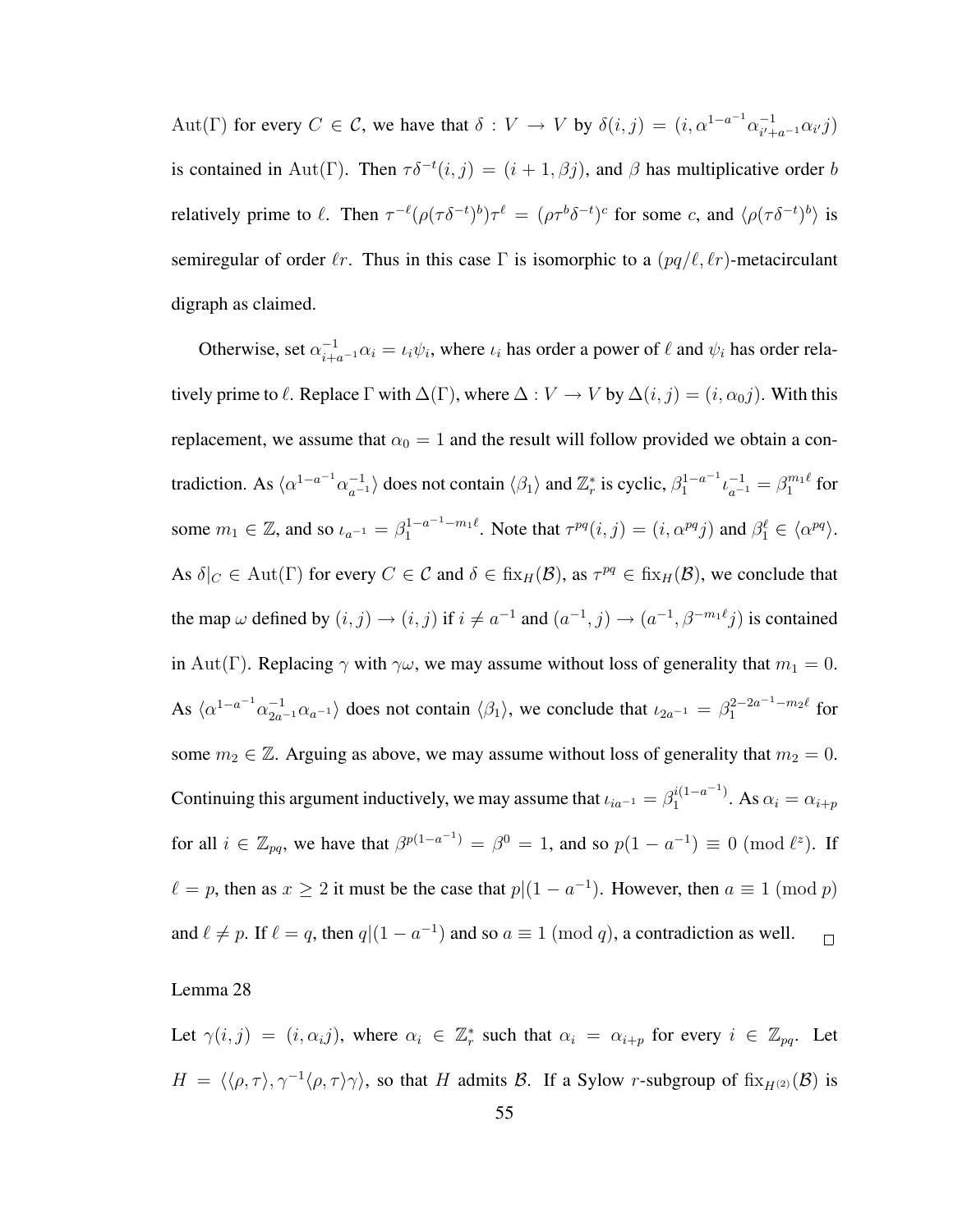$\mathrm{Aut}(\Gamma)$ for every $C \in \mathcal{C}$, we have that $\delta : V \to V$ by $\delta(i,j) = (i, \alpha^{1-a^{-1}}\alpha^{-1}_{i'+a^{-1}}\alpha_{i'}j)$ is contained in $\mathrm{Aut}(\Gamma)$. Then $\tau\delta^{-t}(i,j) = (i+1, \beta j)$, and $\beta$ has multiplicative order $b$ relatively prime to $\ell$. Then $\tau^{-\ell}(\rho(\tau\delta^{-t})^b)\tau^{\ell} = (\rho\tau^b\delta^{-t})^c$ for some $c$, and $\langle\rho(\tau\delta^{-t})^b\rangle$ is semiregular of order $\ell r$. Thus in this case $\Gamma$ is isomorphic to a $(pq/\ell, \ell r)$-metacirculant digraph as claimed.

Otherwise, set $\alpha^{-1}_{i+a^{-1}}\alpha_i = \iota_i\psi_i$, where $\iota_i$ has order a power of $\ell$ and $\psi_i$ has order relatively prime to $\ell$. Replace $\Gamma$ with $\Delta(\Gamma)$, where $\Delta : V \to V$ by $\Delta(i,j) = (i, \alpha_0 j)$. With this replacement, we assume that $\alpha_0 = 1$ and the result will follow provided we obtain a contradiction. As $\langle\alpha^{1-a^{-1}}\alpha^{-1}_{a^{-1}}\rangle$ does not contain $\langle\beta_1\rangle$ and $\mathbb{Z}_r^*$ is cyclic, $\beta_1^{1-a^{-1}}\iota^{-1}_{a^{-1}} = \beta_1^{m_1\ell}$ for some $m_1 \in \mathbb{Z}$, and so $\iota_{a^{-1}} = \beta_1^{1-a^{-1}-m_1\ell}$. Note that $\tau^{pq}(i,j) = (i, \alpha^{pq}j)$ and $\beta_1^{\ell} \in \langle\alpha^{pq}\rangle$. As $\delta|_C \in \mathrm{Aut}(\Gamma)$ for every $C \in \mathcal{C}$ and $\delta \in \mathrm{fix}_H(\mathcal{B})$, as $\tau^{pq} \in \mathrm{fix}_H(\mathcal{B})$, we conclude that the map $\omega$ defined by $(i,j) \to (i,j)$ if $i \neq a^{-1}$ and $(a^{-1}, j) \to (a^{-1}, \beta^{-m_1\ell}j)$ is contained in $\mathrm{Aut}(\Gamma)$. Replacing $\gamma$ with $\gamma\omega$, we may assume without loss of generality that $m_1 = 0$. As $\langle\alpha^{1-a^{-1}}\alpha^{-1}_{2a^{-1}}\alpha_{a^{-1}}\rangle$ does not contain $\langle\beta_1\rangle$, we conclude that $\iota_{2a^{-1}} = \beta_1^{2-2a^{-1}-m_2\ell}$ for some $m_2 \in \mathbb{Z}$. Arguing as above, we may assume without loss of generality that $m_2 = 0$. Continuing this argument inductively, we may assume that $\iota_{ia^{-1}} = \beta_1^{i(1-a^{-1})}$. As $\alpha_i = \alpha_{i+p}$ for all $i \in \mathbb{Z}_{pq}$, we have that $\beta^{p(1-a^{-1})} = \beta^0 = 1$, and so $p(1-a^{-1}) \equiv 0 \pmod{\ell^z}$. If $\ell = p$, then as $x \geq 2$ it must be the case that $p|(1-a^{-1})$. However, then $a \equiv 1 \pmod p$ and $\ell \neq p$. If $\ell = q$, then $q|(1-a^{-1})$ and so $a \equiv 1 \pmod q$, a contradiction as well. $\square$

Lemma 28

Let $\gamma(i,j) = (i, \alpha_i j)$, where $\alpha_i \in \mathbb{Z}_r^*$ such that $\alpha_i = \alpha_{i+p}$ for every $i \in \mathbb{Z}_{pq}$. Let $H = \langle\langle\rho,\tau\rangle, \gamma^{-1}\langle\rho,\tau\rangle\gamma\rangle$, so that $H$ admits $\mathcal{B}$. If a Sylow $r$-subgroup of $\mathrm{fix}_{H^{(2)}}(\mathcal{B})$ is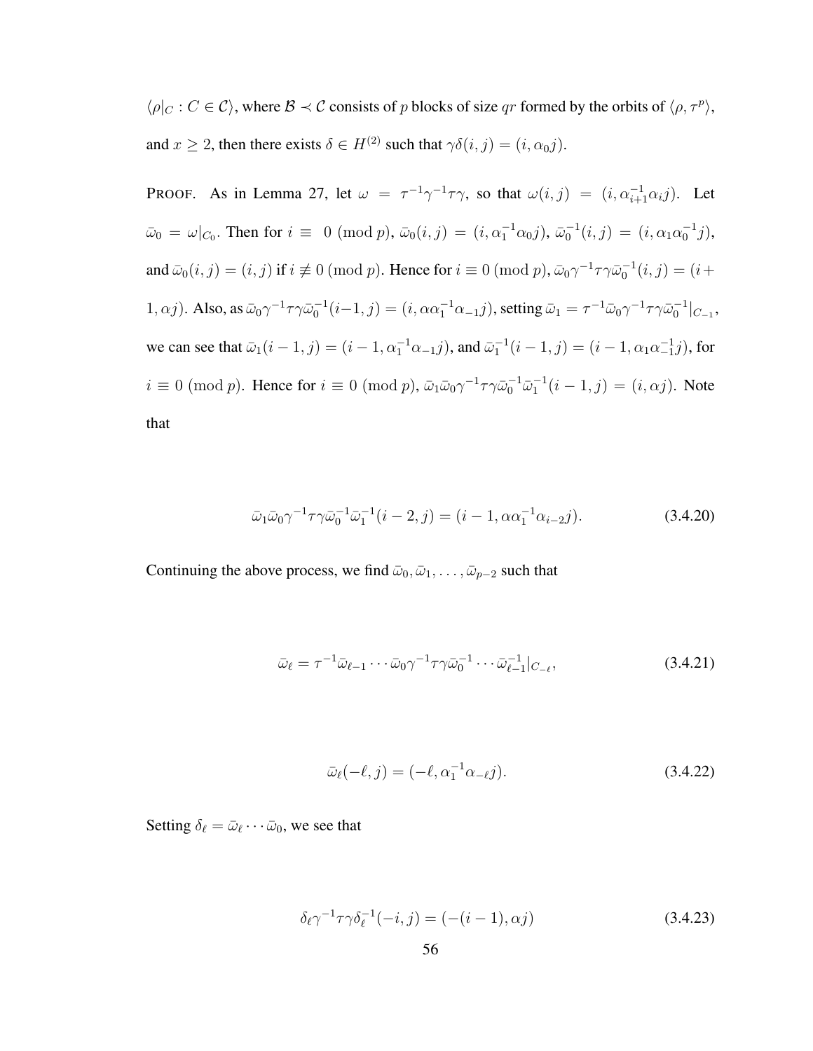$\langle \rho|_C : C \in \mathcal{C} \rangle$, where $\mathcal{B} \prec \mathcal{C}$ consists of $p$ blocks of size $qr$ formed by the orbits of $\langle \rho, \tau^p \rangle$, and $x \geq 2$, then there exists $\delta \in H^{(2)}$ such that $\gamma\delta(i,j) = (i, \alpha_0 j)$.

PROOF. As in Lemma 27, let $\omega = \tau^{-1}\gamma^{-1}\tau\gamma$, so that $\omega(i,j) = (i, \alpha_{i+1}^{-1}\alpha_i j)$. Let $\bar{\omega}_0 = \omega|_{C_0}$. Then for $i \equiv 0 \pmod p$, $\bar{\omega}_0(i,j) = (i, \alpha_1^{-1}\alpha_0 j)$, $\bar{\omega}_0^{-1}(i,j) = (i, \alpha_1\alpha_0^{-1} j)$, and $\bar{\omega}_0(i,j) = (i,j)$ if $i \not\equiv 0 \pmod p$. Hence for $i \equiv 0 \pmod p$, $\bar{\omega}_0\gamma^{-1}\tau\gamma\bar{\omega}_0^{-1}(i,j) = (i+1, \alpha j)$. Also, as $\bar{\omega}_0\gamma^{-1}\tau\gamma\bar{\omega}_0^{-1}(i-1,j) = (i, \alpha\alpha_1^{-1}\alpha_{-1} j)$, setting $\bar{\omega}_1 = \tau^{-1}\bar{\omega}_0\gamma^{-1}\tau\gamma\bar{\omega}_0^{-1}|_{C_{-1}}$, we can see that $\bar{\omega}_1(i-1,j) = (i-1, \alpha_1^{-1}\alpha_{-1} j)$, and $\bar{\omega}_1^{-1}(i-1,j) = (i-1, \alpha_1\alpha_{-1}^{-1} j)$, for $i \equiv 0 \pmod p$. Hence for $i \equiv 0 \pmod p$, $\bar{\omega}_1\bar{\omega}_0\gamma^{-1}\tau\gamma\bar{\omega}_0^{-1}\bar{\omega}_1^{-1}(i-1,j) = (i, \alpha j)$. Note that

$$\bar{\omega}_1\bar{\omega}_0\gamma^{-1}\tau\gamma\bar{\omega}_0^{-1}\bar{\omega}_1^{-1}(i-2,j) = (i-1, \alpha\alpha_1^{-1}\alpha_{i-2} j). \tag{3.4.20}$$

Continuing the above process, we find $\bar{\omega}_0, \bar{\omega}_1, \ldots, \bar{\omega}_{p-2}$ such that

$$\bar{\omega}_\ell = \tau^{-1}\bar{\omega}_{\ell-1}\cdots\bar{\omega}_0\gamma^{-1}\tau\gamma\bar{\omega}_0^{-1}\cdots\bar{\omega}_{\ell-1}^{-1}|_{C_{-\ell}}, \tag{3.4.21}$$

$$\bar{\omega}_\ell(-\ell, j) = (-\ell, \alpha_1^{-1}\alpha_{-\ell} j). \tag{3.4.22}$$

Setting $\delta_\ell = \bar{\omega}_\ell \cdots \bar{\omega}_0$, we see that

$$\delta_\ell\gamma^{-1}\tau\gamma\delta_\ell^{-1}(-i,j) = (-(i-1), \alpha j) \tag{3.4.23}$$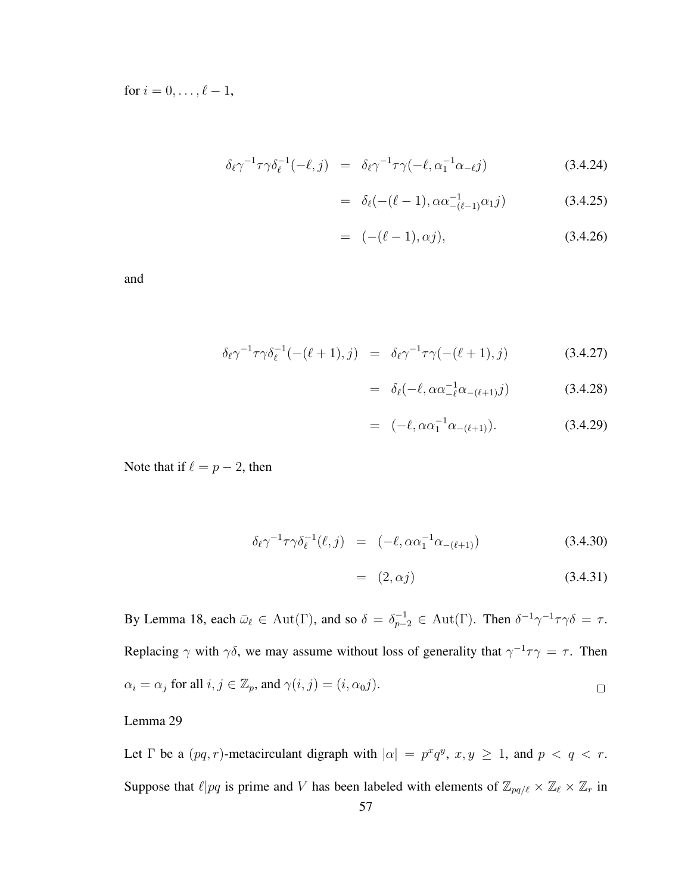for $i = 0, \ldots, \ell - 1$,

$$
\begin{aligned}
\delta_\ell \gamma^{-1} \tau \gamma \delta_\ell^{-1}(-\ell, j) &= \delta_\ell \gamma^{-1} \tau \gamma(-\ell, \alpha_1^{-1} \alpha_{-\ell} j) && (3.4.24) \\
&= \delta_\ell(-(\ell - 1), \alpha \alpha_{-(\ell-1)}^{-1} \alpha_1 j) && (3.4.25) \\
&= (-(\ell - 1), \alpha j), && (3.4.26)
\end{aligned}
$$

and

$$
\begin{aligned}
\delta_\ell \gamma^{-1} \tau \gamma \delta_\ell^{-1}(-(\ell + 1), j) &= \delta_\ell \gamma^{-1} \tau \gamma(-(\ell + 1), j) && (3.4.27) \\
&= \delta_\ell(-\ell, \alpha \alpha_{-\ell}^{-1} \alpha_{-(\ell+1)} j) && (3.4.28) \\
&= (-\ell, \alpha \alpha_1^{-1} \alpha_{-(\ell+1)}). && (3.4.29)
\end{aligned}
$$

Note that if $\ell = p - 2$, then

$$
\begin{aligned}
\delta_\ell \gamma^{-1} \tau \gamma \delta_\ell^{-1}(\ell, j) &= (-\ell, \alpha \alpha_1^{-1} \alpha_{-(\ell+1)}) && (3.4.30) \\
&= (2, \alpha j) && (3.4.31)
\end{aligned}
$$

By Lemma 18, each $\bar{\omega}_\ell \in \mathrm{Aut}(\Gamma)$, and so $\delta = \delta_{p-2}^{-1} \in \mathrm{Aut}(\Gamma)$. Then $\delta^{-1}\gamma^{-1}\tau\gamma\delta = \tau$. Replacing $\gamma$ with $\gamma\delta$, we may assume without loss of generality that $\gamma^{-1}\tau\gamma = \tau$. Then $\alpha_i = \alpha_j$ for all $i, j \in \mathbb{Z}_p$, and $\gamma(i, j) = (i, \alpha_0 j)$. □

Lemma 29

Let $\Gamma$ be a $(pq, r)$-metacirculant digraph with $|\alpha| = p^x q^y$, $x, y \geq 1$, and $p < q < r$. Suppose that $\ell | pq$ is prime and $V$ has been labeled with elements of $\mathbb{Z}_{pq/\ell} \times \mathbb{Z}_\ell \times \mathbb{Z}_r$ in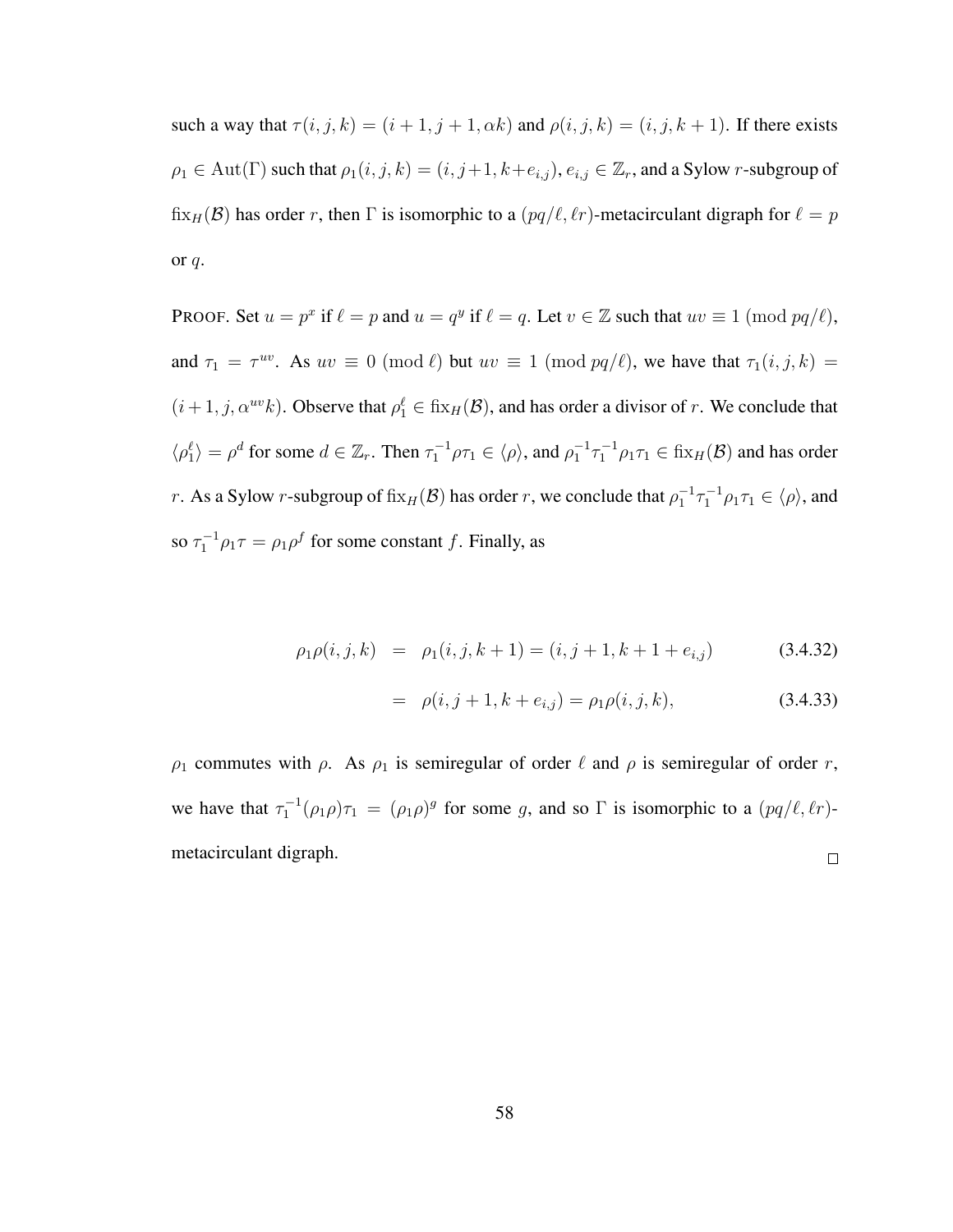such a way that $\tau(i,j,k) = (i+1, j+1, \alpha k)$ and $\rho(i,j,k) = (i,j,k+1)$. If there exists $\rho_1 \in \mathrm{Aut}(\Gamma)$ such that $\rho_1(i,j,k) = (i, j+1, k+e_{i,j})$, $e_{i,j} \in \mathbb{Z}_r$, and a Sylow $r$-subgroup of $\mathrm{fix}_H(\mathcal{B})$ has order $r$, then $\Gamma$ is isomorphic to a $(pq/\ell, \ell r)$-metacirculant digraph for $\ell = p$ or $q$.

PROOF. Set $u = p^x$ if $\ell = p$ and $u = q^y$ if $\ell = q$. Let $v \in \mathbb{Z}$ such that $uv \equiv 1 \pmod{pq/\ell}$, and $\tau_1 = \tau^{uv}$. As $uv \equiv 0 \pmod{\ell}$ but $uv \equiv 1 \pmod{pq/\ell}$, we have that $\tau_1(i,j,k) = (i+1, j, \alpha^{uv}k)$. Observe that $\rho_1^\ell \in \mathrm{fix}_H(\mathcal{B})$, and has order a divisor of $r$. We conclude that $\langle \rho_1^\ell \rangle = \rho^d$ for some $d \in \mathbb{Z}_r$. Then $\tau_1^{-1}\rho\tau_1 \in \langle \rho \rangle$, and $\rho_1^{-1}\tau_1^{-1}\rho_1\tau_1 \in \mathrm{fix}_H(\mathcal{B})$ and has order $r$. As a Sylow $r$-subgroup of $\mathrm{fix}_H(\mathcal{B})$ has order $r$, we conclude that $\rho_1^{-1}\tau_1^{-1}\rho_1\tau_1 \in \langle \rho \rangle$, and so $\tau_1^{-1}\rho_1\tau = \rho_1\rho^f$ for some constant $f$. Finally, as

$$
\begin{aligned}
\rho_1\rho(i,j,k) &= \rho_1(i,j,k+1) = (i, j+1, k+1+e_{i,j}) &\quad (3.4.32)\\
&= \rho(i, j+1, k+e_{i,j}) = \rho_1\rho(i,j,k), &\quad (3.4.33)
\end{aligned}
$$

$\rho_1$ commutes with $\rho$. As $\rho_1$ is semiregular of order $\ell$ and $\rho$ is semiregular of order $r$, we have that $\tau_1^{-1}(\rho_1\rho)\tau_1 = (\rho_1\rho)^g$ for some $g$, and so $\Gamma$ is isomorphic to a $(pq/\ell, \ell r)$-metacirculant digraph. □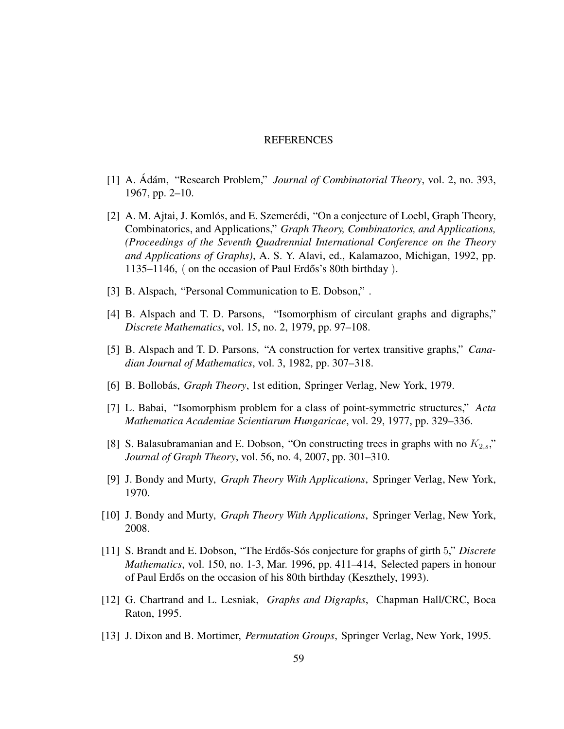# REFERENCES

[1] A. Ádám, "Research Problem," *Journal of Combinatorial Theory*, vol. 2, no. 393, 1967, pp. 2–10.

[2] A. M. Ajtai, J. Komlós, and E. Szemerédi, "On a conjecture of Loebl, Graph Theory, Combinatorics, and Applications," *Graph Theory, Combinatorics, and Applications, (Proceedings of the Seventh Quadrennial International Conference on the Theory and Applications of Graphs)*, A. S. Y. Alavi, ed., Kalamazoo, Michigan, 1992, pp. 1135–1146, ( on the occasion of Paul Erdős's 80th birthday ).

[3] B. Alspach, "Personal Communication to E. Dobson," .

[4] B. Alspach and T. D. Parsons, "Isomorphism of circulant graphs and digraphs," *Discrete Mathematics*, vol. 15, no. 2, 1979, pp. 97–108.

[5] B. Alspach and T. D. Parsons, "A construction for vertex transitive graphs," *Canadian Journal of Mathematics*, vol. 3, 1982, pp. 307–318.

[6] B. Bollobás, *Graph Theory*, 1st edition, Springer Verlag, New York, 1979.

[7] L. Babai, "Isomorphism problem for a class of point-symmetric structures," *Acta Mathematica Academiae Scientiarum Hungaricae*, vol. 29, 1977, pp. 329–336.

[8] S. Balasubramanian and E. Dobson, "On constructing trees in graphs with no $K_{2,s}$," *Journal of Graph Theory*, vol. 56, no. 4, 2007, pp. 301–310.

[9] J. Bondy and Murty, *Graph Theory With Applications*, Springer Verlag, New York, 1970.

[10] J. Bondy and Murty, *Graph Theory With Applications*, Springer Verlag, New York, 2008.

[11] S. Brandt and E. Dobson, "The Erdős-Sós conjecture for graphs of girth $5$," *Discrete Mathematics*, vol. 150, no. 1-3, Mar. 1996, pp. 411–414, Selected papers in honour of Paul Erdős on the occasion of his 80th birthday (Keszthely, 1993).

[12] G. Chartrand and L. Lesniak, *Graphs and Digraphs*, Chapman Hall/CRC, Boca Raton, 1995.

[13] J. Dixon and B. Mortimer, *Permutation Groups*, Springer Verlag, New York, 1995.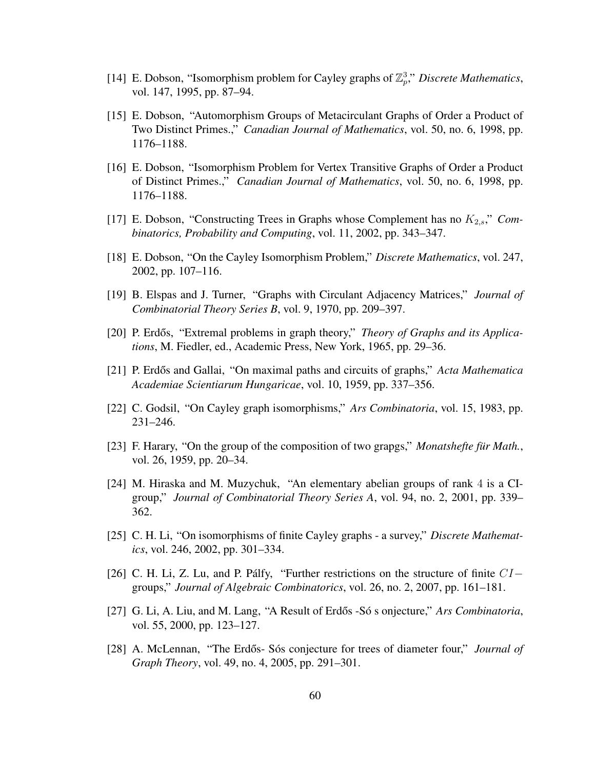[14] E. Dobson, "Isomorphism problem for Cayley graphs of $\mathbb{Z}_p^3$," *Discrete Mathematics*, vol. 147, 1995, pp. 87–94.

[15] E. Dobson, "Automorphism Groups of Metacirculant Graphs of Order a Product of Two Distinct Primes.," *Canadian Journal of Mathematics*, vol. 50, no. 6, 1998, pp. 1176–1188.

[16] E. Dobson, "Isomorphism Problem for Vertex Transitive Graphs of Order a Product of Distinct Primes.," *Canadian Journal of Mathematics*, vol. 50, no. 6, 1998, pp. 1176–1188.

[17] E. Dobson, "Constructing Trees in Graphs whose Complement has no $K_{2,s}$," *Combinatorics, Probability and Computing*, vol. 11, 2002, pp. 343–347.

[18] E. Dobson, "On the Cayley Isomorphism Problem," *Discrete Mathematics*, vol. 247, 2002, pp. 107–116.

[19] B. Elspas and J. Turner, "Graphs with Circulant Adjacency Matrices," *Journal of Combinatorial Theory Series B*, vol. 9, 1970, pp. 209–397.

[20] P. Erdős, "Extremal problems in graph theory," *Theory of Graphs and its Applications*, M. Fiedler, ed., Academic Press, New York, 1965, pp. 29–36.

[21] P. Erdős and Gallai, "On maximal paths and circuits of graphs," *Acta Mathematica Academiae Scientiarum Hungaricae*, vol. 10, 1959, pp. 337–356.

[22] C. Godsil, "On Cayley graph isomorphisms," *Ars Combinatoria*, vol. 15, 1983, pp. 231–246.

[23] F. Harary, "On the group of the composition of two grapgs," *Monatshefte für Math.*, vol. 26, 1959, pp. 20–34.

[24] M. Hiraska and M. Muzychuk, "An elementary abelian groups of rank 4 is a CI-group," *Journal of Combinatorial Theory Series A*, vol. 94, no. 2, 2001, pp. 339–362.

[25] C. H. Li, "On isomorphisms of finite Cayley graphs - a survey," *Discrete Mathematics*, vol. 246, 2002, pp. 301–334.

[26] C. H. Li, Z. Lu, and P. Pálfy, "Further restrictions on the structure of finite $CI-$groups," *Journal of Algebraic Combinatorics*, vol. 26, no. 2, 2007, pp. 161–181.

[27] G. Li, A. Liu, and M. Lang, "A Result of Erdős -Só s onjecture," *Ars Combinatoria*, vol. 55, 2000, pp. 123–127.

[28] A. McLennan, "The Erdős- Sós conjecture for trees of diameter four," *Journal of Graph Theory*, vol. 49, no. 4, 2005, pp. 291–301.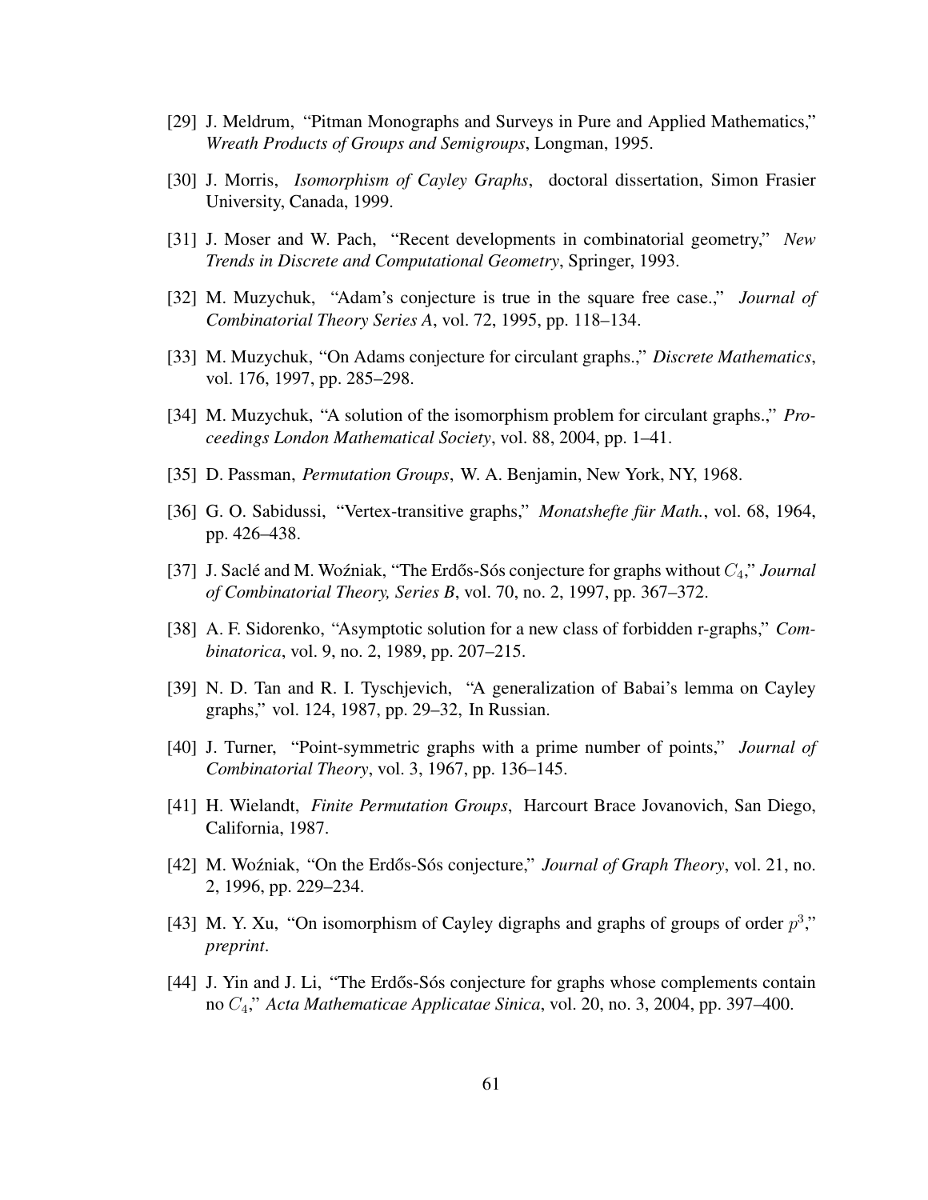[29] J. Meldrum, "Pitman Monographs and Surveys in Pure and Applied Mathematics," *Wreath Products of Groups and Semigroups*, Longman, 1995.

[30] J. Morris, *Isomorphism of Cayley Graphs*, doctoral dissertation, Simon Frasier University, Canada, 1999.

[31] J. Moser and W. Pach, "Recent developments in combinatorial geometry," *New Trends in Discrete and Computational Geometry*, Springer, 1993.

[32] M. Muzychuk, "Adam's conjecture is true in the square free case.," *Journal of Combinatorial Theory Series A*, vol. 72, 1995, pp. 118–134.

[33] M. Muzychuk, "On Adams conjecture for circulant graphs.," *Discrete Mathematics*, vol. 176, 1997, pp. 285–298.

[34] M. Muzychuk, "A solution of the isomorphism problem for circulant graphs.," *Proceedings London Mathematical Society*, vol. 88, 2004, pp. 1–41.

[35] D. Passman, *Permutation Groups*, W. A. Benjamin, New York, NY, 1968.

[36] G. O. Sabidussi, "Vertex-transitive graphs," *Monatshefte für Math.*, vol. 68, 1964, pp. 426–438.

[37] J. Saclé and M. Woźniak, "The Erdős-Sós conjecture for graphs without $C_4$," *Journal of Combinatorial Theory, Series B*, vol. 70, no. 2, 1997, pp. 367–372.

[38] A. F. Sidorenko, "Asymptotic solution for a new class of forbidden r-graphs," *Combinatorica*, vol. 9, no. 2, 1989, pp. 207–215.

[39] N. D. Tan and R. I. Tyschjevich, "A generalization of Babai's lemma on Cayley graphs," vol. 124, 1987, pp. 29–32, In Russian.

[40] J. Turner, "Point-symmetric graphs with a prime number of points," *Journal of Combinatorial Theory*, vol. 3, 1967, pp. 136–145.

[41] H. Wielandt, *Finite Permutation Groups*, Harcourt Brace Jovanovich, San Diego, California, 1987.

[42] M. Woźniak, "On the Erdős-Sós conjecture," *Journal of Graph Theory*, vol. 21, no. 2, 1996, pp. 229–234.

[43] M. Y. Xu, "On isomorphism of Cayley digraphs and graphs of groups of order $p^3$," *preprint*.

[44] J. Yin and J. Li, "The Erdős-Sós conjecture for graphs whose complements contain no $C_4$," *Acta Mathematicae Applicatae Sinica*, vol. 20, no. 3, 2004, pp. 397–400.